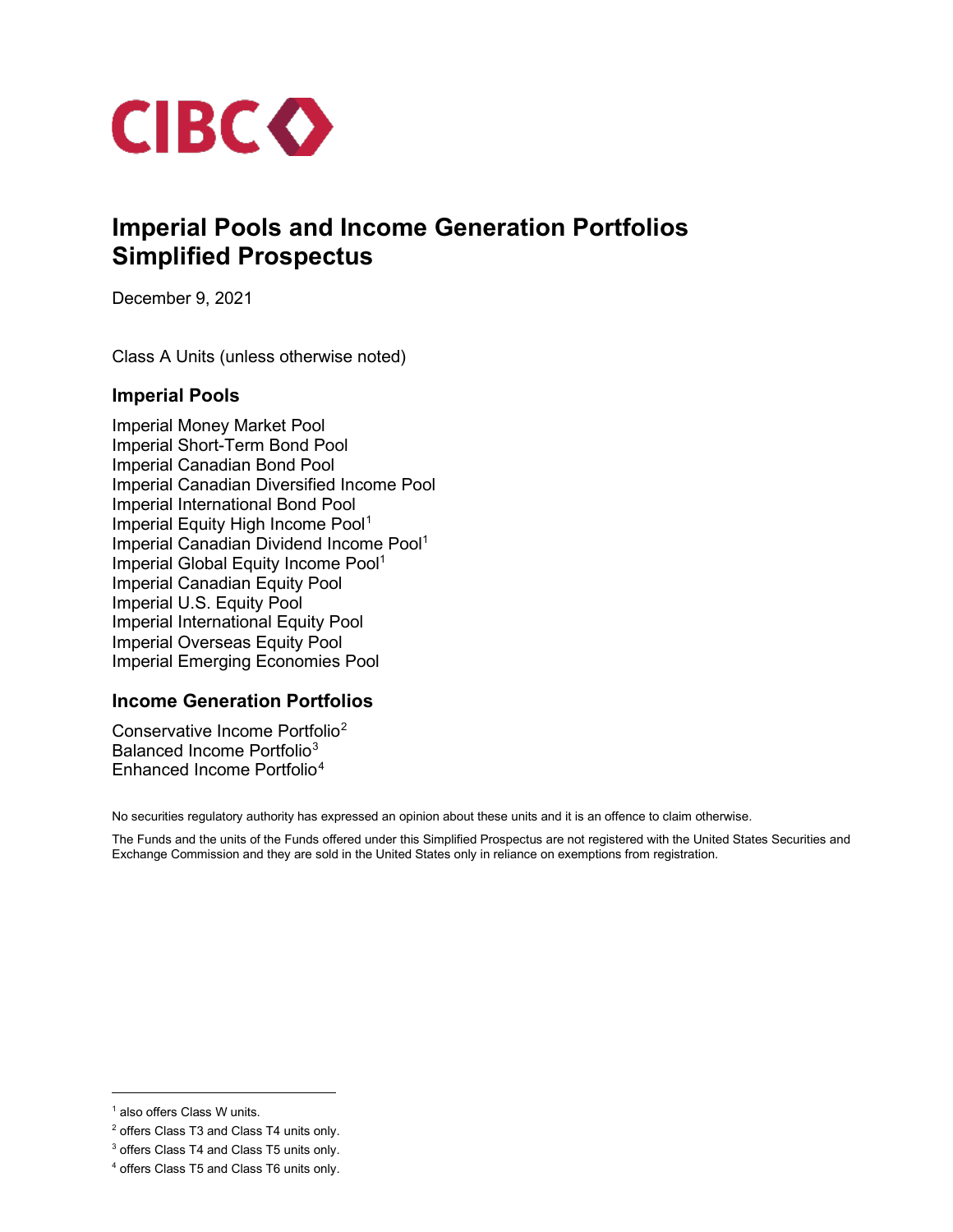CIBC

# Imperial Pools and Income Generation Portfolios Simplified Prospectus

December 9, 2021

Class A Units (unless otherwise noted)

## Imperial Pools

Imperial Money Market Pool
Imperial Short-Term Bond Pool
Imperial Canadian Bond Pool
Imperial Canadian Diversified Income Pool
Imperial International Bond Pool
Imperial Equity High Income Pool[1]
Imperial Canadian Dividend Income Pool[1]
Imperial Global Equity Income Pool[1]
Imperial Canadian Equity Pool
Imperial U.S. Equity Pool
Imperial International Equity Pool
Imperial Overseas Equity Pool
Imperial Emerging Economies Pool

## Income Generation Portfolios

Conservative Income Portfolio[2]
Balanced Income Portfolio[3]
Enhanced Income Portfolio[4]

No securities regulatory authority has expressed an opinion about these units and it is an offence to claim otherwise.

The Funds and the units of the Funds offered under this Simplified Prospectus are not registered with the United States Securities and Exchange Commission and they are sold in the United States only in reliance on exemptions from registration.

---

[1] also offers Class W units.

[2] offers Class T3 and Class T4 units only.

[3] offers Class T4 and Class T5 units only.

[4] offers Class T5 and Class T6 units only.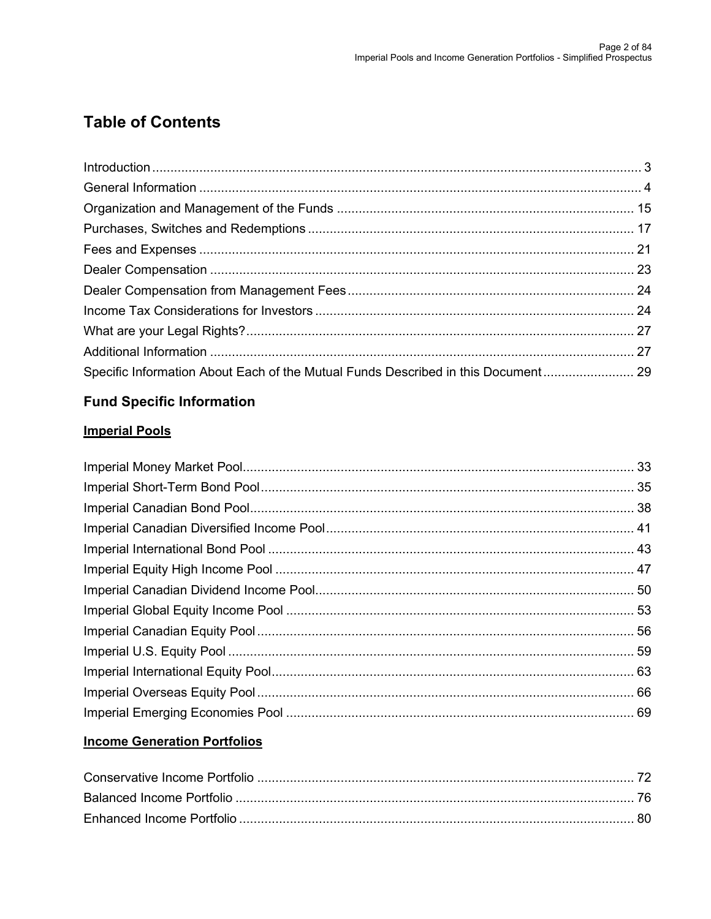# Table of Contents

Introduction ........................................................................................................................ 3
General Information ........................................................................................................... 4
Organization and Management of the Funds ................................................................... 15
Purchases, Switches and Redemptions ........................................................................... 17
Fees and Expenses .......................................................................................................... 21
Dealer Compensation ....................................................................................................... 23
Dealer Compensation from Management Fees ................................................................ 24
Income Tax Considerations for Investors ......................................................................... 24
What are your Legal Rights? ............................................................................................. 27
Additional Information ....................................................................................................... 27
Specific Information About Each of the Mutual Funds Described in this Document ......................... 29

## Fund Specific Information

### Imperial Pools

Imperial Money Market Pool ............................................................................................. 33
Imperial Short-Term Bond Pool ........................................................................................ 35
Imperial Canadian Bond Pool ........................................................................................... 38
Imperial Canadian Diversified Income Pool ...................................................................... 41
Imperial International Bond Pool ...................................................................................... 43
Imperial Equity High Income Pool .................................................................................... 47
Imperial Canadian Dividend Income Pool ......................................................................... 50
Imperial Global Equity Income Pool ................................................................................. 53
Imperial Canadian Equity Pool ......................................................................................... 56
Imperial U.S. Equity Pool .................................................................................................. 59
Imperial International Equity Pool ..................................................................................... 63
Imperial Overseas Equity Pool ......................................................................................... 66
Imperial Emerging Economies Pool ................................................................................. 69

### Income Generation Portfolios

Conservative Income Portfolio .......................................................................................... 72
Balanced Income Portfolio ............................................................................................... 76
Enhanced Income Portfolio .............................................................................................. 80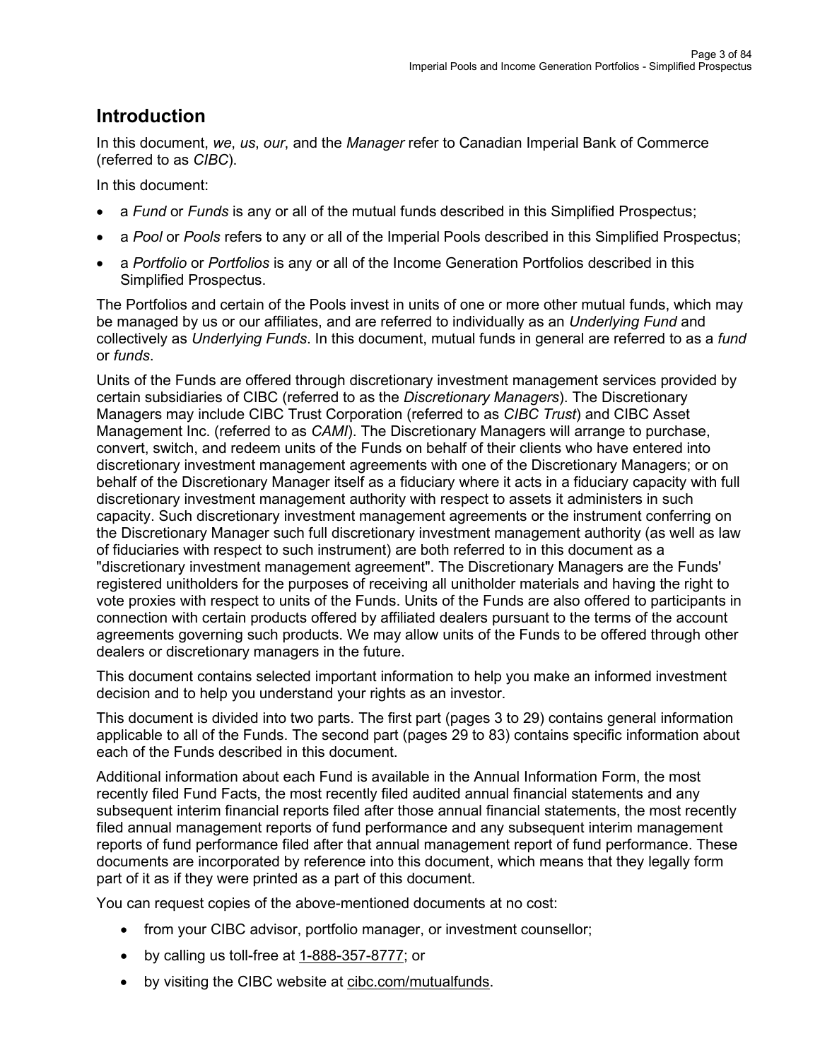# Introduction

In this document, *we*, *us*, *our*, and the *Manager* refer to Canadian Imperial Bank of Commerce (referred to as *CIBC*).

In this document:

- a *Fund* or *Funds* is any or all of the mutual funds described in this Simplified Prospectus;
- a *Pool* or *Pools* refers to any or all of the Imperial Pools described in this Simplified Prospectus;
- a *Portfolio* or *Portfolios* is any or all of the Income Generation Portfolios described in this Simplified Prospectus.

The Portfolios and certain of the Pools invest in units of one or more other mutual funds, which may be managed by us or our affiliates, and are referred to individually as an *Underlying Fund* and collectively as *Underlying Funds*. In this document, mutual funds in general are referred to as a *fund* or *funds*.

Units of the Funds are offered through discretionary investment management services provided by certain subsidiaries of CIBC (referred to as the *Discretionary Managers*). The Discretionary Managers may include CIBC Trust Corporation (referred to as *CIBC Trust*) and CIBC Asset Management Inc. (referred to as *CAMI*). The Discretionary Managers will arrange to purchase, convert, switch, and redeem units of the Funds on behalf of their clients who have entered into discretionary investment management agreements with one of the Discretionary Managers; or on behalf of the Discretionary Manager itself as a fiduciary where it acts in a fiduciary capacity with full discretionary investment management authority with respect to assets it administers in such capacity. Such discretionary investment management agreements or the instrument conferring on the Discretionary Manager such full discretionary investment management authority (as well as law of fiduciaries with respect to such instrument) are both referred to in this document as a "discretionary investment management agreement". The Discretionary Managers are the Funds' registered unitholders for the purposes of receiving all unitholder materials and having the right to vote proxies with respect to units of the Funds. Units of the Funds are also offered to participants in connection with certain products offered by affiliated dealers pursuant to the terms of the account agreements governing such products. We may allow units of the Funds to be offered through other dealers or discretionary managers in the future.

This document contains selected important information to help you make an informed investment decision and to help you understand your rights as an investor.

This document is divided into two parts. The first part (pages 3 to 29) contains general information applicable to all of the Funds. The second part (pages 29 to 83) contains specific information about each of the Funds described in this document.

Additional information about each Fund is available in the Annual Information Form, the most recently filed Fund Facts, the most recently filed audited annual financial statements and any subsequent interim financial reports filed after those annual financial statements, the most recently filed annual management reports of fund performance and any subsequent interim management reports of fund performance filed after that annual management report of fund performance. These documents are incorporated by reference into this document, which means that they legally form part of it as if they were printed as a part of this document.

You can request copies of the above-mentioned documents at no cost:

- from your CIBC advisor, portfolio manager, or investment counsellor;
- by calling us toll-free at 1-888-357-8777; or
- by visiting the CIBC website at cibc.com/mutualfunds.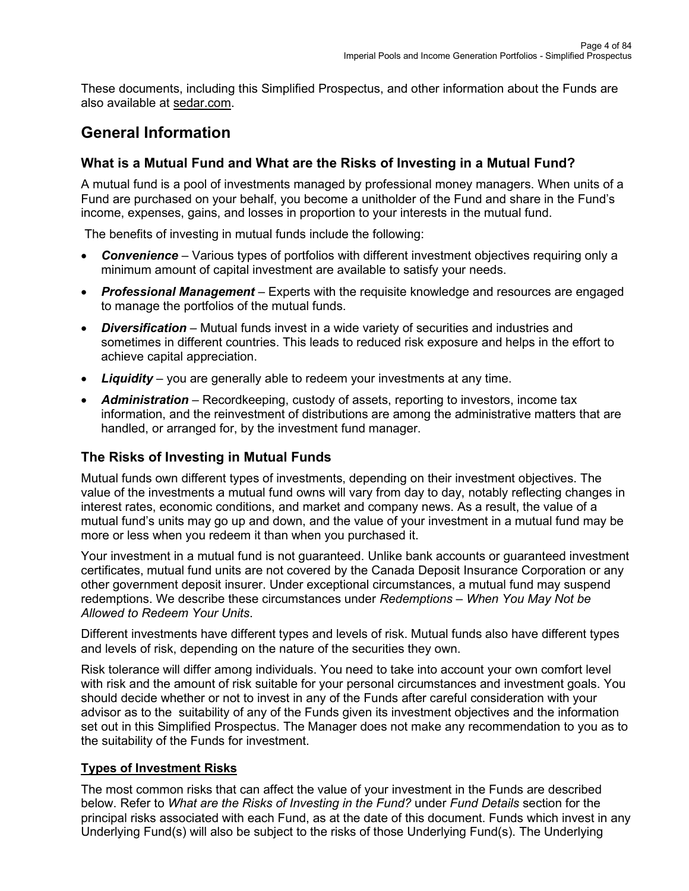These documents, including this Simplified Prospectus, and other information about the Funds are also available at sedar.com.

# General Information

## What is a Mutual Fund and What are the Risks of Investing in a Mutual Fund?

A mutual fund is a pool of investments managed by professional money managers. When units of a Fund are purchased on your behalf, you become a unitholder of the Fund and share in the Fund's income, expenses, gains, and losses in proportion to your interests in the mutual fund.

The benefits of investing in mutual funds include the following:

- ***Convenience*** – Various types of portfolios with different investment objectives requiring only a minimum amount of capital investment are available to satisfy your needs.
- ***Professional Management*** – Experts with the requisite knowledge and resources are engaged to manage the portfolios of the mutual funds.
- ***Diversification*** – Mutual funds invest in a wide variety of securities and industries and sometimes in different countries. This leads to reduced risk exposure and helps in the effort to achieve capital appreciation.
- ***Liquidity*** – you are generally able to redeem your investments at any time.
- ***Administration*** – Recordkeeping, custody of assets, reporting to investors, income tax information, and the reinvestment of distributions are among the administrative matters that are handled, or arranged for, by the investment fund manager.

## The Risks of Investing in Mutual Funds

Mutual funds own different types of investments, depending on their investment objectives. The value of the investments a mutual fund owns will vary from day to day, notably reflecting changes in interest rates, economic conditions, and market and company news. As a result, the value of a mutual fund's units may go up and down, and the value of your investment in a mutual fund may be more or less when you redeem it than when you purchased it.

Your investment in a mutual fund is not guaranteed. Unlike bank accounts or guaranteed investment certificates, mutual fund units are not covered by the Canada Deposit Insurance Corporation or any other government deposit insurer. Under exceptional circumstances, a mutual fund may suspend redemptions. We describe these circumstances under *Redemptions – When You May Not be Allowed to Redeem Your Units*.

Different investments have different types and levels of risk. Mutual funds also have different types and levels of risk, depending on the nature of the securities they own.

Risk tolerance will differ among individuals. You need to take into account your own comfort level with risk and the amount of risk suitable for your personal circumstances and investment goals. You should decide whether or not to invest in any of the Funds after careful consideration with your advisor as to the suitability of any of the Funds given its investment objectives and the information set out in this Simplified Prospectus. The Manager does not make any recommendation to you as to the suitability of the Funds for investment.

### Types of Investment Risks

The most common risks that can affect the value of your investment in the Funds are described below. Refer to *What are the Risks of Investing in the Fund?* under *Fund Details* section for the principal risks associated with each Fund, as at the date of this document. Funds which invest in any Underlying Fund(s) will also be subject to the risks of those Underlying Fund(s). The Underlying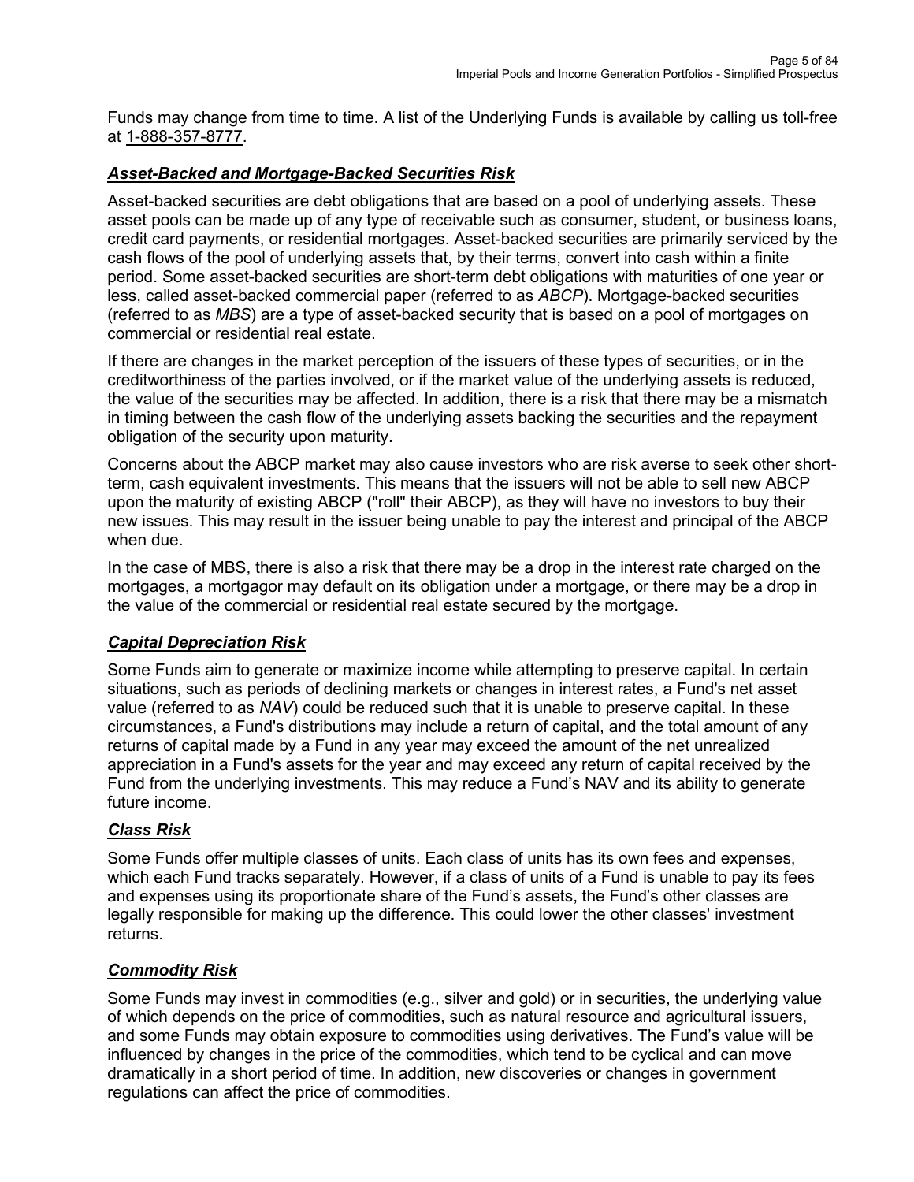Funds may change from time to time. A list of the Underlying Funds is available by calling us toll-free at 1-888-357-8777.

### ***Asset-Backed and Mortgage-Backed Securities Risk***

Asset-backed securities are debt obligations that are based on a pool of underlying assets. These asset pools can be made up of any type of receivable such as consumer, student, or business loans, credit card payments, or residential mortgages. Asset-backed securities are primarily serviced by the cash flows of the pool of underlying assets that, by their terms, convert into cash within a finite period. Some asset-backed securities are short-term debt obligations with maturities of one year or less, called asset-backed commercial paper (referred to as *ABCP*). Mortgage-backed securities (referred to as *MBS*) are a type of asset-backed security that is based on a pool of mortgages on commercial or residential real estate.

If there are changes in the market perception of the issuers of these types of securities, or in the creditworthiness of the parties involved, or if the market value of the underlying assets is reduced, the value of the securities may be affected. In addition, there is a risk that there may be a mismatch in timing between the cash flow of the underlying assets backing the securities and the repayment obligation of the security upon maturity.

Concerns about the ABCP market may also cause investors who are risk averse to seek other short-term, cash equivalent investments. This means that the issuers will not be able to sell new ABCP upon the maturity of existing ABCP ("roll" their ABCP), as they will have no investors to buy their new issues. This may result in the issuer being unable to pay the interest and principal of the ABCP when due.

In the case of MBS, there is also a risk that there may be a drop in the interest rate charged on the mortgages, a mortgagor may default on its obligation under a mortgage, or there may be a drop in the value of the commercial or residential real estate secured by the mortgage.

### ***Capital Depreciation Risk***

Some Funds aim to generate or maximize income while attempting to preserve capital. In certain situations, such as periods of declining markets or changes in interest rates, a Fund's net asset value (referred to as *NAV*) could be reduced such that it is unable to preserve capital. In these circumstances, a Fund's distributions may include a return of capital, and the total amount of any returns of capital made by a Fund in any year may exceed the amount of the net unrealized appreciation in a Fund's assets for the year and may exceed any return of capital received by the Fund from the underlying investments. This may reduce a Fund's NAV and its ability to generate future income.

### ***Class Risk***

Some Funds offer multiple classes of units. Each class of units has its own fees and expenses, which each Fund tracks separately. However, if a class of units of a Fund is unable to pay its fees and expenses using its proportionate share of the Fund's assets, the Fund's other classes are legally responsible for making up the difference. This could lower the other classes' investment returns.

### ***Commodity Risk***

Some Funds may invest in commodities (e.g., silver and gold) or in securities, the underlying value of which depends on the price of commodities, such as natural resource and agricultural issuers, and some Funds may obtain exposure to commodities using derivatives. The Fund's value will be influenced by changes in the price of the commodities, which tend to be cyclical and can move dramatically in a short period of time. In addition, new discoveries or changes in government regulations can affect the price of commodities.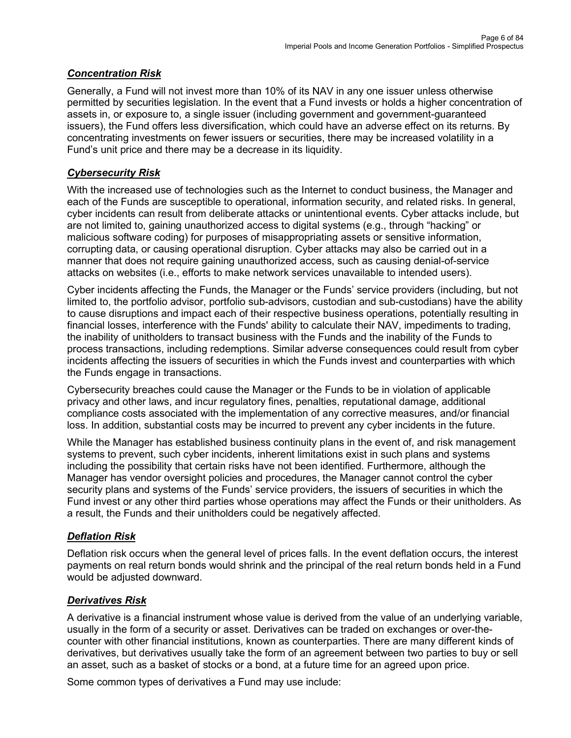### ***Concentration Risk***

Generally, a Fund will not invest more than 10% of its NAV in any one issuer unless otherwise permitted by securities legislation. In the event that a Fund invests or holds a higher concentration of assets in, or exposure to, a single issuer (including government and government-guaranteed issuers), the Fund offers less diversification, which could have an adverse effect on its returns. By concentrating investments on fewer issuers or securities, there may be increased volatility in a Fund's unit price and there may be a decrease in its liquidity.

### ***Cybersecurity Risk***

With the increased use of technologies such as the Internet to conduct business, the Manager and each of the Funds are susceptible to operational, information security, and related risks. In general, cyber incidents can result from deliberate attacks or unintentional events. Cyber attacks include, but are not limited to, gaining unauthorized access to digital systems (e.g., through "hacking" or malicious software coding) for purposes of misappropriating assets or sensitive information, corrupting data, or causing operational disruption. Cyber attacks may also be carried out in a manner that does not require gaining unauthorized access, such as causing denial-of-service attacks on websites (i.e., efforts to make network services unavailable to intended users).

Cyber incidents affecting the Funds, the Manager or the Funds' service providers (including, but not limited to, the portfolio advisor, portfolio sub-advisors, custodian and sub-custodians) have the ability to cause disruptions and impact each of their respective business operations, potentially resulting in financial losses, interference with the Funds' ability to calculate their NAV, impediments to trading, the inability of unitholders to transact business with the Funds and the inability of the Funds to process transactions, including redemptions. Similar adverse consequences could result from cyber incidents affecting the issuers of securities in which the Funds invest and counterparties with which the Funds engage in transactions.

Cybersecurity breaches could cause the Manager or the Funds to be in violation of applicable privacy and other laws, and incur regulatory fines, penalties, reputational damage, additional compliance costs associated with the implementation of any corrective measures, and/or financial loss. In addition, substantial costs may be incurred to prevent any cyber incidents in the future.

While the Manager has established business continuity plans in the event of, and risk management systems to prevent, such cyber incidents, inherent limitations exist in such plans and systems including the possibility that certain risks have not been identified. Furthermore, although the Manager has vendor oversight policies and procedures, the Manager cannot control the cyber security plans and systems of the Funds' service providers, the issuers of securities in which the Fund invest or any other third parties whose operations may affect the Funds or their unitholders. As a result, the Funds and their unitholders could be negatively affected.

### ***Deflation Risk***

Deflation risk occurs when the general level of prices falls. In the event deflation occurs, the interest payments on real return bonds would shrink and the principal of the real return bonds held in a Fund would be adjusted downward.

### ***Derivatives Risk***

A derivative is a financial instrument whose value is derived from the value of an underlying variable, usually in the form of a security or asset. Derivatives can be traded on exchanges or over-the-counter with other financial institutions, known as counterparties. There are many different kinds of derivatives, but derivatives usually take the form of an agreement between two parties to buy or sell an asset, such as a basket of stocks or a bond, at a future time for an agreed upon price.

Some common types of derivatives a Fund may use include: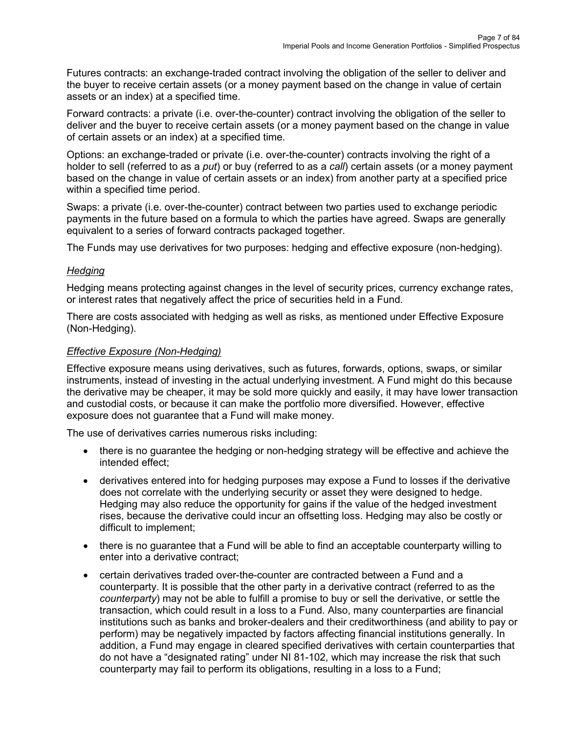Futures contracts: an exchange-traded contract involving the obligation of the seller to deliver and the buyer to receive certain assets (or a money payment based on the change in value of certain assets or an index) at a specified time.

Forward contracts: a private (i.e. over-the-counter) contract involving the obligation of the seller to deliver and the buyer to receive certain assets (or a money payment based on the change in value of certain assets or an index) at a specified time.

Options: an exchange-traded or private (i.e. over-the-counter) contracts involving the right of a holder to sell (referred to as a *put*) or buy (referred to as a *call*) certain assets (or a money payment based on the change in value of certain assets or an index) from another party at a specified price within a specified time period.

Swaps: a private (i.e. over-the-counter) contract between two parties used to exchange periodic payments in the future based on a formula to which the parties have agreed. Swaps are generally equivalent to a series of forward contracts packaged together.

The Funds may use derivatives for two purposes: hedging and effective exposure (non-hedging).

### *Hedging*

Hedging means protecting against changes in the level of security prices, currency exchange rates, or interest rates that negatively affect the price of securities held in a Fund.

There are costs associated with hedging as well as risks, as mentioned under Effective Exposure (Non-Hedging).

### *Effective Exposure (Non-Hedging)*

Effective exposure means using derivatives, such as futures, forwards, options, swaps, or similar instruments, instead of investing in the actual underlying investment. A Fund might do this because the derivative may be cheaper, it may be sold more quickly and easily, it may have lower transaction and custodial costs, or because it can make the portfolio more diversified. However, effective exposure does not guarantee that a Fund will make money.

The use of derivatives carries numerous risks including:

- there is no guarantee the hedging or non-hedging strategy will be effective and achieve the intended effect;
- derivatives entered into for hedging purposes may expose a Fund to losses if the derivative does not correlate with the underlying security or asset they were designed to hedge. Hedging may also reduce the opportunity for gains if the value of the hedged investment rises, because the derivative could incur an offsetting loss. Hedging may also be costly or difficult to implement;
- there is no guarantee that a Fund will be able to find an acceptable counterparty willing to enter into a derivative contract;
- certain derivatives traded over-the-counter are contracted between a Fund and a counterparty. It is possible that the other party in a derivative contract (referred to as the *counterparty*) may not be able to fulfill a promise to buy or sell the derivative, or settle the transaction, which could result in a loss to a Fund. Also, many counterparties are financial institutions such as banks and broker-dealers and their creditworthiness (and ability to pay or perform) may be negatively impacted by factors affecting financial institutions generally. In addition, a Fund may engage in cleared specified derivatives with certain counterparties that do not have a "designated rating" under NI 81-102, which may increase the risk that such counterparty may fail to perform its obligations, resulting in a loss to a Fund;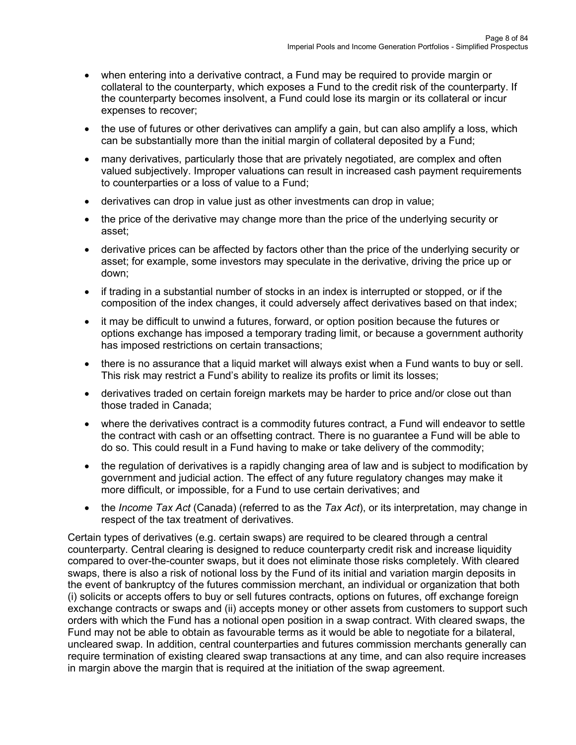- when entering into a derivative contract, a Fund may be required to provide margin or collateral to the counterparty, which exposes a Fund to the credit risk of the counterparty. If the counterparty becomes insolvent, a Fund could lose its margin or its collateral or incur expenses to recover;
- the use of futures or other derivatives can amplify a gain, but can also amplify a loss, which can be substantially more than the initial margin of collateral deposited by a Fund;
- many derivatives, particularly those that are privately negotiated, are complex and often valued subjectively. Improper valuations can result in increased cash payment requirements to counterparties or a loss of value to a Fund;
- derivatives can drop in value just as other investments can drop in value;
- the price of the derivative may change more than the price of the underlying security or asset;
- derivative prices can be affected by factors other than the price of the underlying security or asset; for example, some investors may speculate in the derivative, driving the price up or down;
- if trading in a substantial number of stocks in an index is interrupted or stopped, or if the composition of the index changes, it could adversely affect derivatives based on that index;
- it may be difficult to unwind a futures, forward, or option position because the futures or options exchange has imposed a temporary trading limit, or because a government authority has imposed restrictions on certain transactions;
- there is no assurance that a liquid market will always exist when a Fund wants to buy or sell. This risk may restrict a Fund's ability to realize its profits or limit its losses;
- derivatives traded on certain foreign markets may be harder to price and/or close out than those traded in Canada;
- where the derivatives contract is a commodity futures contract, a Fund will endeavor to settle the contract with cash or an offsetting contract. There is no guarantee a Fund will be able to do so. This could result in a Fund having to make or take delivery of the commodity;
- the regulation of derivatives is a rapidly changing area of law and is subject to modification by government and judicial action. The effect of any future regulatory changes may make it more difficult, or impossible, for a Fund to use certain derivatives; and
- the *Income Tax Act* (Canada) (referred to as the *Tax Act*), or its interpretation, may change in respect of the tax treatment of derivatives.

Certain types of derivatives (e.g. certain swaps) are required to be cleared through a central counterparty. Central clearing is designed to reduce counterparty credit risk and increase liquidity compared to over-the-counter swaps, but it does not eliminate those risks completely. With cleared swaps, there is also a risk of notional loss by the Fund of its initial and variation margin deposits in the event of bankruptcy of the futures commission merchant, an individual or organization that both (i) solicits or accepts offers to buy or sell futures contracts, options on futures, off exchange foreign exchange contracts or swaps and (ii) accepts money or other assets from customers to support such orders with which the Fund has a notional open position in a swap contract. With cleared swaps, the Fund may not be able to obtain as favourable terms as it would be able to negotiate for a bilateral, uncleared swap. In addition, central counterparties and futures commission merchants generally can require termination of existing cleared swap transactions at any time, and can also require increases in margin above the margin that is required at the initiation of the swap agreement.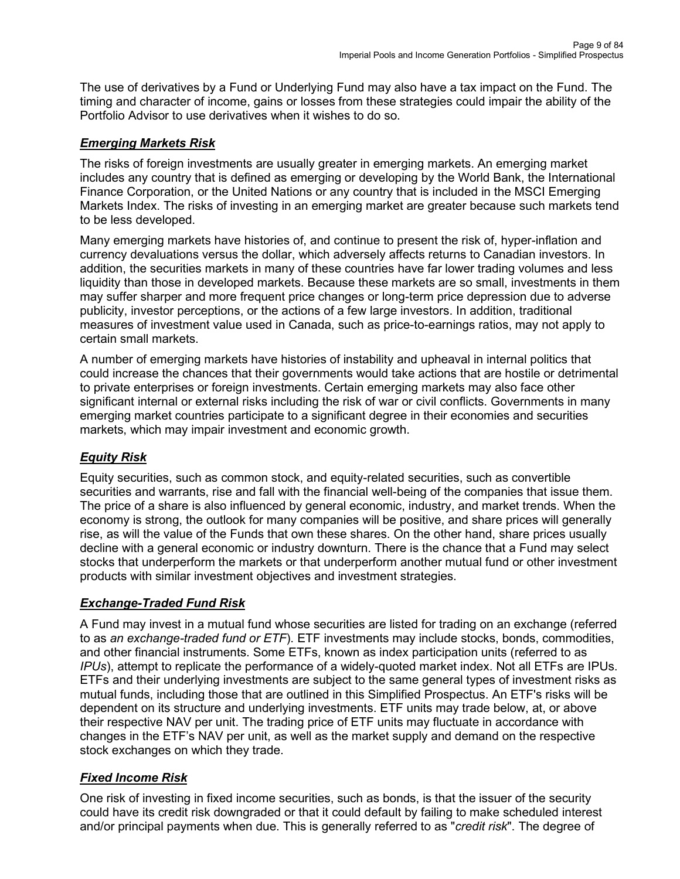The use of derivatives by a Fund or Underlying Fund may also have a tax impact on the Fund. The timing and character of income, gains or losses from these strategies could impair the ability of the Portfolio Advisor to use derivatives when it wishes to do so.

### ***Emerging Markets Risk***

The risks of foreign investments are usually greater in emerging markets. An emerging market includes any country that is defined as emerging or developing by the World Bank, the International Finance Corporation, or the United Nations or any country that is included in the MSCI Emerging Markets Index. The risks of investing in an emerging market are greater because such markets tend to be less developed.

Many emerging markets have histories of, and continue to present the risk of, hyper-inflation and currency devaluations versus the dollar, which adversely affects returns to Canadian investors. In addition, the securities markets in many of these countries have far lower trading volumes and less liquidity than those in developed markets. Because these markets are so small, investments in them may suffer sharper and more frequent price changes or long-term price depression due to adverse publicity, investor perceptions, or the actions of a few large investors. In addition, traditional measures of investment value used in Canada, such as price-to-earnings ratios, may not apply to certain small markets.

A number of emerging markets have histories of instability and upheaval in internal politics that could increase the chances that their governments would take actions that are hostile or detrimental to private enterprises or foreign investments. Certain emerging markets may also face other significant internal or external risks including the risk of war or civil conflicts. Governments in many emerging market countries participate to a significant degree in their economies and securities markets, which may impair investment and economic growth.

### ***Equity Risk***

Equity securities, such as common stock, and equity-related securities, such as convertible securities and warrants, rise and fall with the financial well-being of the companies that issue them. The price of a share is also influenced by general economic, industry, and market trends. When the economy is strong, the outlook for many companies will be positive, and share prices will generally rise, as will the value of the Funds that own these shares. On the other hand, share prices usually decline with a general economic or industry downturn. There is the chance that a Fund may select stocks that underperform the markets or that underperform another mutual fund or other investment products with similar investment objectives and investment strategies.

### ***Exchange-Traded Fund Risk***

A Fund may invest in a mutual fund whose securities are listed for trading on an exchange (referred to as *an exchange-traded fund or ETF*). ETF investments may include stocks, bonds, commodities, and other financial instruments. Some ETFs, known as index participation units (referred to as *IPUs*), attempt to replicate the performance of a widely-quoted market index. Not all ETFs are IPUs. ETFs and their underlying investments are subject to the same general types of investment risks as mutual funds, including those that are outlined in this Simplified Prospectus. An ETF's risks will be dependent on its structure and underlying investments. ETF units may trade below, at, or above their respective NAV per unit. The trading price of ETF units may fluctuate in accordance with changes in the ETF's NAV per unit, as well as the market supply and demand on the respective stock exchanges on which they trade.

### ***Fixed Income Risk***

One risk of investing in fixed income securities, such as bonds, is that the issuer of the security could have its credit risk downgraded or that it could default by failing to make scheduled interest and/or principal payments when due. This is generally referred to as "*credit risk*". The degree of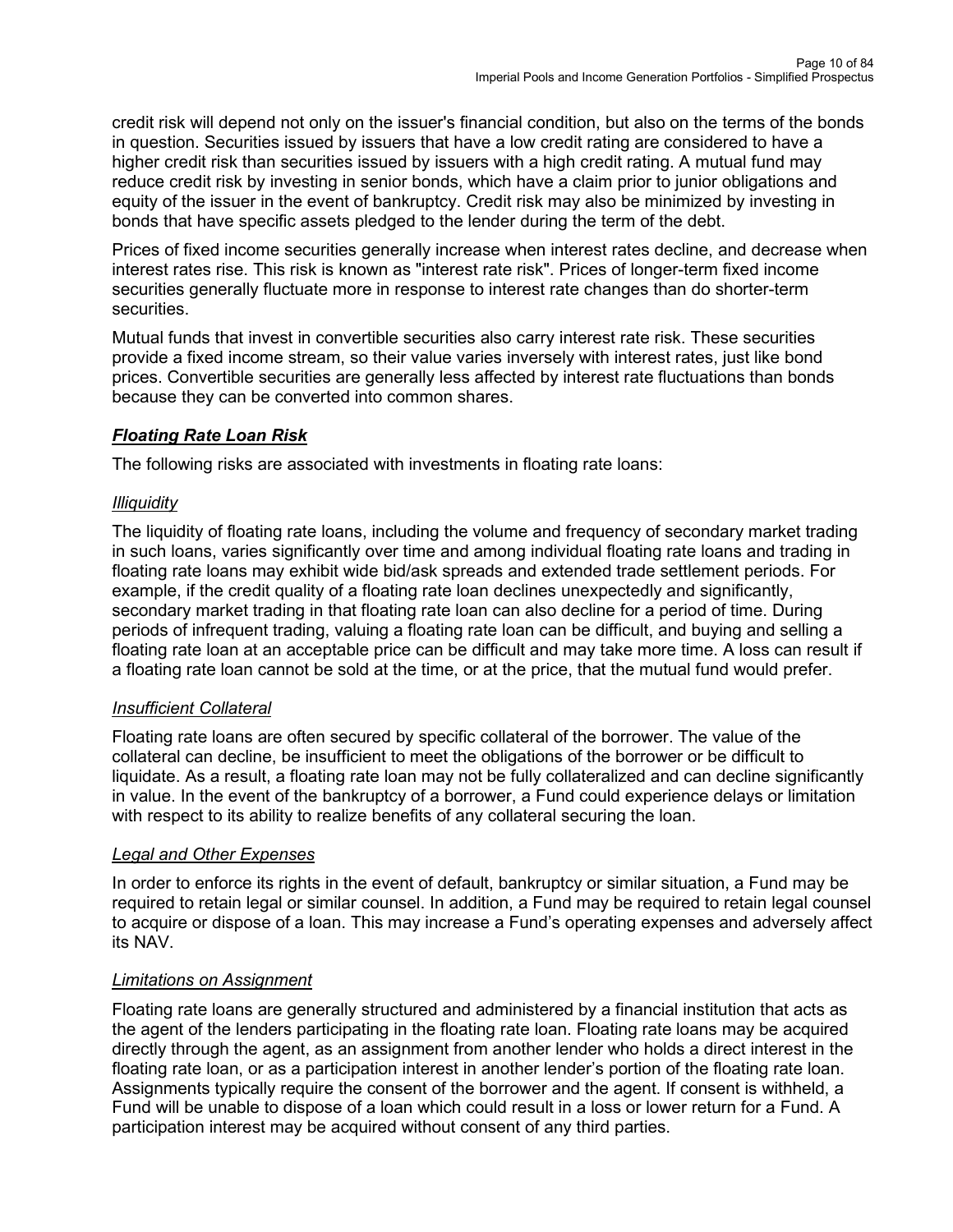credit risk will depend not only on the issuer's financial condition, but also on the terms of the bonds in question. Securities issued by issuers that have a low credit rating are considered to have a higher credit risk than securities issued by issuers with a high credit rating. A mutual fund may reduce credit risk by investing in senior bonds, which have a claim prior to junior obligations and equity of the issuer in the event of bankruptcy. Credit risk may also be minimized by investing in bonds that have specific assets pledged to the lender during the term of the debt.

Prices of fixed income securities generally increase when interest rates decline, and decrease when interest rates rise. This risk is known as "interest rate risk". Prices of longer-term fixed income securities generally fluctuate more in response to interest rate changes than do shorter-term securities.

Mutual funds that invest in convertible securities also carry interest rate risk. These securities provide a fixed income stream, so their value varies inversely with interest rates, just like bond prices. Convertible securities are generally less affected by interest rate fluctuations than bonds because they can be converted into common shares.

### ***Floating Rate Loan Risk***

The following risks are associated with investments in floating rate loans:

#### *Illiquidity*

The liquidity of floating rate loans, including the volume and frequency of secondary market trading in such loans, varies significantly over time and among individual floating rate loans and trading in floating rate loans may exhibit wide bid/ask spreads and extended trade settlement periods. For example, if the credit quality of a floating rate loan declines unexpectedly and significantly, secondary market trading in that floating rate loan can also decline for a period of time. During periods of infrequent trading, valuing a floating rate loan can be difficult, and buying and selling a floating rate loan at an acceptable price can be difficult and may take more time. A loss can result if a floating rate loan cannot be sold at the time, or at the price, that the mutual fund would prefer.

#### *Insufficient Collateral*

Floating rate loans are often secured by specific collateral of the borrower. The value of the collateral can decline, be insufficient to meet the obligations of the borrower or be difficult to liquidate. As a result, a floating rate loan may not be fully collateralized and can decline significantly in value. In the event of the bankruptcy of a borrower, a Fund could experience delays or limitation with respect to its ability to realize benefits of any collateral securing the loan.

#### *Legal and Other Expenses*

In order to enforce its rights in the event of default, bankruptcy or similar situation, a Fund may be required to retain legal or similar counsel. In addition, a Fund may be required to retain legal counsel to acquire or dispose of a loan. This may increase a Fund's operating expenses and adversely affect its NAV.

#### *Limitations on Assignment*

Floating rate loans are generally structured and administered by a financial institution that acts as the agent of the lenders participating in the floating rate loan. Floating rate loans may be acquired directly through the agent, as an assignment from another lender who holds a direct interest in the floating rate loan, or as a participation interest in another lender's portion of the floating rate loan. Assignments typically require the consent of the borrower and the agent. If consent is withheld, a Fund will be unable to dispose of a loan which could result in a loss or lower return for a Fund. A participation interest may be acquired without consent of any third parties.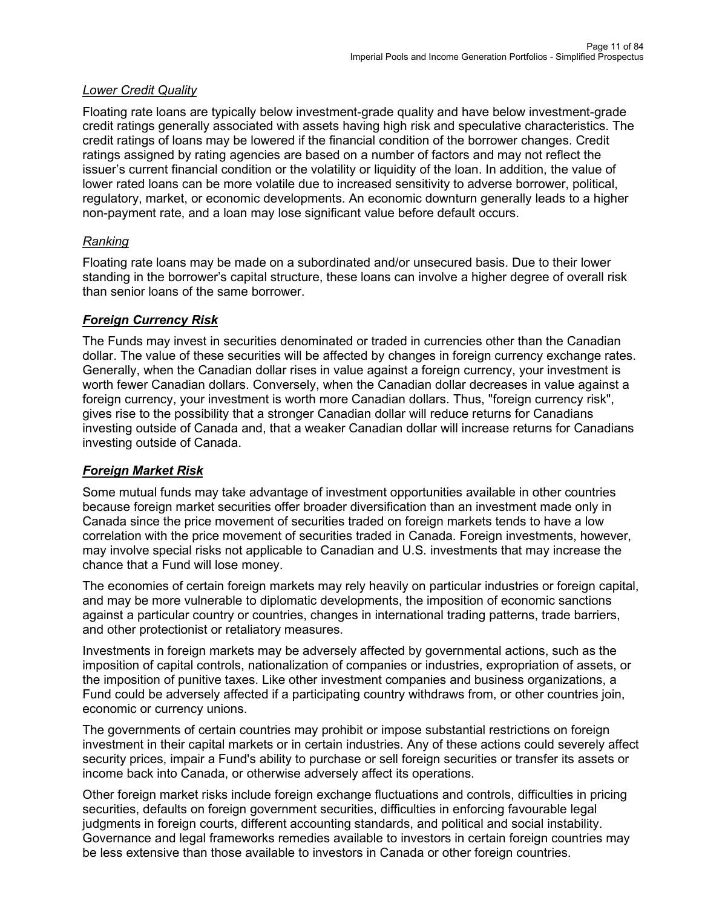*Lower Credit Quality*

Floating rate loans are typically below investment-grade quality and have below investment-grade credit ratings generally associated with assets having high risk and speculative characteristics. The credit ratings of loans may be lowered if the financial condition of the borrower changes. Credit ratings assigned by rating agencies are based on a number of factors and may not reflect the issuer's current financial condition or the volatility or liquidity of the loan. In addition, the value of lower rated loans can be more volatile due to increased sensitivity to adverse borrower, political, regulatory, market, or economic developments. An economic downturn generally leads to a higher non-payment rate, and a loan may lose significant value before default occurs.

*Ranking*

Floating rate loans may be made on a subordinated and/or unsecured basis. Due to their lower standing in the borrower's capital structure, these loans can involve a higher degree of overall risk than senior loans of the same borrower.

***Foreign Currency Risk***

The Funds may invest in securities denominated or traded in currencies other than the Canadian dollar. The value of these securities will be affected by changes in foreign currency exchange rates. Generally, when the Canadian dollar rises in value against a foreign currency, your investment is worth fewer Canadian dollars. Conversely, when the Canadian dollar decreases in value against a foreign currency, your investment is worth more Canadian dollars. Thus, "foreign currency risk", gives rise to the possibility that a stronger Canadian dollar will reduce returns for Canadians investing outside of Canada and, that a weaker Canadian dollar will increase returns for Canadians investing outside of Canada.

***Foreign Market Risk***

Some mutual funds may take advantage of investment opportunities available in other countries because foreign market securities offer broader diversification than an investment made only in Canada since the price movement of securities traded on foreign markets tends to have a low correlation with the price movement of securities traded in Canada. Foreign investments, however, may involve special risks not applicable to Canadian and U.S. investments that may increase the chance that a Fund will lose money.

The economies of certain foreign markets may rely heavily on particular industries or foreign capital, and may be more vulnerable to diplomatic developments, the imposition of economic sanctions against a particular country or countries, changes in international trading patterns, trade barriers, and other protectionist or retaliatory measures.

Investments in foreign markets may be adversely affected by governmental actions, such as the imposition of capital controls, nationalization of companies or industries, expropriation of assets, or the imposition of punitive taxes. Like other investment companies and business organizations, a Fund could be adversely affected if a participating country withdraws from, or other countries join, economic or currency unions.

The governments of certain countries may prohibit or impose substantial restrictions on foreign investment in their capital markets or in certain industries. Any of these actions could severely affect security prices, impair a Fund's ability to purchase or sell foreign securities or transfer its assets or income back into Canada, or otherwise adversely affect its operations.

Other foreign market risks include foreign exchange fluctuations and controls, difficulties in pricing securities, defaults on foreign government securities, difficulties in enforcing favourable legal judgments in foreign courts, different accounting standards, and political and social instability. Governance and legal frameworks remedies available to investors in certain foreign countries may be less extensive than those available to investors in Canada or other foreign countries.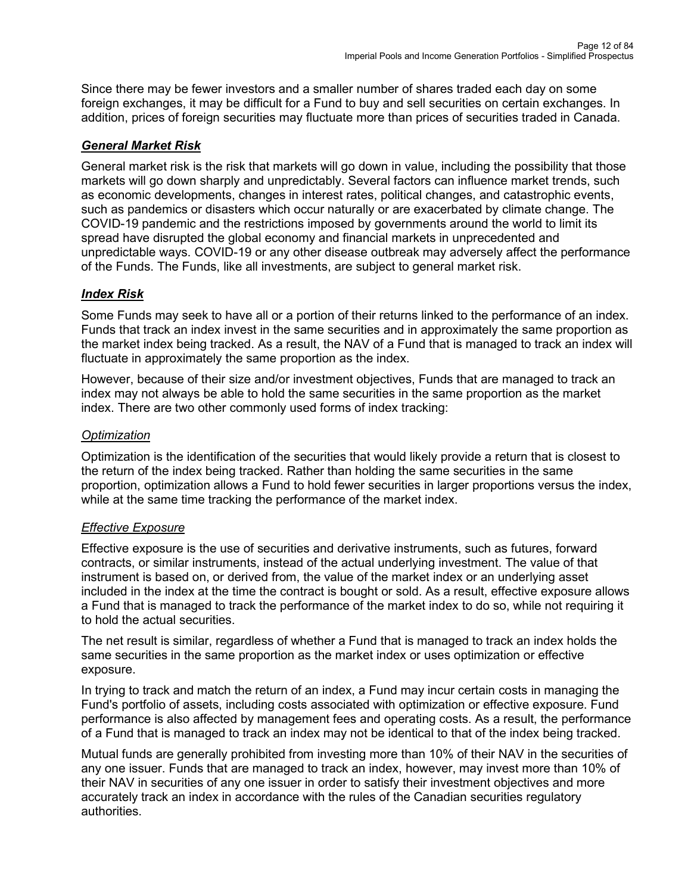Since there may be fewer investors and a smaller number of shares traded each day on some foreign exchanges, it may be difficult for a Fund to buy and sell securities on certain exchanges. In addition, prices of foreign securities may fluctuate more than prices of securities traded in Canada.

### ***General Market Risk***

General market risk is the risk that markets will go down in value, including the possibility that those markets will go down sharply and unpredictably. Several factors can influence market trends, such as economic developments, changes in interest rates, political changes, and catastrophic events, such as pandemics or disasters which occur naturally or are exacerbated by climate change. The COVID-19 pandemic and the restrictions imposed by governments around the world to limit its spread have disrupted the global economy and financial markets in unprecedented and unpredictable ways. COVID-19 or any other disease outbreak may adversely affect the performance of the Funds. The Funds, like all investments, are subject to general market risk.

### ***Index Risk***

Some Funds may seek to have all or a portion of their returns linked to the performance of an index. Funds that track an index invest in the same securities and in approximately the same proportion as the market index being tracked. As a result, the NAV of a Fund that is managed to track an index will fluctuate in approximately the same proportion as the index.

However, because of their size and/or investment objectives, Funds that are managed to track an index may not always be able to hold the same securities in the same proportion as the market index. There are two other commonly used forms of index tracking:

#### *Optimization*

Optimization is the identification of the securities that would likely provide a return that is closest to the return of the index being tracked. Rather than holding the same securities in the same proportion, optimization allows a Fund to hold fewer securities in larger proportions versus the index, while at the same time tracking the performance of the market index.

#### *Effective Exposure*

Effective exposure is the use of securities and derivative instruments, such as futures, forward contracts, or similar instruments, instead of the actual underlying investment. The value of that instrument is based on, or derived from, the value of the market index or an underlying asset included in the index at the time the contract is bought or sold. As a result, effective exposure allows a Fund that is managed to track the performance of the market index to do so, while not requiring it to hold the actual securities.

The net result is similar, regardless of whether a Fund that is managed to track an index holds the same securities in the same proportion as the market index or uses optimization or effective exposure.

In trying to track and match the return of an index, a Fund may incur certain costs in managing the Fund's portfolio of assets, including costs associated with optimization or effective exposure. Fund performance is also affected by management fees and operating costs. As a result, the performance of a Fund that is managed to track an index may not be identical to that of the index being tracked.

Mutual funds are generally prohibited from investing more than 10% of their NAV in the securities of any one issuer. Funds that are managed to track an index, however, may invest more than 10% of their NAV in securities of any one issuer in order to satisfy their investment objectives and more accurately track an index in accordance with the rules of the Canadian securities regulatory authorities.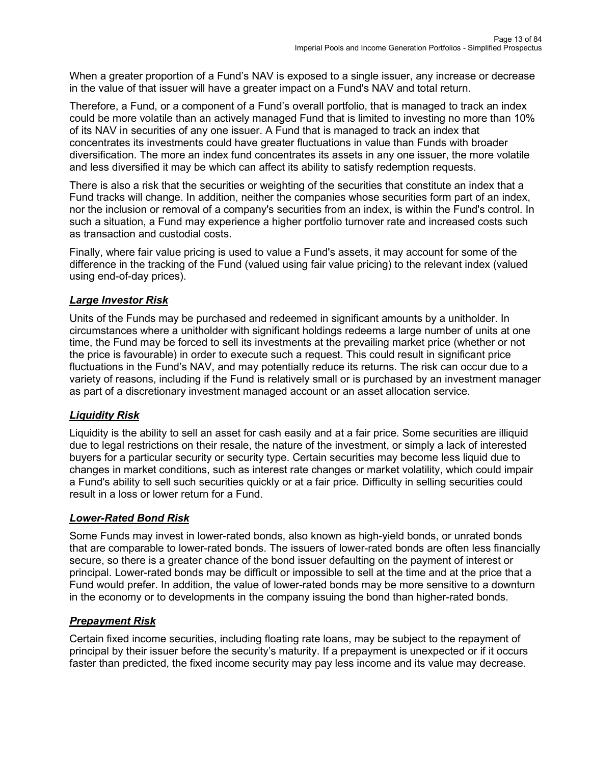When a greater proportion of a Fund's NAV is exposed to a single issuer, any increase or decrease in the value of that issuer will have a greater impact on a Fund's NAV and total return.

Therefore, a Fund, or a component of a Fund's overall portfolio, that is managed to track an index could be more volatile than an actively managed Fund that is limited to investing no more than 10% of its NAV in securities of any one issuer. A Fund that is managed to track an index that concentrates its investments could have greater fluctuations in value than Funds with broader diversification. The more an index fund concentrates its assets in any one issuer, the more volatile and less diversified it may be which can affect its ability to satisfy redemption requests.

There is also a risk that the securities or weighting of the securities that constitute an index that a Fund tracks will change. In addition, neither the companies whose securities form part of an index, nor the inclusion or removal of a company's securities from an index, is within the Fund's control. In such a situation, a Fund may experience a higher portfolio turnover rate and increased costs such as transaction and custodial costs.

Finally, where fair value pricing is used to value a Fund's assets, it may account for some of the difference in the tracking of the Fund (valued using fair value pricing) to the relevant index (valued using end-of-day prices).

### ***Large Investor Risk***

Units of the Funds may be purchased and redeemed in significant amounts by a unitholder. In circumstances where a unitholder with significant holdings redeems a large number of units at one time, the Fund may be forced to sell its investments at the prevailing market price (whether or not the price is favourable) in order to execute such a request. This could result in significant price fluctuations in the Fund's NAV, and may potentially reduce its returns. The risk can occur due to a variety of reasons, including if the Fund is relatively small or is purchased by an investment manager as part of a discretionary investment managed account or an asset allocation service.

### ***Liquidity Risk***

Liquidity is the ability to sell an asset for cash easily and at a fair price. Some securities are illiquid due to legal restrictions on their resale, the nature of the investment, or simply a lack of interested buyers for a particular security or security type. Certain securities may become less liquid due to changes in market conditions, such as interest rate changes or market volatility, which could impair a Fund's ability to sell such securities quickly or at a fair price. Difficulty in selling securities could result in a loss or lower return for a Fund.

### ***Lower-Rated Bond Risk***

Some Funds may invest in lower-rated bonds, also known as high-yield bonds, or unrated bonds that are comparable to lower-rated bonds. The issuers of lower-rated bonds are often less financially secure, so there is a greater chance of the bond issuer defaulting on the payment of interest or principal. Lower-rated bonds may be difficult or impossible to sell at the time and at the price that a Fund would prefer. In addition, the value of lower-rated bonds may be more sensitive to a downturn in the economy or to developments in the company issuing the bond than higher-rated bonds.

### ***Prepayment Risk***

Certain fixed income securities, including floating rate loans, may be subject to the repayment of principal by their issuer before the security's maturity. If a prepayment is unexpected or if it occurs faster than predicted, the fixed income security may pay less income and its value may decrease.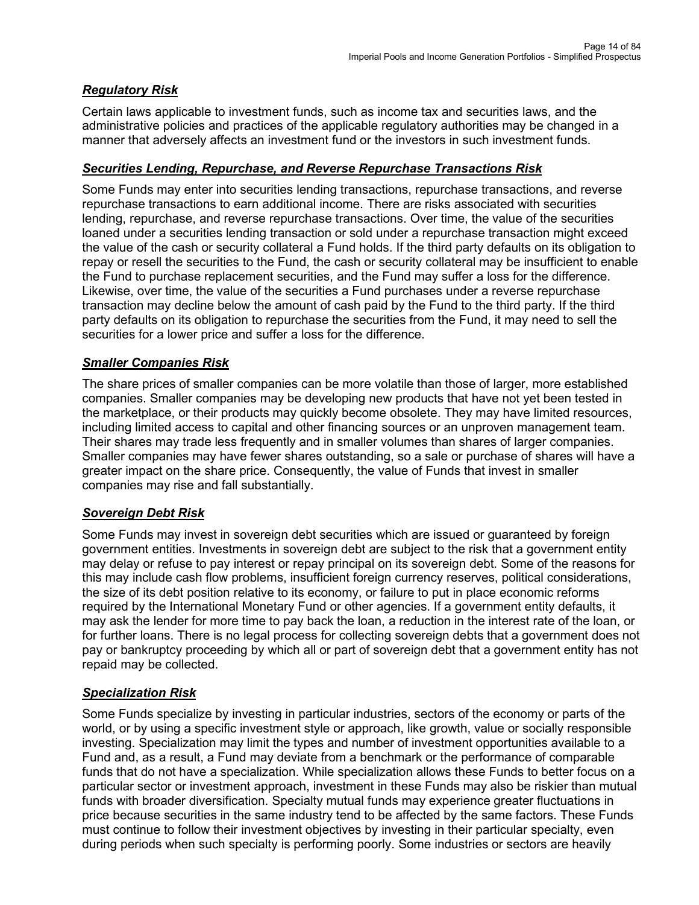***Regulatory Risk***

Certain laws applicable to investment funds, such as income tax and securities laws, and the administrative policies and practices of the applicable regulatory authorities may be changed in a manner that adversely affects an investment fund or the investors in such investment funds.

***Securities Lending, Repurchase, and Reverse Repurchase Transactions Risk***

Some Funds may enter into securities lending transactions, repurchase transactions, and reverse repurchase transactions to earn additional income. There are risks associated with securities lending, repurchase, and reverse repurchase transactions. Over time, the value of the securities loaned under a securities lending transaction or sold under a repurchase transaction might exceed the value of the cash or security collateral a Fund holds. If the third party defaults on its obligation to repay or resell the securities to the Fund, the cash or security collateral may be insufficient to enable the Fund to purchase replacement securities, and the Fund may suffer a loss for the difference. Likewise, over time, the value of the securities a Fund purchases under a reverse repurchase transaction may decline below the amount of cash paid by the Fund to the third party. If the third party defaults on its obligation to repurchase the securities from the Fund, it may need to sell the securities for a lower price and suffer a loss for the difference.

***Smaller Companies Risk***

The share prices of smaller companies can be more volatile than those of larger, more established companies. Smaller companies may be developing new products that have not yet been tested in the marketplace, or their products may quickly become obsolete. They may have limited resources, including limited access to capital and other financing sources or an unproven management team. Their shares may trade less frequently and in smaller volumes than shares of larger companies. Smaller companies may have fewer shares outstanding, so a sale or purchase of shares will have a greater impact on the share price. Consequently, the value of Funds that invest in smaller companies may rise and fall substantially.

***Sovereign Debt Risk***

Some Funds may invest in sovereign debt securities which are issued or guaranteed by foreign government entities. Investments in sovereign debt are subject to the risk that a government entity may delay or refuse to pay interest or repay principal on its sovereign debt. Some of the reasons for this may include cash flow problems, insufficient foreign currency reserves, political considerations, the size of its debt position relative to its economy, or failure to put in place economic reforms required by the International Monetary Fund or other agencies. If a government entity defaults, it may ask the lender for more time to pay back the loan, a reduction in the interest rate of the loan, or for further loans. There is no legal process for collecting sovereign debts that a government does not pay or bankruptcy proceeding by which all or part of sovereign debt that a government entity has not repaid may be collected.

***Specialization Risk***

Some Funds specialize by investing in particular industries, sectors of the economy or parts of the world, or by using a specific investment style or approach, like growth, value or socially responsible investing. Specialization may limit the types and number of investment opportunities available to a Fund and, as a result, a Fund may deviate from a benchmark or the performance of comparable funds that do not have a specialization. While specialization allows these Funds to better focus on a particular sector or investment approach, investment in these Funds may also be riskier than mutual funds with broader diversification. Specialty mutual funds may experience greater fluctuations in price because securities in the same industry tend to be affected by the same factors. These Funds must continue to follow their investment objectives by investing in their particular specialty, even during periods when such specialty is performing poorly. Some industries or sectors are heavily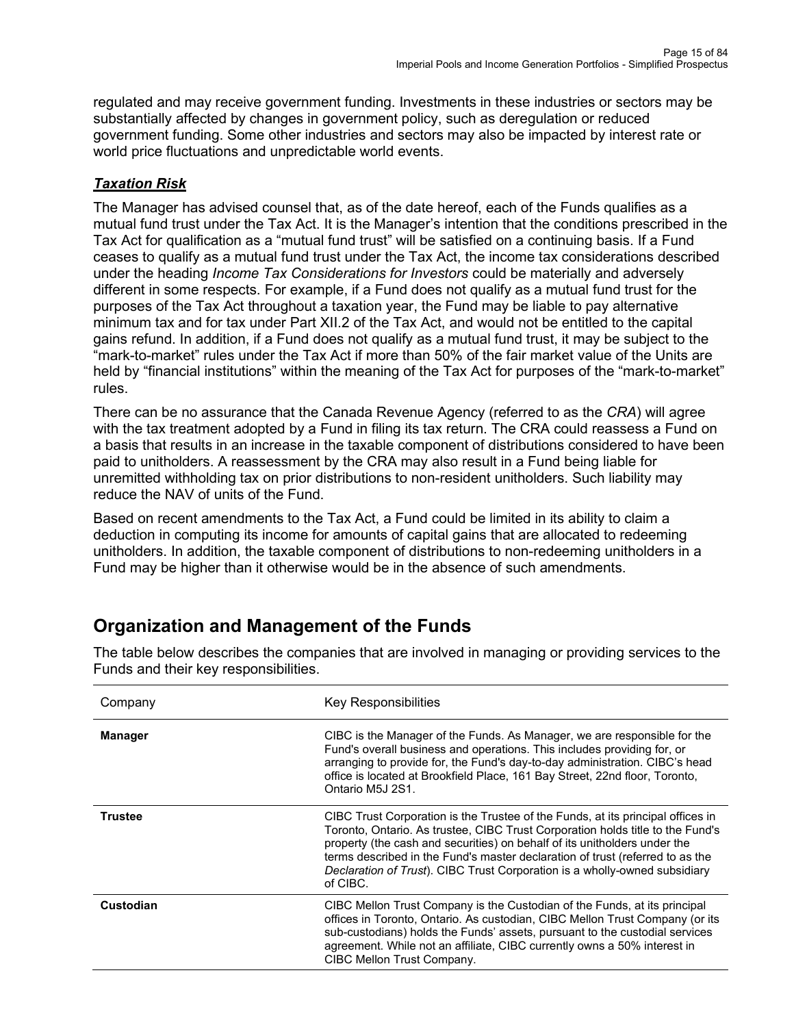regulated and may receive government funding. Investments in these industries or sectors may be substantially affected by changes in government policy, such as deregulation or reduced government funding. Some other industries and sectors may also be impacted by interest rate or world price fluctuations and unpredictable world events.

### ***Taxation Risk***

The Manager has advised counsel that, as of the date hereof, each of the Funds qualifies as a mutual fund trust under the Tax Act. It is the Manager's intention that the conditions prescribed in the Tax Act for qualification as a "mutual fund trust" will be satisfied on a continuing basis. If a Fund ceases to qualify as a mutual fund trust under the Tax Act, the income tax considerations described under the heading *Income Tax Considerations for Investors* could be materially and adversely different in some respects. For example, if a Fund does not qualify as a mutual fund trust for the purposes of the Tax Act throughout a taxation year, the Fund may be liable to pay alternative minimum tax and for tax under Part XII.2 of the Tax Act, and would not be entitled to the capital gains refund. In addition, if a Fund does not qualify as a mutual fund trust, it may be subject to the "mark-to-market" rules under the Tax Act if more than 50% of the fair market value of the Units are held by "financial institutions" within the meaning of the Tax Act for purposes of the "mark-to-market" rules.

There can be no assurance that the Canada Revenue Agency (referred to as the *CRA*) will agree with the tax treatment adopted by a Fund in filing its tax return. The CRA could reassess a Fund on a basis that results in an increase in the taxable component of distributions considered to have been paid to unitholders. A reassessment by the CRA may also result in a Fund being liable for unremitted withholding tax on prior distributions to non-resident unitholders. Such liability may reduce the NAV of units of the Fund.

Based on recent amendments to the Tax Act, a Fund could be limited in its ability to claim a deduction in computing its income for amounts of capital gains that are allocated to redeeming unitholders. In addition, the taxable component of distributions to non-redeeming unitholders in a Fund may be higher than it otherwise would be in the absence of such amendments.

## Organization and Management of the Funds

The table below describes the companies that are involved in managing or providing services to the Funds and their key responsibilities.

| Company | Key Responsibilities |
|---|---|
| **Manager** | CIBC is the Manager of the Funds. As Manager, we are responsible for the Fund's overall business and operations. This includes providing for, or arranging to provide for, the Fund's day-to-day administration. CIBC's head office is located at Brookfield Place, 161 Bay Street, 22nd floor, Toronto, Ontario M5J 2S1. |
| **Trustee** | CIBC Trust Corporation is the Trustee of the Funds, at its principal offices in Toronto, Ontario. As trustee, CIBC Trust Corporation holds title to the Fund's property (the cash and securities) on behalf of its unitholders under the terms described in the Fund's master declaration of trust (referred to as the *Declaration of Trust*). CIBC Trust Corporation is a wholly-owned subsidiary of CIBC. |
| **Custodian** | CIBC Mellon Trust Company is the Custodian of the Funds, at its principal offices in Toronto, Ontario. As custodian, CIBC Mellon Trust Company (or its sub-custodians) holds the Funds' assets, pursuant to the custodial services agreement. While not an affiliate, CIBC currently owns a 50% interest in CIBC Mellon Trust Company. |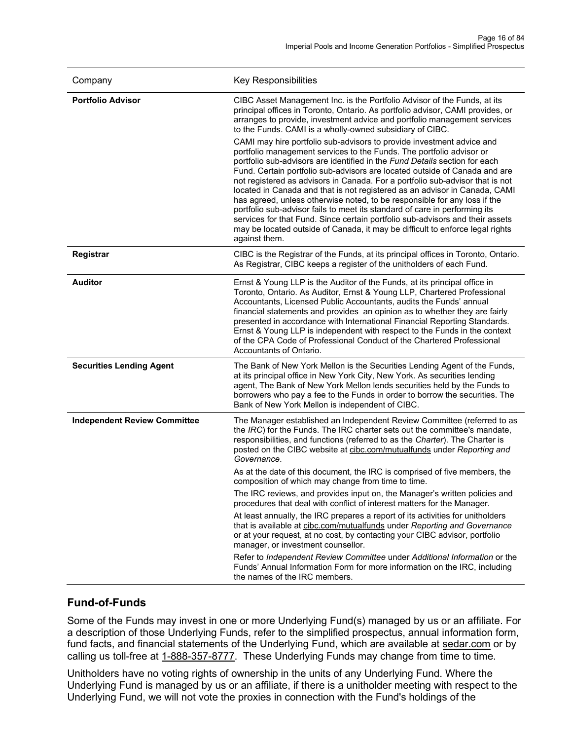| Company | Key Responsibilities |
|---|---|
| **Portfolio Advisor** | CIBC Asset Management Inc. is the Portfolio Advisor of the Funds, at its principal offices in Toronto, Ontario. As portfolio advisor, CAMI provides, or arranges to provide, investment advice and portfolio management services to the Funds. CAMI is a wholly-owned subsidiary of CIBC.<br><br>CAMI may hire portfolio sub-advisors to provide investment advice and portfolio management services to the Funds. The portfolio advisor or portfolio sub-advisors are identified in the *Fund Details* section for each Fund. Certain portfolio sub-advisors are located outside of Canada and are not registered as advisors in Canada. For a portfolio sub-advisor that is not located in Canada and that is not registered as an advisor in Canada, CAMI has agreed, unless otherwise noted, to be responsible for any loss if the portfolio sub-advisor fails to meet its standard of care in performing its services for that Fund. Since certain portfolio sub-advisors and their assets may be located outside of Canada, it may be difficult to enforce legal rights against them. |
| **Registrar** | CIBC is the Registrar of the Funds, at its principal offices in Toronto, Ontario. As Registrar, CIBC keeps a register of the unitholders of each Fund. |
| **Auditor** | Ernst & Young LLP is the Auditor of the Funds, at its principal office in Toronto, Ontario. As Auditor, Ernst & Young LLP, Chartered Professional Accountants, Licensed Public Accountants, audits the Funds' annual financial statements and provides an opinion as to whether they are fairly presented in accordance with International Financial Reporting Standards. Ernst & Young LLP is independent with respect to the Funds in the context of the CPA Code of Professional Conduct of the Chartered Professional Accountants of Ontario. |
| **Securities Lending Agent** | The Bank of New York Mellon is the Securities Lending Agent of the Funds, at its principal office in New York City, New York. As securities lending agent, The Bank of New York Mellon lends securities held by the Funds to borrowers who pay a fee to the Funds in order to borrow the securities. The Bank of New York Mellon is independent of CIBC. |
| **Independent Review Committee** | The Manager established an Independent Review Committee (referred to as the *IRC*) for the Funds. The IRC charter sets out the committee's mandate, responsibilities, and functions (referred to as the *Charter*). The Charter is posted on the CIBC website at cibc.com/mutualfunds under *Reporting and Governance*.<br><br>As at the date of this document, the IRC is comprised of five members, the composition of which may change from time to time.<br><br>The IRC reviews, and provides input on, the Manager's written policies and procedures that deal with conflict of interest matters for the Manager.<br><br>At least annually, the IRC prepares a report of its activities for unitholders that is available at cibc.com/mutualfunds under *Reporting and Governance* or at your request, at no cost, by contacting your CIBC advisor, portfolio manager, or investment counsellor.<br><br>Refer to *Independent Review Committee* under *Additional Information* or the Funds' Annual Information Form for more information on the IRC, including the names of the IRC members. |

## Fund-of-Funds

Some of the Funds may invest in one or more Underlying Fund(s) managed by us or an affiliate. For a description of those Underlying Funds, refer to the simplified prospectus, annual information form, fund facts, and financial statements of the Underlying Fund, which are available at sedar.com or by calling us toll-free at 1-888-357-8777. These Underlying Funds may change from time to time.

Unitholders have no voting rights of ownership in the units of any Underlying Fund. Where the Underlying Fund is managed by us or an affiliate, if there is a unitholder meeting with respect to the Underlying Fund, we will not vote the proxies in connection with the Fund's holdings of the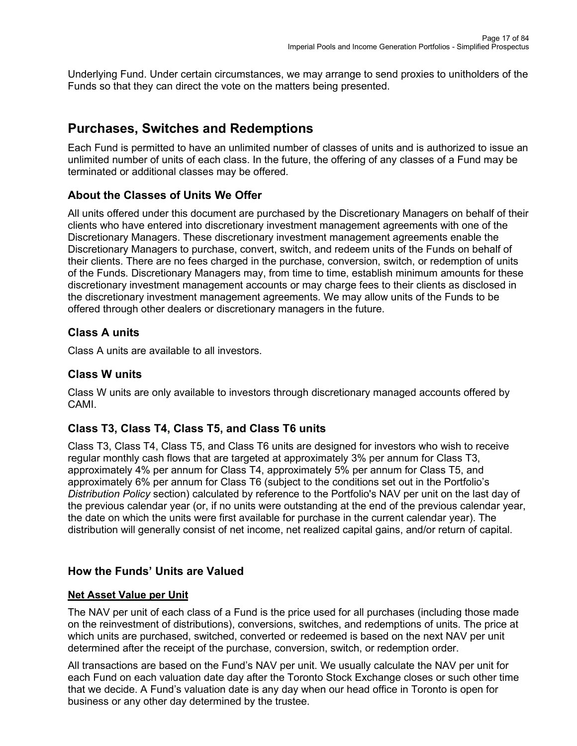Underlying Fund. Under certain circumstances, we may arrange to send proxies to unitholders of the Funds so that they can direct the vote on the matters being presented.

# Purchases, Switches and Redemptions

Each Fund is permitted to have an unlimited number of classes of units and is authorized to issue an unlimited number of units of each class. In the future, the offering of any classes of a Fund may be terminated or additional classes may be offered.

## About the Classes of Units We Offer

All units offered under this document are purchased by the Discretionary Managers on behalf of their clients who have entered into discretionary investment management agreements with one of the Discretionary Managers. These discretionary investment management agreements enable the Discretionary Managers to purchase, convert, switch, and redeem units of the Funds on behalf of their clients. There are no fees charged in the purchase, conversion, switch, or redemption of units of the Funds. Discretionary Managers may, from time to time, establish minimum amounts for these discretionary investment management accounts or may charge fees to their clients as disclosed in the discretionary investment management agreements. We may allow units of the Funds to be offered through other dealers or discretionary managers in the future.

## Class A units

Class A units are available to all investors.

## Class W units

Class W units are only available to investors through discretionary managed accounts offered by CAMI.

## Class T3, Class T4, Class T5, and Class T6 units

Class T3, Class T4, Class T5, and Class T6 units are designed for investors who wish to receive regular monthly cash flows that are targeted at approximately 3% per annum for Class T3, approximately 4% per annum for Class T4, approximately 5% per annum for Class T5, and approximately 6% per annum for Class T6 (subject to the conditions set out in the Portfolio's *Distribution Policy* section) calculated by reference to the Portfolio's NAV per unit on the last day of the previous calendar year (or, if no units were outstanding at the end of the previous calendar year, the date on which the units were first available for purchase in the current calendar year). The distribution will generally consist of net income, net realized capital gains, and/or return of capital.

## How the Funds' Units are Valued

**<u>Net Asset Value per Unit</u>**

The NAV per unit of each class of a Fund is the price used for all purchases (including those made on the reinvestment of distributions), conversions, switches, and redemptions of units. The price at which units are purchased, switched, converted or redeemed is based on the next NAV per unit determined after the receipt of the purchase, conversion, switch, or redemption order.

All transactions are based on the Fund's NAV per unit. We usually calculate the NAV per unit for each Fund on each valuation date day after the Toronto Stock Exchange closes or such other time that we decide. A Fund's valuation date is any day when our head office in Toronto is open for business or any other day determined by the trustee.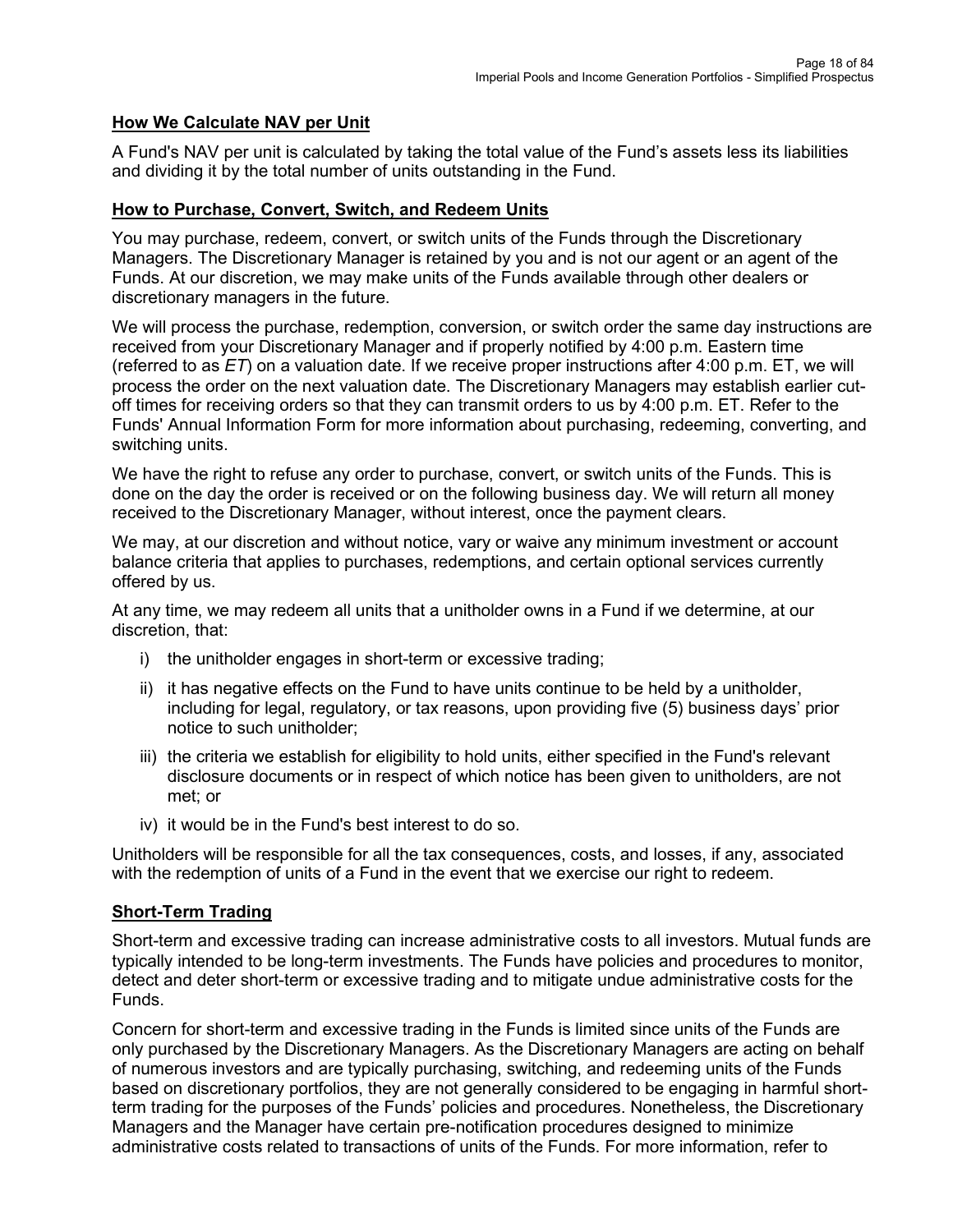## How We Calculate NAV per Unit

A Fund's NAV per unit is calculated by taking the total value of the Fund's assets less its liabilities and dividing it by the total number of units outstanding in the Fund.

## How to Purchase, Convert, Switch, and Redeem Units

You may purchase, redeem, convert, or switch units of the Funds through the Discretionary Managers. The Discretionary Manager is retained by you and is not our agent or an agent of the Funds. At our discretion, we may make units of the Funds available through other dealers or discretionary managers in the future.

We will process the purchase, redemption, conversion, or switch order the same day instructions are received from your Discretionary Manager and if properly notified by 4:00 p.m. Eastern time (referred to as *ET*) on a valuation date. If we receive proper instructions after 4:00 p.m. ET, we will process the order on the next valuation date. The Discretionary Managers may establish earlier cut-off times for receiving orders so that they can transmit orders to us by 4:00 p.m. ET. Refer to the Funds' Annual Information Form for more information about purchasing, redeeming, converting, and switching units.

We have the right to refuse any order to purchase, convert, or switch units of the Funds. This is done on the day the order is received or on the following business day. We will return all money received to the Discretionary Manager, without interest, once the payment clears.

We may, at our discretion and without notice, vary or waive any minimum investment or account balance criteria that applies to purchases, redemptions, and certain optional services currently offered by us.

At any time, we may redeem all units that a unitholder owns in a Fund if we determine, at our discretion, that:

i) the unitholder engages in short-term or excessive trading;

ii) it has negative effects on the Fund to have units continue to be held by a unitholder, including for legal, regulatory, or tax reasons, upon providing five (5) business days' prior notice to such unitholder;

iii) the criteria we establish for eligibility to hold units, either specified in the Fund's relevant disclosure documents or in respect of which notice has been given to unitholders, are not met; or

iv) it would be in the Fund's best interest to do so.

Unitholders will be responsible for all the tax consequences, costs, and losses, if any, associated with the redemption of units of a Fund in the event that we exercise our right to redeem.

## Short-Term Trading

Short-term and excessive trading can increase administrative costs to all investors. Mutual funds are typically intended to be long-term investments. The Funds have policies and procedures to monitor, detect and deter short-term or excessive trading and to mitigate undue administrative costs for the Funds.

Concern for short-term and excessive trading in the Funds is limited since units of the Funds are only purchased by the Discretionary Managers. As the Discretionary Managers are acting on behalf of numerous investors and are typically purchasing, switching, and redeeming units of the Funds based on discretionary portfolios, they are not generally considered to be engaging in harmful short-term trading for the purposes of the Funds' policies and procedures. Nonetheless, the Discretionary Managers and the Manager have certain pre-notification procedures designed to minimize administrative costs related to transactions of units of the Funds. For more information, refer to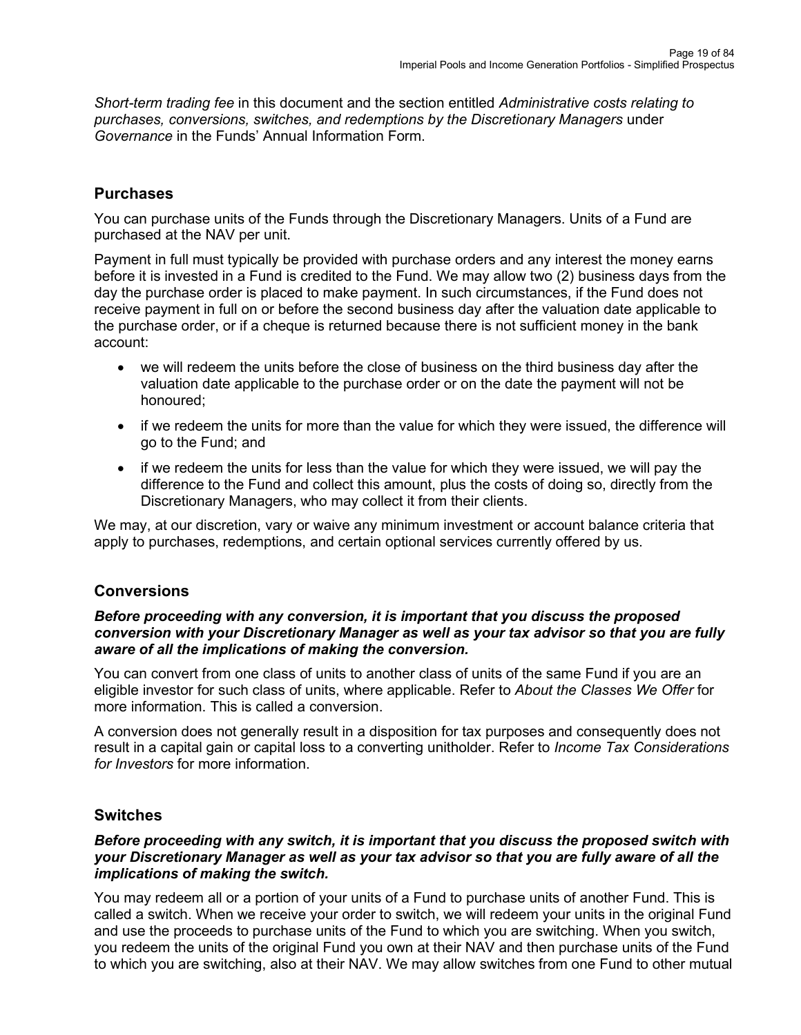*Short-term trading fee* in this document and the section entitled *Administrative costs relating to purchases, conversions, switches, and redemptions by the Discretionary Managers* under *Governance* in the Funds' Annual Information Form.

## Purchases

You can purchase units of the Funds through the Discretionary Managers. Units of a Fund are purchased at the NAV per unit.

Payment in full must typically be provided with purchase orders and any interest the money earns before it is invested in a Fund is credited to the Fund. We may allow two (2) business days from the day the purchase order is placed to make payment. In such circumstances, if the Fund does not receive payment in full on or before the second business day after the valuation date applicable to the purchase order, or if a cheque is returned because there is not sufficient money in the bank account:

- we will redeem the units before the close of business on the third business day after the valuation date applicable to the purchase order or on the date the payment will not be honoured;
- if we redeem the units for more than the value for which they were issued, the difference will go to the Fund; and
- if we redeem the units for less than the value for which they were issued, we will pay the difference to the Fund and collect this amount, plus the costs of doing so, directly from the Discretionary Managers, who may collect it from their clients.

We may, at our discretion, vary or waive any minimum investment or account balance criteria that apply to purchases, redemptions, and certain optional services currently offered by us.

## Conversions

***Before proceeding with any conversion, it is important that you discuss the proposed conversion with your Discretionary Manager as well as your tax advisor so that you are fully aware of all the implications of making the conversion.***

You can convert from one class of units to another class of units of the same Fund if you are an eligible investor for such class of units, where applicable. Refer to *About the Classes We Offer* for more information. This is called a conversion.

A conversion does not generally result in a disposition for tax purposes and consequently does not result in a capital gain or capital loss to a converting unitholder. Refer to *Income Tax Considerations for Investors* for more information.

## Switches

***Before proceeding with any switch, it is important that you discuss the proposed switch with your Discretionary Manager as well as your tax advisor so that you are fully aware of all the implications of making the switch.***

You may redeem all or a portion of your units of a Fund to purchase units of another Fund. This is called a switch. When we receive your order to switch, we will redeem your units in the original Fund and use the proceeds to purchase units of the Fund to which you are switching. When you switch, you redeem the units of the original Fund you own at their NAV and then purchase units of the Fund to which you are switching, also at their NAV. We may allow switches from one Fund to other mutual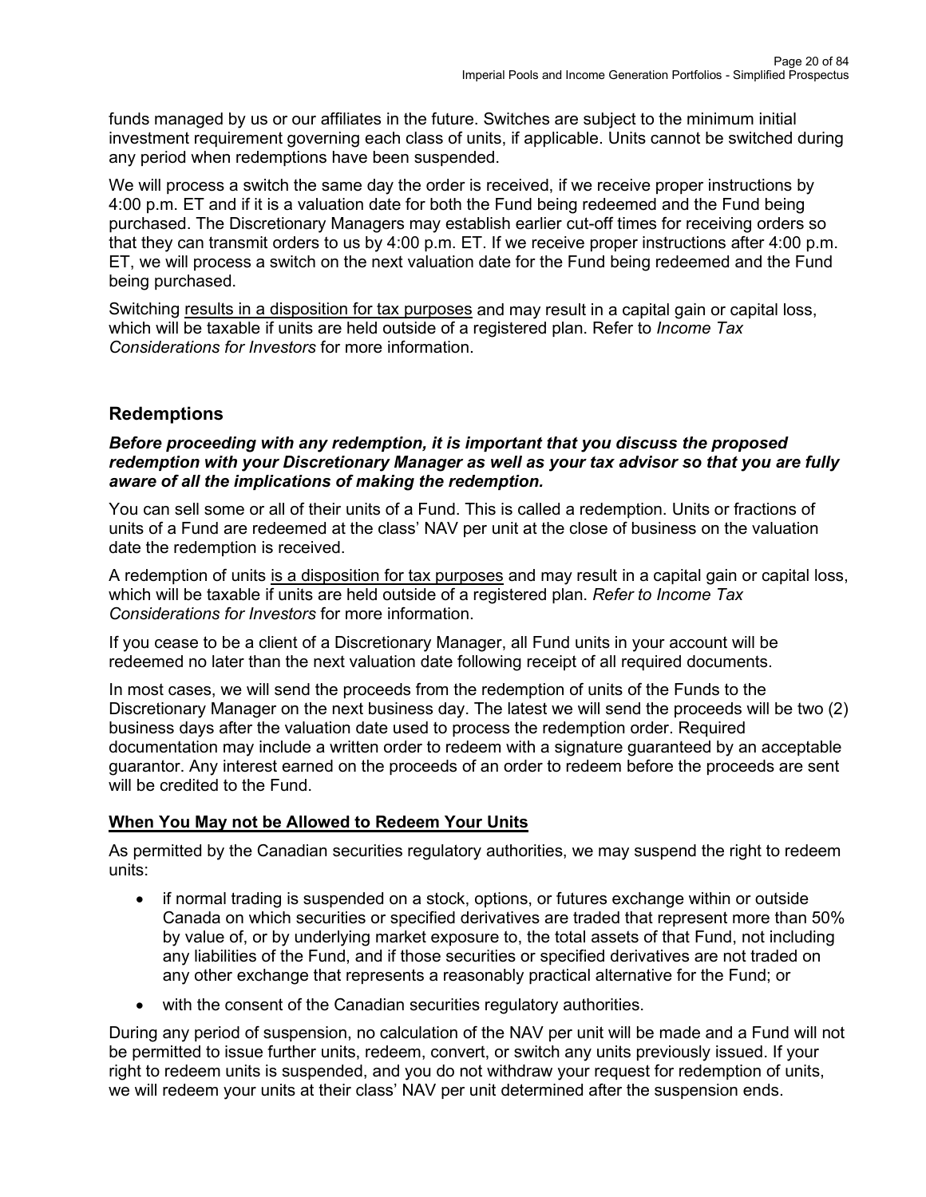funds managed by us or our affiliates in the future. Switches are subject to the minimum initial investment requirement governing each class of units, if applicable. Units cannot be switched during any period when redemptions have been suspended.

We will process a switch the same day the order is received, if we receive proper instructions by 4:00 p.m. ET and if it is a valuation date for both the Fund being redeemed and the Fund being purchased. The Discretionary Managers may establish earlier cut-off times for receiving orders so that they can transmit orders to us by 4:00 p.m. ET. If we receive proper instructions after 4:00 p.m. ET, we will process a switch on the next valuation date for the Fund being redeemed and the Fund being purchased.

Switching results in a disposition for tax purposes and may result in a capital gain or capital loss, which will be taxable if units are held outside of a registered plan. Refer to *Income Tax Considerations for Investors* for more information.

## Redemptions

***Before proceeding with any redemption, it is important that you discuss the proposed redemption with your Discretionary Manager as well as your tax advisor so that you are fully aware of all the implications of making the redemption.***

You can sell some or all of their units of a Fund. This is called a redemption. Units or fractions of units of a Fund are redeemed at the class' NAV per unit at the close of business on the valuation date the redemption is received.

A redemption of units is a disposition for tax purposes and may result in a capital gain or capital loss, which will be taxable if units are held outside of a registered plan. *Refer to Income Tax Considerations for Investors* for more information.

If you cease to be a client of a Discretionary Manager, all Fund units in your account will be redeemed no later than the next valuation date following receipt of all required documents.

In most cases, we will send the proceeds from the redemption of units of the Funds to the Discretionary Manager on the next business day. The latest we will send the proceeds will be two (2) business days after the valuation date used to process the redemption order. Required documentation may include a written order to redeem with a signature guaranteed by an acceptable guarantor. Any interest earned on the proceeds of an order to redeem before the proceeds are sent will be credited to the Fund.

### When You May not be Allowed to Redeem Your Units

As permitted by the Canadian securities regulatory authorities, we may suspend the right to redeem units:

- if normal trading is suspended on a stock, options, or futures exchange within or outside Canada on which securities or specified derivatives are traded that represent more than 50% by value of, or by underlying market exposure to, the total assets of that Fund, not including any liabilities of the Fund, and if those securities or specified derivatives are not traded on any other exchange that represents a reasonably practical alternative for the Fund; or
- with the consent of the Canadian securities regulatory authorities.

During any period of suspension, no calculation of the NAV per unit will be made and a Fund will not be permitted to issue further units, redeem, convert, or switch any units previously issued. If your right to redeem units is suspended, and you do not withdraw your request for redemption of units, we will redeem your units at their class' NAV per unit determined after the suspension ends.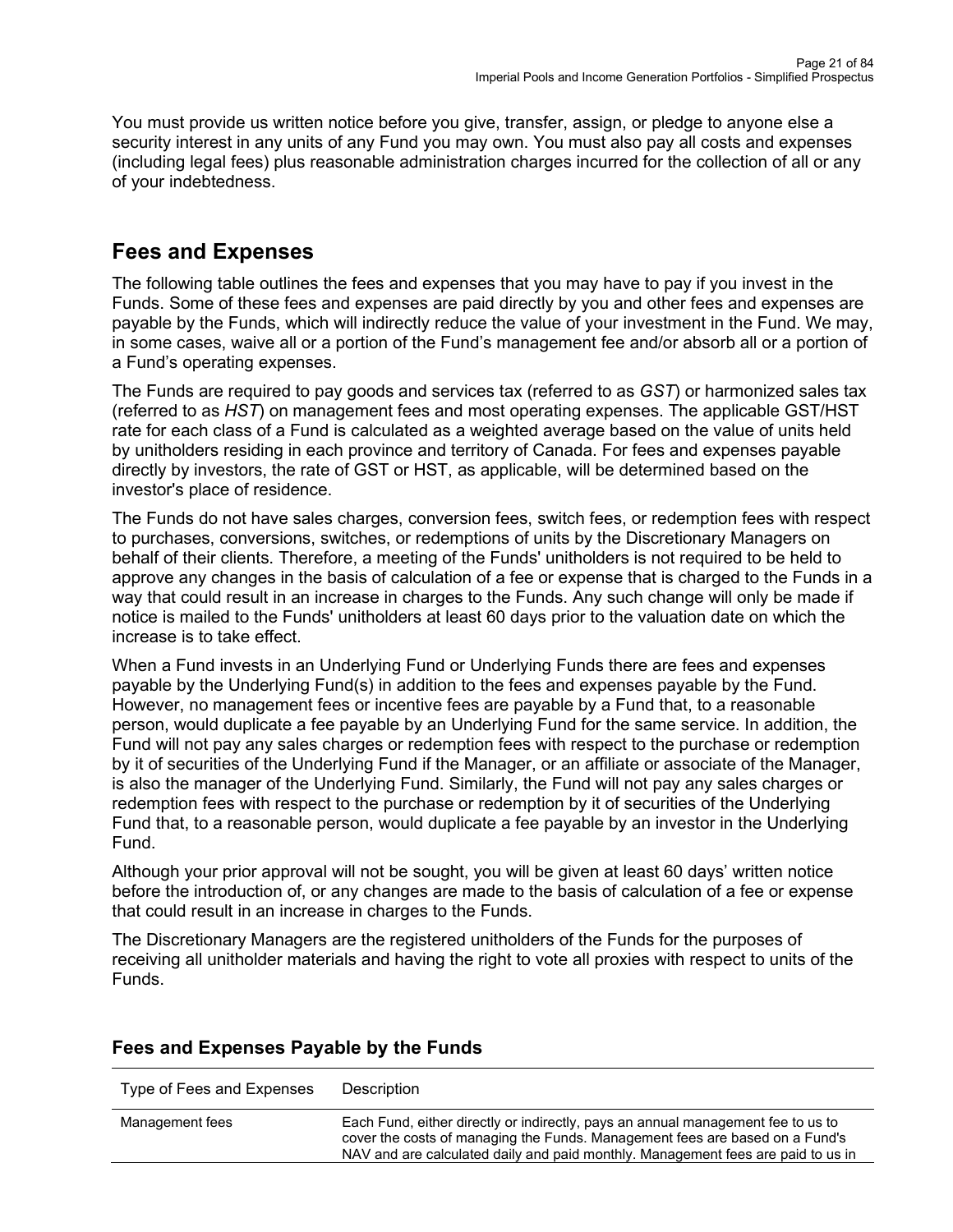You must provide us written notice before you give, transfer, assign, or pledge to anyone else a security interest in any units of any Fund you may own. You must also pay all costs and expenses (including legal fees) plus reasonable administration charges incurred for the collection of all or any of your indebtedness.

## Fees and Expenses

The following table outlines the fees and expenses that you may have to pay if you invest in the Funds. Some of these fees and expenses are paid directly by you and other fees and expenses are payable by the Funds, which will indirectly reduce the value of your investment in the Fund. We may, in some cases, waive all or a portion of the Fund's management fee and/or absorb all or a portion of a Fund's operating expenses.

The Funds are required to pay goods and services tax (referred to as *GST*) or harmonized sales tax (referred to as *HST*) on management fees and most operating expenses. The applicable GST/HST rate for each class of a Fund is calculated as a weighted average based on the value of units held by unitholders residing in each province and territory of Canada. For fees and expenses payable directly by investors, the rate of GST or HST, as applicable, will be determined based on the investor's place of residence.

The Funds do not have sales charges, conversion fees, switch fees, or redemption fees with respect to purchases, conversions, switches, or redemptions of units by the Discretionary Managers on behalf of their clients. Therefore, a meeting of the Funds' unitholders is not required to be held to approve any changes in the basis of calculation of a fee or expense that is charged to the Funds in a way that could result in an increase in charges to the Funds. Any such change will only be made if notice is mailed to the Funds' unitholders at least 60 days prior to the valuation date on which the increase is to take effect.

When a Fund invests in an Underlying Fund or Underlying Funds there are fees and expenses payable by the Underlying Fund(s) in addition to the fees and expenses payable by the Fund. However, no management fees or incentive fees are payable by a Fund that, to a reasonable person, would duplicate a fee payable by an Underlying Fund for the same service. In addition, the Fund will not pay any sales charges or redemption fees with respect to the purchase or redemption by it of securities of the Underlying Fund if the Manager, or an affiliate or associate of the Manager, is also the manager of the Underlying Fund. Similarly, the Fund will not pay any sales charges or redemption fees with respect to the purchase or redemption by it of securities of the Underlying Fund that, to a reasonable person, would duplicate a fee payable by an investor in the Underlying Fund.

Although your prior approval will not be sought, you will be given at least 60 days' written notice before the introduction of, or any changes are made to the basis of calculation of a fee or expense that could result in an increase in charges to the Funds.

The Discretionary Managers are the registered unitholders of the Funds for the purposes of receiving all unitholder materials and having the right to vote all proxies with respect to units of the Funds.

### Fees and Expenses Payable by the Funds

| Type of Fees and Expenses | Description |
|---|---|
| Management fees | Each Fund, either directly or indirectly, pays an annual management fee to us to cover the costs of managing the Funds. Management fees are based on a Fund's NAV and are calculated daily and paid monthly. Management fees are paid to us in |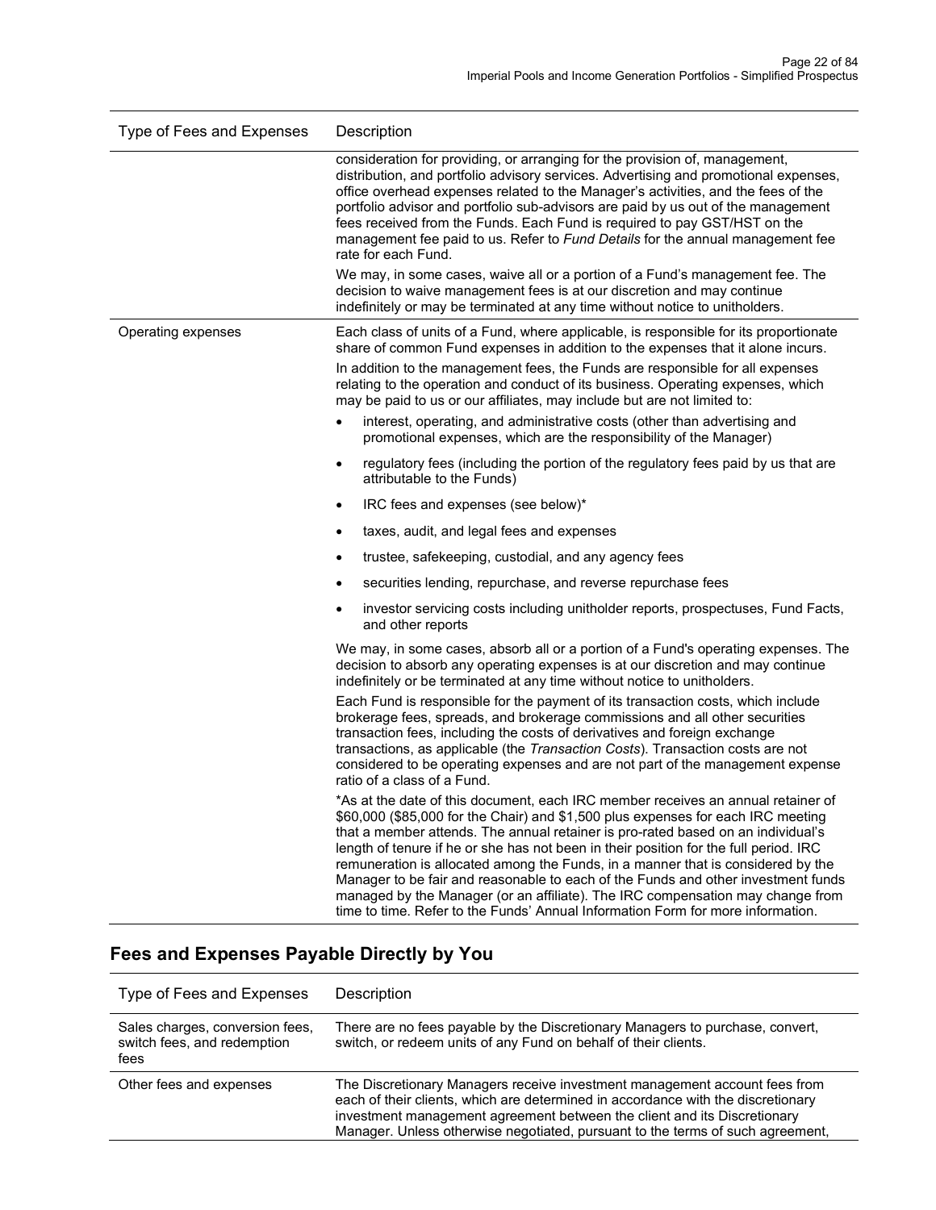| Type of Fees and Expenses | Description |
|---|---|
| | consideration for providing, or arranging for the provision of, management, distribution, and portfolio advisory services. Advertising and promotional expenses, office overhead expenses related to the Manager's activities, and the fees of the portfolio advisor and portfolio sub-advisors are paid by us out of the management fees received from the Funds. Each Fund is required to pay GST/HST on the management fee paid to us. Refer to *Fund Details* for the annual management fee rate for each Fund.<br><br>We may, in some cases, waive all or a portion of a Fund's management fee. The decision to waive management fees is at our discretion and may continue indefinitely or may be terminated at any time without notice to unitholders. |
| Operating expenses | Each class of units of a Fund, where applicable, is responsible for its proportionate share of common Fund expenses in addition to the expenses that it alone incurs.<br><br>In addition to the management fees, the Funds are responsible for all expenses relating to the operation and conduct of its business. Operating expenses, which may be paid to us or our affiliates, may include but are not limited to:<br><br>• interest, operating, and administrative costs (other than advertising and promotional expenses, which are the responsibility of the Manager)<br>• regulatory fees (including the portion of the regulatory fees paid by us that are attributable to the Funds)<br>• IRC fees and expenses (see below)*<br>• taxes, audit, and legal fees and expenses<br>• trustee, safekeeping, custodial, and any agency fees<br>• securities lending, repurchase, and reverse repurchase fees<br>• investor servicing costs including unitholder reports, prospectuses, Fund Facts, and other reports<br><br>We may, in some cases, absorb all or a portion of a Fund's operating expenses. The decision to absorb any operating expenses is at our discretion and may continue indefinitely or be terminated at any time without notice to unitholders.<br><br>Each Fund is responsible for the payment of its transaction costs, which include brokerage fees, spreads, and brokerage commissions and all other securities transaction fees, including the costs of derivatives and foreign exchange transactions, as applicable (the *Transaction Costs*). Transaction costs are not considered to be operating expenses and are not part of the management expense ratio of a class of a Fund.<br><br>*As at the date of this document, each IRC member receives an annual retainer of $60,000 ($85,000 for the Chair) and $1,500 plus expenses for each IRC meeting that a member attends. The annual retainer is pro-rated based on an individual's length of tenure if he or she has not been in their position for the full period. IRC remuneration is allocated among the Funds, in a manner that is considered by the Manager to be fair and reasonable to each of the Funds and other investment funds managed by the Manager (or an affiliate). The IRC compensation may change from time to time. Refer to the Funds' Annual Information Form for more information. |

## Fees and Expenses Payable Directly by You

| Type of Fees and Expenses | Description |
|---|---|
| Sales charges, conversion fees, switch fees, and redemption fees | There are no fees payable by the Discretionary Managers to purchase, convert, switch, or redeem units of any Fund on behalf of their clients. |
| Other fees and expenses | The Discretionary Managers receive investment management account fees from each of their clients, which are determined in accordance with the discretionary investment management agreement between the client and its Discretionary Manager. Unless otherwise negotiated, pursuant to the terms of such agreement, |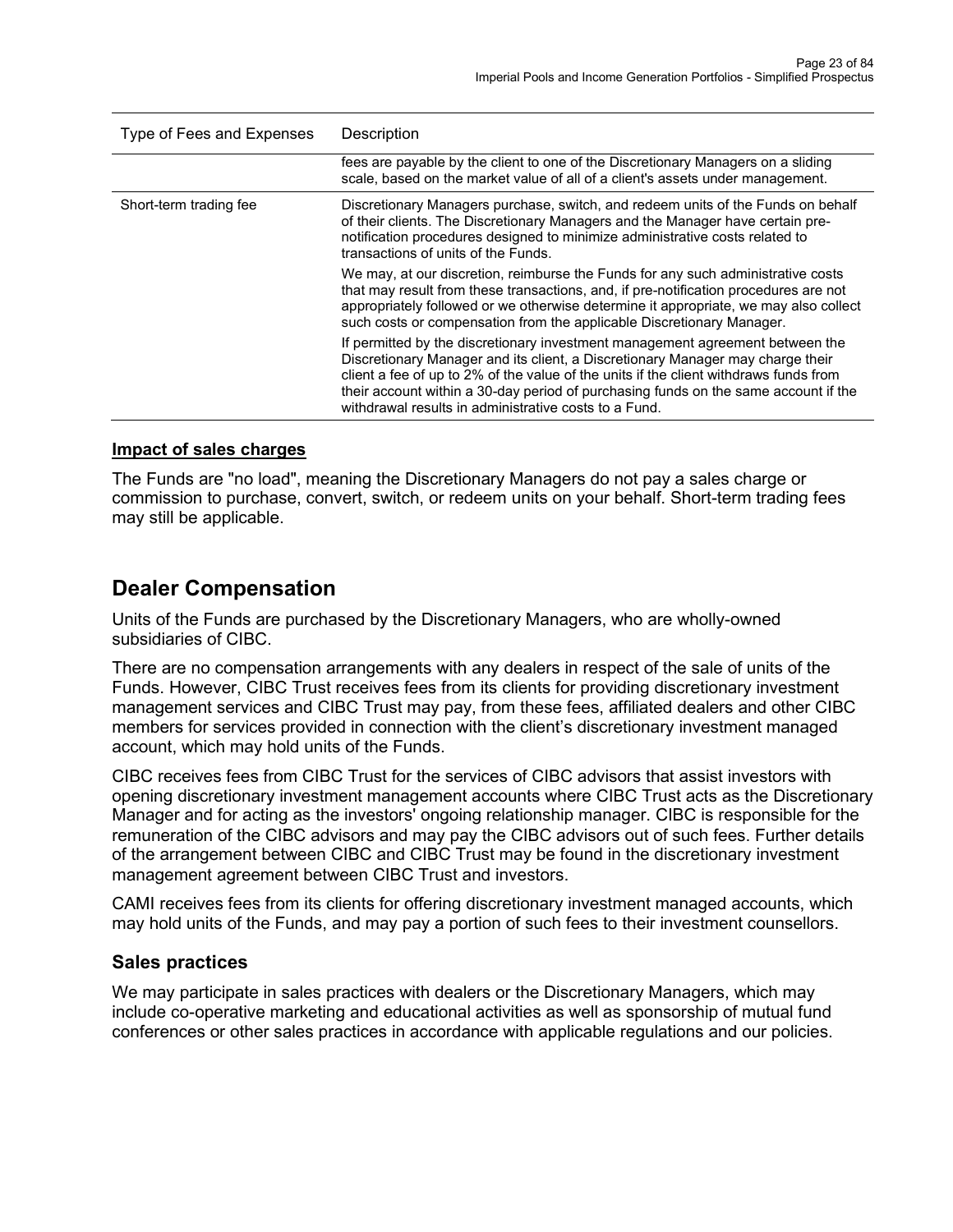| Type of Fees and Expenses | Description |
| --- | --- |
| | fees are payable by the client to one of the Discretionary Managers on a sliding scale, based on the market value of all of a client's assets under management. |
| Short-term trading fee | Discretionary Managers purchase, switch, and redeem units of the Funds on behalf of their clients. The Discretionary Managers and the Manager have certain pre-notification procedures designed to minimize administrative costs related to transactions of units of the Funds.<br><br>We may, at our discretion, reimburse the Funds for any such administrative costs that may result from these transactions, and, if pre-notification procedures are not appropriately followed or we otherwise determine it appropriate, we may also collect such costs or compensation from the applicable Discretionary Manager.<br><br>If permitted by the discretionary investment management agreement between the Discretionary Manager and its client, a Discretionary Manager may charge their client a fee of up to 2% of the value of the units if the client withdraws funds from their account within a 30-day period of purchasing funds on the same account if the withdrawal results in administrative costs to a Fund. |

**Impact of sales charges**

The Funds are "no load", meaning the Discretionary Managers do not pay a sales charge or commission to purchase, convert, switch, or redeem units on your behalf. Short-term trading fees may still be applicable.

# Dealer Compensation

Units of the Funds are purchased by the Discretionary Managers, who are wholly-owned subsidiaries of CIBC.

There are no compensation arrangements with any dealers in respect of the sale of units of the Funds. However, CIBC Trust receives fees from its clients for providing discretionary investment management services and CIBC Trust may pay, from these fees, affiliated dealers and other CIBC members for services provided in connection with the client's discretionary investment managed account, which may hold units of the Funds.

CIBC receives fees from CIBC Trust for the services of CIBC advisors that assist investors with opening discretionary investment management accounts where CIBC Trust acts as the Discretionary Manager and for acting as the investors' ongoing relationship manager. CIBC is responsible for the remuneration of the CIBC advisors and may pay the CIBC advisors out of such fees. Further details of the arrangement between CIBC and CIBC Trust may be found in the discretionary investment management agreement between CIBC Trust and investors.

CAMI receives fees from its clients for offering discretionary investment managed accounts, which may hold units of the Funds, and may pay a portion of such fees to their investment counsellors.

## Sales practices

We may participate in sales practices with dealers or the Discretionary Managers, which may include co-operative marketing and educational activities as well as sponsorship of mutual fund conferences or other sales practices in accordance with applicable regulations and our policies.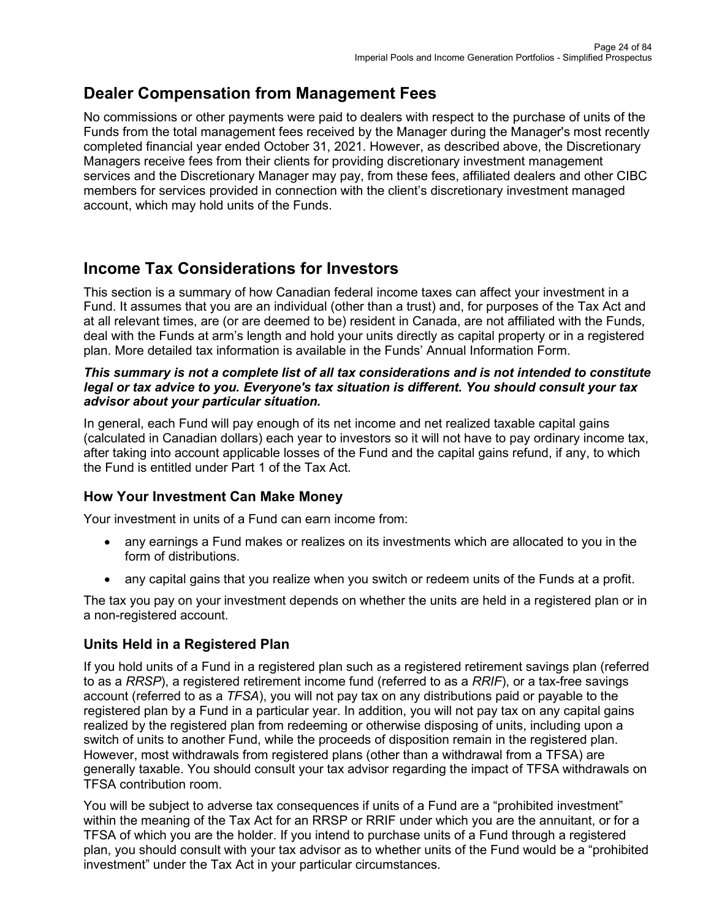## Dealer Compensation from Management Fees

No commissions or other payments were paid to dealers with respect to the purchase of units of the Funds from the total management fees received by the Manager during the Manager's most recently completed financial year ended October 31, 2021. However, as described above, the Discretionary Managers receive fees from their clients for providing discretionary investment management services and the Discretionary Manager may pay, from these fees, affiliated dealers and other CIBC members for services provided in connection with the client's discretionary investment managed account, which may hold units of the Funds.

## Income Tax Considerations for Investors

This section is a summary of how Canadian federal income taxes can affect your investment in a Fund. It assumes that you are an individual (other than a trust) and, for purposes of the Tax Act and at all relevant times, are (or are deemed to be) resident in Canada, are not affiliated with the Funds, deal with the Funds at arm's length and hold your units directly as capital property or in a registered plan. More detailed tax information is available in the Funds' Annual Information Form.

***This summary is not a complete list of all tax considerations and is not intended to constitute legal or tax advice to you. Everyone's tax situation is different. You should consult your tax advisor about your particular situation.***

In general, each Fund will pay enough of its net income and net realized taxable capital gains (calculated in Canadian dollars) each year to investors so it will not have to pay ordinary income tax, after taking into account applicable losses of the Fund and the capital gains refund, if any, to which the Fund is entitled under Part 1 of the Tax Act.

### How Your Investment Can Make Money

Your investment in units of a Fund can earn income from:

- any earnings a Fund makes or realizes on its investments which are allocated to you in the form of distributions.
- any capital gains that you realize when you switch or redeem units of the Funds at a profit.

The tax you pay on your investment depends on whether the units are held in a registered plan or in a non-registered account.

### Units Held in a Registered Plan

If you hold units of a Fund in a registered plan such as a registered retirement savings plan (referred to as a *RRSP*), a registered retirement income fund (referred to as a *RRIF*), or a tax-free savings account (referred to as a *TFSA*), you will not pay tax on any distributions paid or payable to the registered plan by a Fund in a particular year. In addition, you will not pay tax on any capital gains realized by the registered plan from redeeming or otherwise disposing of units, including upon a switch of units to another Fund, while the proceeds of disposition remain in the registered plan. However, most withdrawals from registered plans (other than a withdrawal from a TFSA) are generally taxable. You should consult your tax advisor regarding the impact of TFSA withdrawals on TFSA contribution room.

You will be subject to adverse tax consequences if units of a Fund are a "prohibited investment" within the meaning of the Tax Act for an RRSP or RRIF under which you are the annuitant, or for a TFSA of which you are the holder. If you intend to purchase units of a Fund through a registered plan, you should consult with your tax advisor as to whether units of the Fund would be a "prohibited investment" under the Tax Act in your particular circumstances.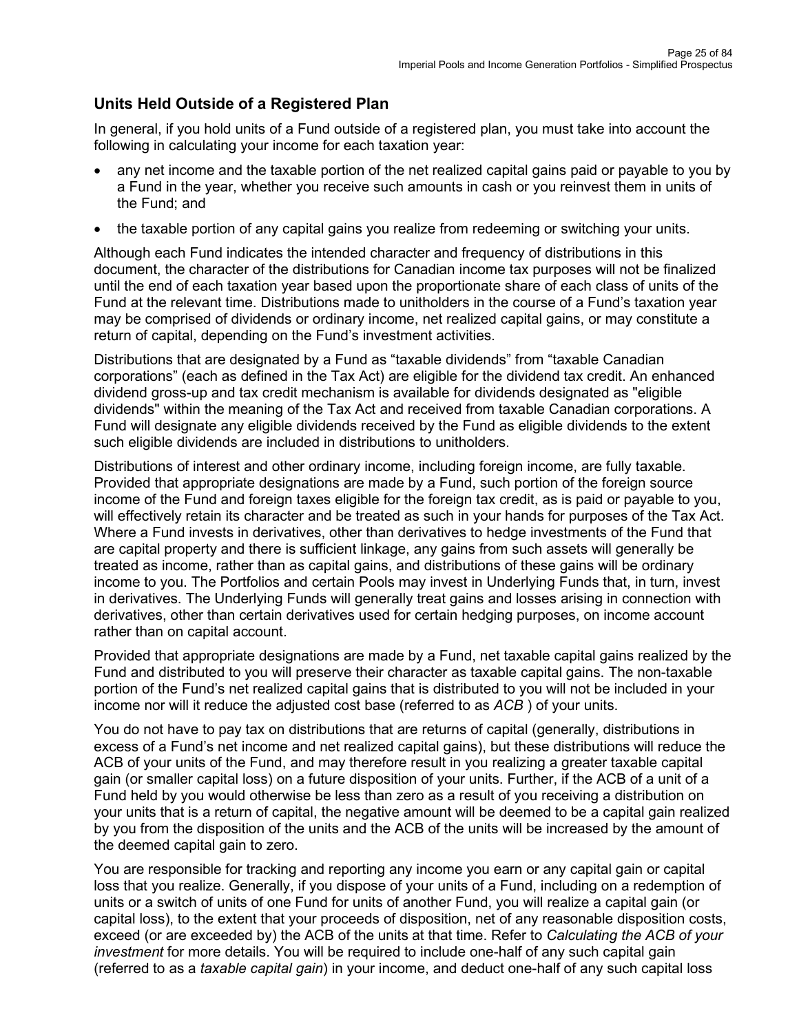## Units Held Outside of a Registered Plan

In general, if you hold units of a Fund outside of a registered plan, you must take into account the following in calculating your income for each taxation year:

- any net income and the taxable portion of the net realized capital gains paid or payable to you by a Fund in the year, whether you receive such amounts in cash or you reinvest them in units of the Fund; and
- the taxable portion of any capital gains you realize from redeeming or switching your units.

Although each Fund indicates the intended character and frequency of distributions in this document, the character of the distributions for Canadian income tax purposes will not be finalized until the end of each taxation year based upon the proportionate share of each class of units of the Fund at the relevant time. Distributions made to unitholders in the course of a Fund's taxation year may be comprised of dividends or ordinary income, net realized capital gains, or may constitute a return of capital, depending on the Fund's investment activities.

Distributions that are designated by a Fund as "taxable dividends" from "taxable Canadian corporations" (each as defined in the Tax Act) are eligible for the dividend tax credit. An enhanced dividend gross-up and tax credit mechanism is available for dividends designated as "eligible dividends" within the meaning of the Tax Act and received from taxable Canadian corporations. A Fund will designate any eligible dividends received by the Fund as eligible dividends to the extent such eligible dividends are included in distributions to unitholders.

Distributions of interest and other ordinary income, including foreign income, are fully taxable. Provided that appropriate designations are made by a Fund, such portion of the foreign source income of the Fund and foreign taxes eligible for the foreign tax credit, as is paid or payable to you, will effectively retain its character and be treated as such in your hands for purposes of the Tax Act. Where a Fund invests in derivatives, other than derivatives to hedge investments of the Fund that are capital property and there is sufficient linkage, any gains from such assets will generally be treated as income, rather than as capital gains, and distributions of these gains will be ordinary income to you. The Portfolios and certain Pools may invest in Underlying Funds that, in turn, invest in derivatives. The Underlying Funds will generally treat gains and losses arising in connection with derivatives, other than certain derivatives used for certain hedging purposes, on income account rather than on capital account.

Provided that appropriate designations are made by a Fund, net taxable capital gains realized by the Fund and distributed to you will preserve their character as taxable capital gains. The non-taxable portion of the Fund's net realized capital gains that is distributed to you will not be included in your income nor will it reduce the adjusted cost base (referred to as *ACB* ) of your units.

You do not have to pay tax on distributions that are returns of capital (generally, distributions in excess of a Fund's net income and net realized capital gains), but these distributions will reduce the ACB of your units of the Fund, and may therefore result in you realizing a greater taxable capital gain (or smaller capital loss) on a future disposition of your units. Further, if the ACB of a unit of a Fund held by you would otherwise be less than zero as a result of you receiving a distribution on your units that is a return of capital, the negative amount will be deemed to be a capital gain realized by you from the disposition of the units and the ACB of the units will be increased by the amount of the deemed capital gain to zero.

You are responsible for tracking and reporting any income you earn or any capital gain or capital loss that you realize. Generally, if you dispose of your units of a Fund, including on a redemption of units or a switch of units of one Fund for units of another Fund, you will realize a capital gain (or capital loss), to the extent that your proceeds of disposition, net of any reasonable disposition costs, exceed (or are exceeded by) the ACB of the units at that time. Refer to *Calculating the ACB of your investment* for more details. You will be required to include one-half of any such capital gain (referred to as a *taxable capital gain*) in your income, and deduct one-half of any such capital loss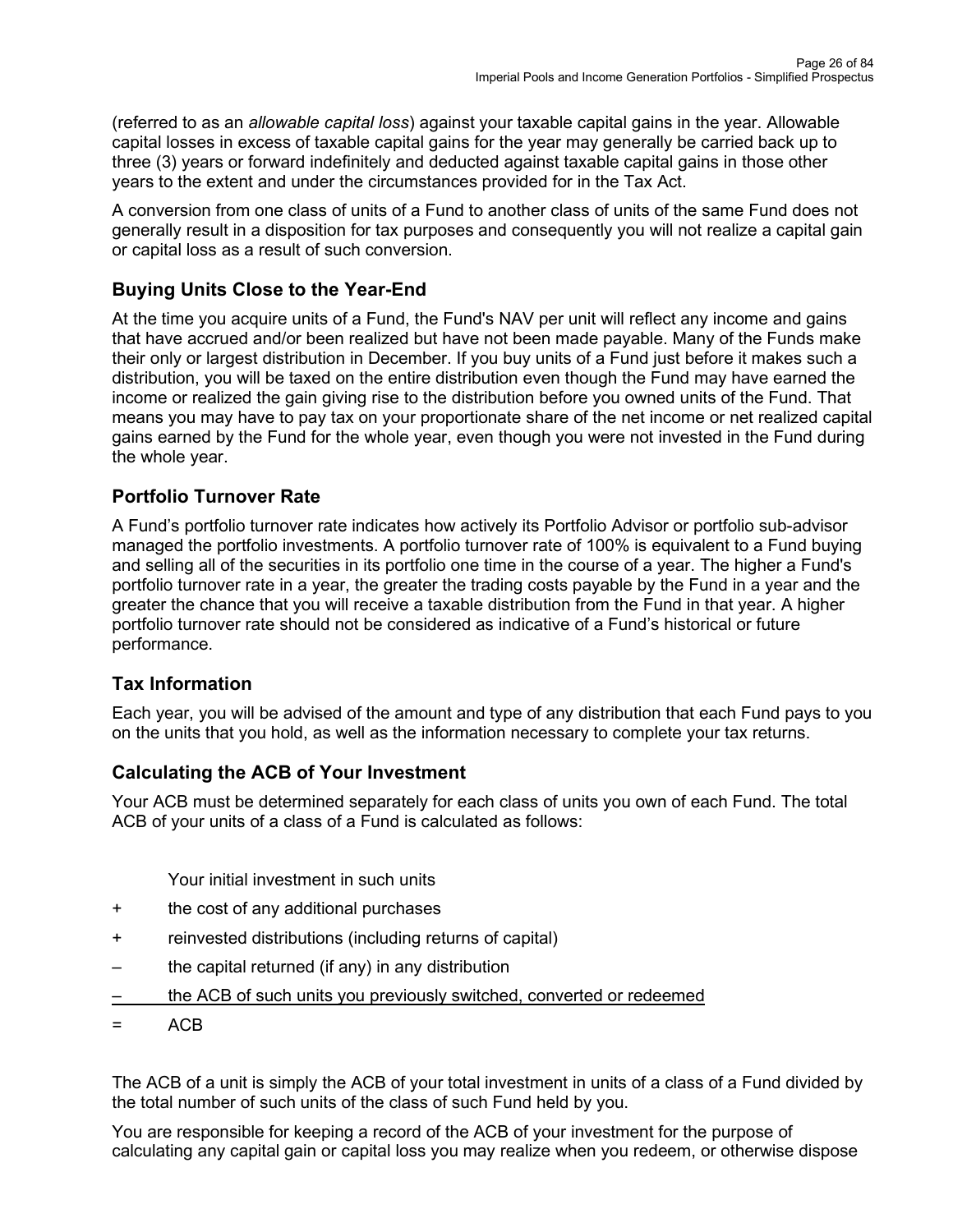(referred to as an *allowable capital loss*) against your taxable capital gains in the year. Allowable capital losses in excess of taxable capital gains for the year may generally be carried back up to three (3) years or forward indefinitely and deducted against taxable capital gains in those other years to the extent and under the circumstances provided for in the Tax Act.

A conversion from one class of units of a Fund to another class of units of the same Fund does not generally result in a disposition for tax purposes and consequently you will not realize a capital gain or capital loss as a result of such conversion.

## Buying Units Close to the Year-End

At the time you acquire units of a Fund, the Fund's NAV per unit will reflect any income and gains that have accrued and/or been realized but have not been made payable. Many of the Funds make their only or largest distribution in December. If you buy units of a Fund just before it makes such a distribution, you will be taxed on the entire distribution even though the Fund may have earned the income or realized the gain giving rise to the distribution before you owned units of the Fund. That means you may have to pay tax on your proportionate share of the net income or net realized capital gains earned by the Fund for the whole year, even though you were not invested in the Fund during the whole year.

## Portfolio Turnover Rate

A Fund's portfolio turnover rate indicates how actively its Portfolio Advisor or portfolio sub-advisor managed the portfolio investments. A portfolio turnover rate of 100% is equivalent to a Fund buying and selling all of the securities in its portfolio one time in the course of a year. The higher a Fund's portfolio turnover rate in a year, the greater the trading costs payable by the Fund in a year and the greater the chance that you will receive a taxable distribution from the Fund in that year. A higher portfolio turnover rate should not be considered as indicative of a Fund's historical or future performance.

## Tax Information

Each year, you will be advised of the amount and type of any distribution that each Fund pays to you on the units that you hold, as well as the information necessary to complete your tax returns.

## Calculating the ACB of Your Investment

Your ACB must be determined separately for each class of units you own of each Fund. The total ACB of your units of a class of a Fund is calculated as follows:

|   |   |
|---|---|
|   | Your initial investment in such units |
| + | the cost of any additional purchases |
| + | reinvested distributions (including returns of capital) |
| – | the capital returned (if any) in any distribution |
| – | the ACB of such units you previously switched, converted or redeemed |
| = | ACB |

The ACB of a unit is simply the ACB of your total investment in units of a class of a Fund divided by the total number of such units of the class of such Fund held by you.

You are responsible for keeping a record of the ACB of your investment for the purpose of calculating any capital gain or capital loss you may realize when you redeem, or otherwise dispose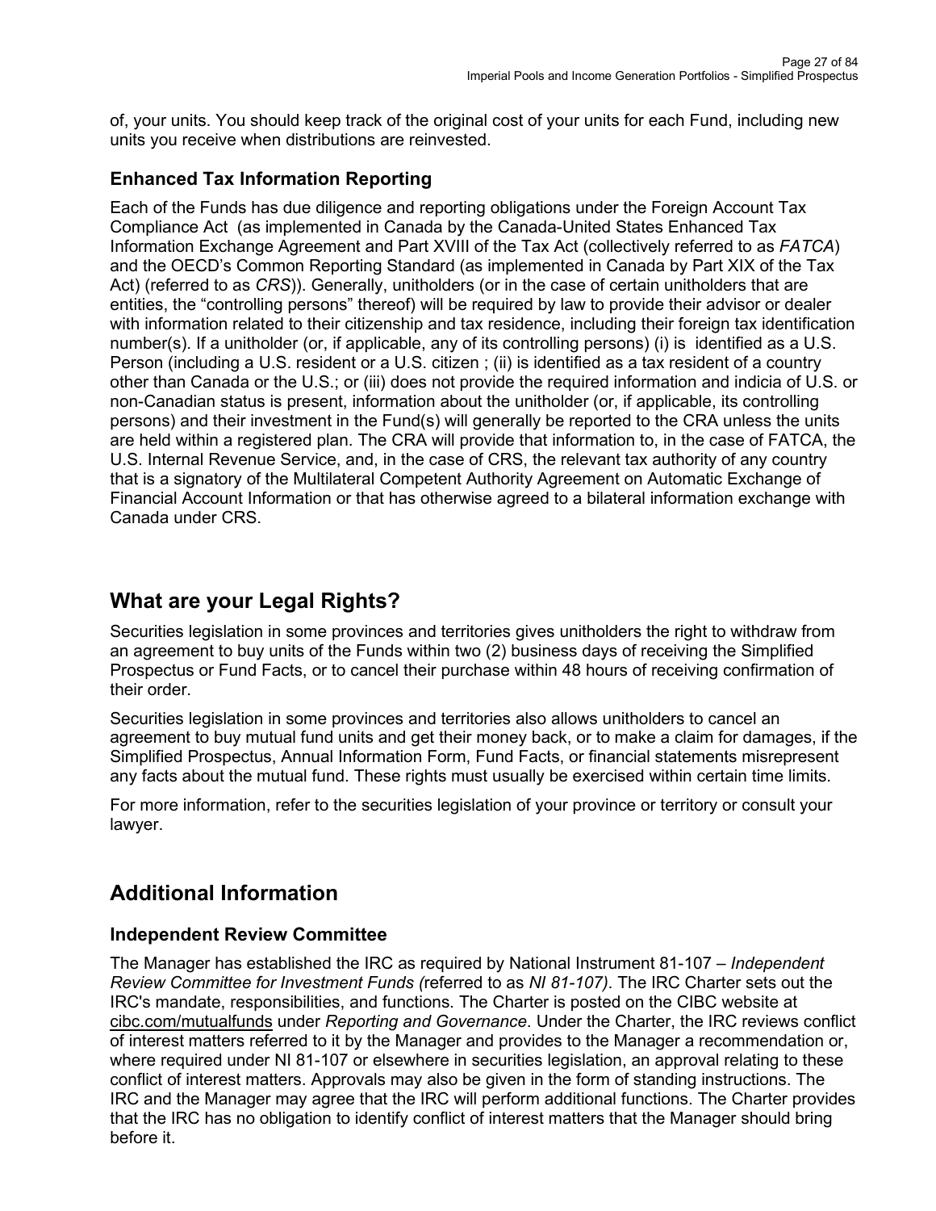of, your units. You should keep track of the original cost of your units for each Fund, including new units you receive when distributions are reinvested.

### Enhanced Tax Information Reporting

Each of the Funds has due diligence and reporting obligations under the Foreign Account Tax Compliance Act (as implemented in Canada by the Canada-United States Enhanced Tax Information Exchange Agreement and Part XVIII of the Tax Act (collectively referred to as *FATCA*) and the OECD's Common Reporting Standard (as implemented in Canada by Part XIX of the Tax Act) (referred to as *CRS*)). Generally, unitholders (or in the case of certain unitholders that are entities, the "controlling persons" thereof) will be required by law to provide their advisor or dealer with information related to their citizenship and tax residence, including their foreign tax identification number(s). If a unitholder (or, if applicable, any of its controlling persons) (i) is identified as a U.S. Person (including a U.S. resident or a U.S. citizen ; (ii) is identified as a tax resident of a country other than Canada or the U.S.; or (iii) does not provide the required information and indicia of U.S. or non-Canadian status is present, information about the unitholder (or, if applicable, its controlling persons) and their investment in the Fund(s) will generally be reported to the CRA unless the units are held within a registered plan. The CRA will provide that information to, in the case of FATCA, the U.S. Internal Revenue Service, and, in the case of CRS, the relevant tax authority of any country that is a signatory of the Multilateral Competent Authority Agreement on Automatic Exchange of Financial Account Information or that has otherwise agreed to a bilateral information exchange with Canada under CRS.

## What are your Legal Rights?

Securities legislation in some provinces and territories gives unitholders the right to withdraw from an agreement to buy units of the Funds within two (2) business days of receiving the Simplified Prospectus or Fund Facts, or to cancel their purchase within 48 hours of receiving confirmation of their order.

Securities legislation in some provinces and territories also allows unitholders to cancel an agreement to buy mutual fund units and get their money back, or to make a claim for damages, if the Simplified Prospectus, Annual Information Form, Fund Facts, or financial statements misrepresent any facts about the mutual fund. These rights must usually be exercised within certain time limits.

For more information, refer to the securities legislation of your province or territory or consult your lawyer.

## Additional Information

### Independent Review Committee

The Manager has established the IRC as required by National Instrument 81-107 – *Independent Review Committee for Investment Funds (*referred to as *NI 81-107)*. The IRC Charter sets out the IRC's mandate, responsibilities, and functions. The Charter is posted on the CIBC website at cibc.com/mutualfunds under *Reporting and Governance*. Under the Charter, the IRC reviews conflict of interest matters referred to it by the Manager and provides to the Manager a recommendation or, where required under NI 81-107 or elsewhere in securities legislation, an approval relating to these conflict of interest matters. Approvals may also be given in the form of standing instructions. The IRC and the Manager may agree that the IRC will perform additional functions. The Charter provides that the IRC has no obligation to identify conflict of interest matters that the Manager should bring before it.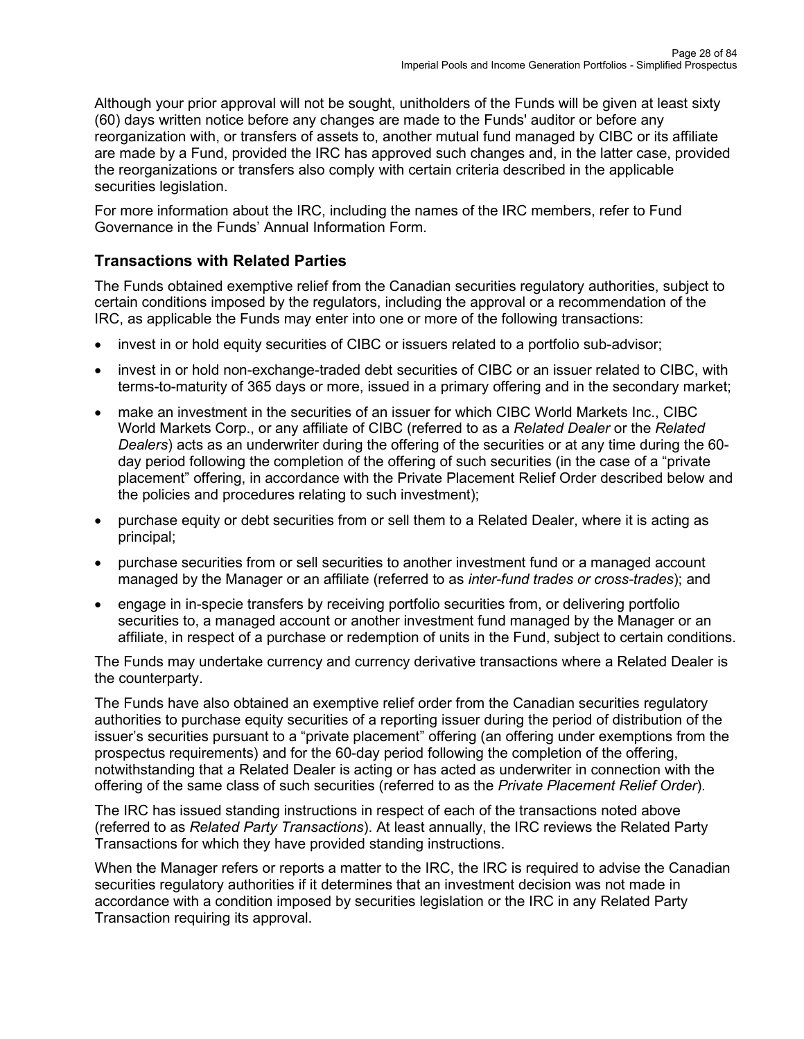Although your prior approval will not be sought, unitholders of the Funds will be given at least sixty (60) days written notice before any changes are made to the Funds' auditor or before any reorganization with, or transfers of assets to, another mutual fund managed by CIBC or its affiliate are made by a Fund, provided the IRC has approved such changes and, in the latter case, provided the reorganizations or transfers also comply with certain criteria described in the applicable securities legislation.

For more information about the IRC, including the names of the IRC members, refer to Fund Governance in the Funds' Annual Information Form.

## Transactions with Related Parties

The Funds obtained exemptive relief from the Canadian securities regulatory authorities, subject to certain conditions imposed by the regulators, including the approval or a recommendation of the IRC, as applicable the Funds may enter into one or more of the following transactions:

- invest in or hold equity securities of CIBC or issuers related to a portfolio sub-advisor;
- invest in or hold non-exchange-traded debt securities of CIBC or an issuer related to CIBC, with terms-to-maturity of 365 days or more, issued in a primary offering and in the secondary market;
- make an investment in the securities of an issuer for which CIBC World Markets Inc., CIBC World Markets Corp., or any affiliate of CIBC (referred to as a *Related Dealer* or the *Related Dealers*) acts as an underwriter during the offering of the securities or at any time during the 60-day period following the completion of the offering of such securities (in the case of a "private placement" offering, in accordance with the Private Placement Relief Order described below and the policies and procedures relating to such investment);
- purchase equity or debt securities from or sell them to a Related Dealer, where it is acting as principal;
- purchase securities from or sell securities to another investment fund or a managed account managed by the Manager or an affiliate (referred to as *inter-fund trades or cross-trades*); and
- engage in in-specie transfers by receiving portfolio securities from, or delivering portfolio securities to, a managed account or another investment fund managed by the Manager or an affiliate, in respect of a purchase or redemption of units in the Fund, subject to certain conditions.

The Funds may undertake currency and currency derivative transactions where a Related Dealer is the counterparty.

The Funds have also obtained an exemptive relief order from the Canadian securities regulatory authorities to purchase equity securities of a reporting issuer during the period of distribution of the issuer's securities pursuant to a "private placement" offering (an offering under exemptions from the prospectus requirements) and for the 60-day period following the completion of the offering, notwithstanding that a Related Dealer is acting or has acted as underwriter in connection with the offering of the same class of such securities (referred to as the *Private Placement Relief Order*).

The IRC has issued standing instructions in respect of each of the transactions noted above (referred to as *Related Party Transactions*). At least annually, the IRC reviews the Related Party Transactions for which they have provided standing instructions.

When the Manager refers or reports a matter to the IRC, the IRC is required to advise the Canadian securities regulatory authorities if it determines that an investment decision was not made in accordance with a condition imposed by securities legislation or the IRC in any Related Party Transaction requiring its approval.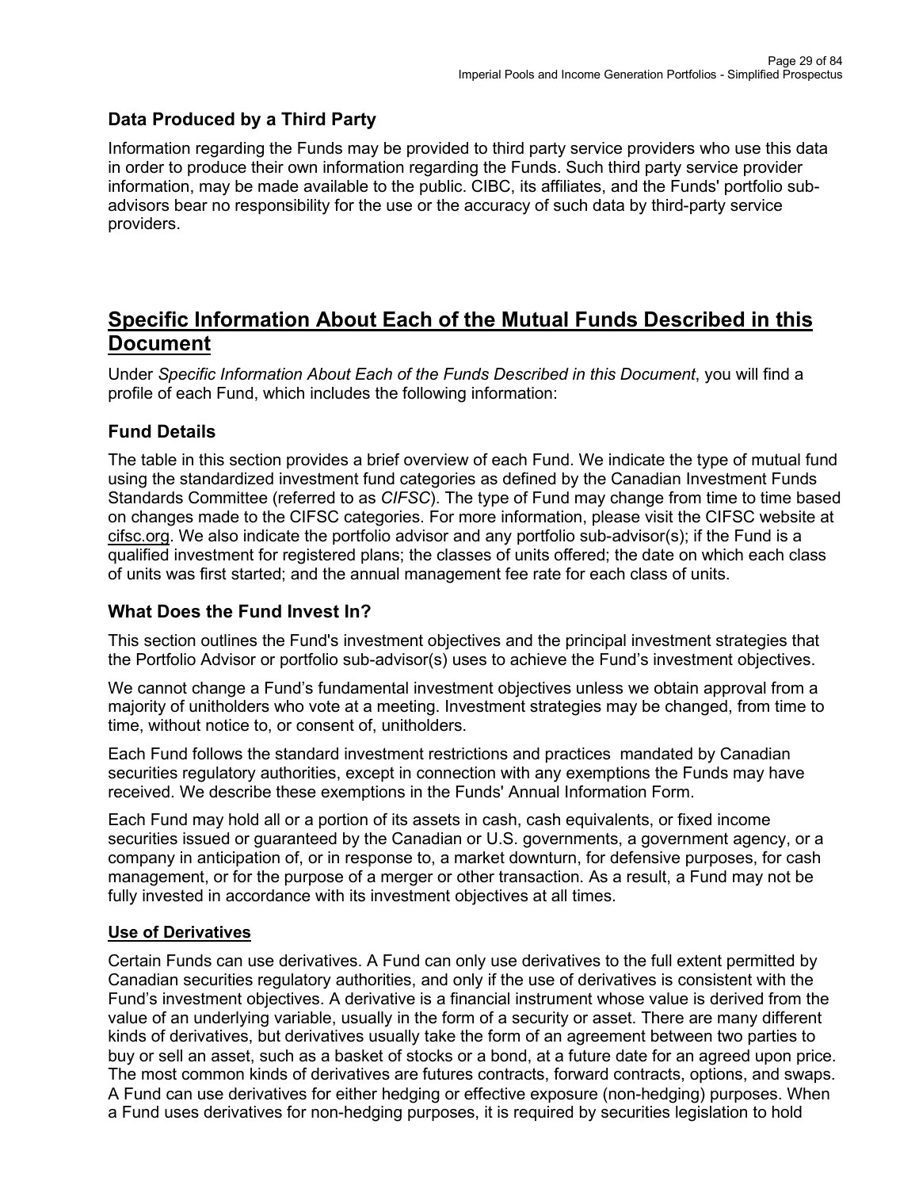### Data Produced by a Third Party

Information regarding the Funds may be provided to third party service providers who use this data in order to produce their own information regarding the Funds. Such third party service provider information, may be made available to the public. CIBC, its affiliates, and the Funds' portfolio sub-advisors bear no responsibility for the use or the accuracy of such data by third-party service providers.

## Specific Information About Each of the Mutual Funds Described in this Document

Under *Specific Information About Each of the Funds Described in this Document*, you will find a profile of each Fund, which includes the following information:

### Fund Details

The table in this section provides a brief overview of each Fund. We indicate the type of mutual fund using the standardized investment fund categories as defined by the Canadian Investment Funds Standards Committee (referred to as *CIFSC*). The type of Fund may change from time to time based on changes made to the CIFSC categories. For more information, please visit the CIFSC website at cifsc.org. We also indicate the portfolio advisor and any portfolio sub-advisor(s); if the Fund is a qualified investment for registered plans; the classes of units offered; the date on which each class of units was first started; and the annual management fee rate for each class of units.

### What Does the Fund Invest In?

This section outlines the Fund's investment objectives and the principal investment strategies that the Portfolio Advisor or portfolio sub-advisor(s) uses to achieve the Fund's investment objectives.

We cannot change a Fund's fundamental investment objectives unless we obtain approval from a majority of unitholders who vote at a meeting. Investment strategies may be changed, from time to time, without notice to, or consent of, unitholders.

Each Fund follows the standard investment restrictions and practices mandated by Canadian securities regulatory authorities, except in connection with any exemptions the Funds may have received. We describe these exemptions in the Funds' Annual Information Form.

Each Fund may hold all or a portion of its assets in cash, cash equivalents, or fixed income securities issued or guaranteed by the Canadian or U.S. governments, a government agency, or a company in anticipation of, or in response to, a market downturn, for defensive purposes, for cash management, or for the purpose of a merger or other transaction. As a result, a Fund may not be fully invested in accordance with its investment objectives at all times.

**Use of Derivatives**

Certain Funds can use derivatives. A Fund can only use derivatives to the full extent permitted by Canadian securities regulatory authorities, and only if the use of derivatives is consistent with the Fund's investment objectives. A derivative is a financial instrument whose value is derived from the value of an underlying variable, usually in the form of a security or asset. There are many different kinds of derivatives, but derivatives usually take the form of an agreement between two parties to buy or sell an asset, such as a basket of stocks or a bond, at a future date for an agreed upon price. The most common kinds of derivatives are futures contracts, forward contracts, options, and swaps. A Fund can use derivatives for either hedging or effective exposure (non-hedging) purposes. When a Fund uses derivatives for non-hedging purposes, it is required by securities legislation to hold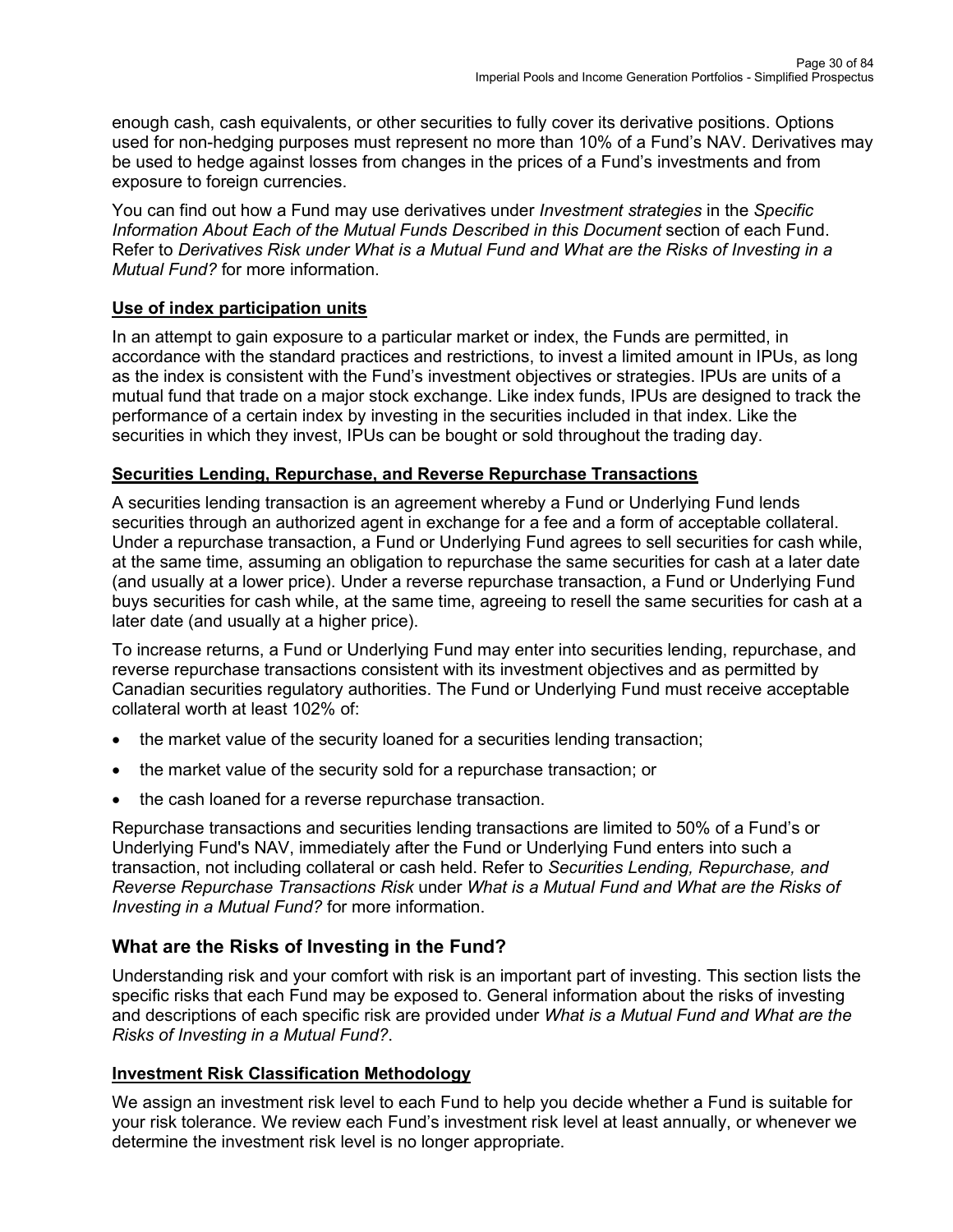enough cash, cash equivalents, or other securities to fully cover its derivative positions. Options used for non-hedging purposes must represent no more than 10% of a Fund's NAV. Derivatives may be used to hedge against losses from changes in the prices of a Fund's investments and from exposure to foreign currencies.

You can find out how a Fund may use derivatives under *Investment strategies* in the *Specific Information About Each of the Mutual Funds Described in this Document* section of each Fund. Refer to *Derivatives Risk under What is a Mutual Fund and What are the Risks of Investing in a Mutual Fund?* for more information.

### Use of index participation units

In an attempt to gain exposure to a particular market or index, the Funds are permitted, in accordance with the standard practices and restrictions, to invest a limited amount in IPUs, as long as the index is consistent with the Fund's investment objectives or strategies. IPUs are units of a mutual fund that trade on a major stock exchange. Like index funds, IPUs are designed to track the performance of a certain index by investing in the securities included in that index. Like the securities in which they invest, IPUs can be bought or sold throughout the trading day.

### Securities Lending, Repurchase, and Reverse Repurchase Transactions

A securities lending transaction is an agreement whereby a Fund or Underlying Fund lends securities through an authorized agent in exchange for a fee and a form of acceptable collateral. Under a repurchase transaction, a Fund or Underlying Fund agrees to sell securities for cash while, at the same time, assuming an obligation to repurchase the same securities for cash at a later date (and usually at a lower price). Under a reverse repurchase transaction, a Fund or Underlying Fund buys securities for cash while, at the same time, agreeing to resell the same securities for cash at a later date (and usually at a higher price).

To increase returns, a Fund or Underlying Fund may enter into securities lending, repurchase, and reverse repurchase transactions consistent with its investment objectives and as permitted by Canadian securities regulatory authorities. The Fund or Underlying Fund must receive acceptable collateral worth at least 102% of:

- the market value of the security loaned for a securities lending transaction;
- the market value of the security sold for a repurchase transaction; or
- the cash loaned for a reverse repurchase transaction.

Repurchase transactions and securities lending transactions are limited to 50% of a Fund's or Underlying Fund's NAV, immediately after the Fund or Underlying Fund enters into such a transaction, not including collateral or cash held. Refer to *Securities Lending, Repurchase, and Reverse Repurchase Transactions Risk* under *What is a Mutual Fund and What are the Risks of Investing in a Mutual Fund?* for more information.

## What are the Risks of Investing in the Fund?

Understanding risk and your comfort with risk is an important part of investing. This section lists the specific risks that each Fund may be exposed to. General information about the risks of investing and descriptions of each specific risk are provided under *What is a Mutual Fund and What are the Risks of Investing in a Mutual Fund?*.

### Investment Risk Classification Methodology

We assign an investment risk level to each Fund to help you decide whether a Fund is suitable for your risk tolerance. We review each Fund's investment risk level at least annually, or whenever we determine the investment risk level is no longer appropriate.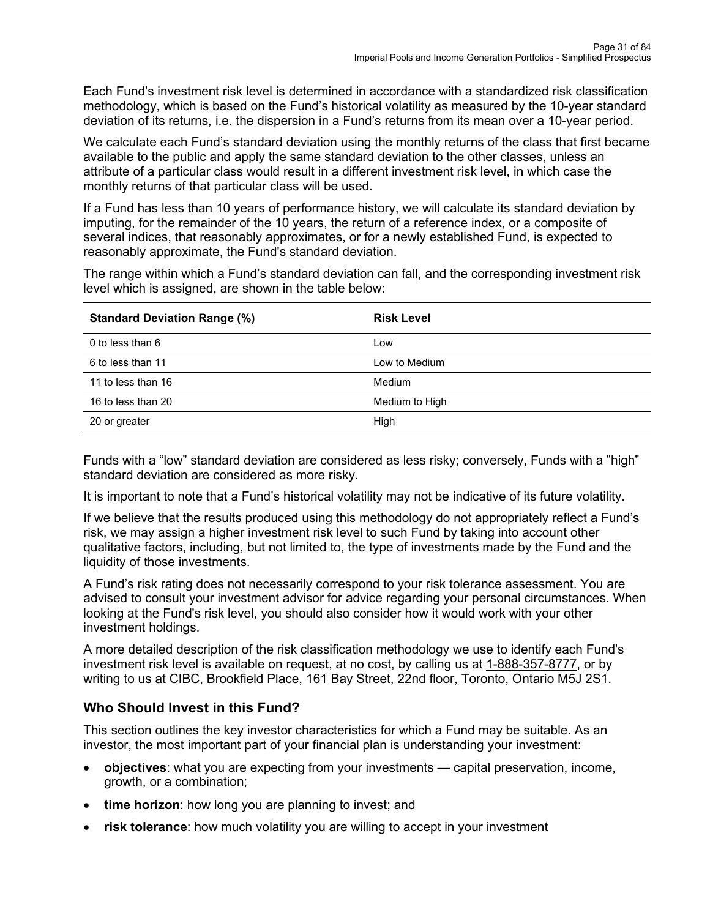Each Fund's investment risk level is determined in accordance with a standardized risk classification methodology, which is based on the Fund's historical volatility as measured by the 10-year standard deviation of its returns, i.e. the dispersion in a Fund's returns from its mean over a 10-year period.

We calculate each Fund's standard deviation using the monthly returns of the class that first became available to the public and apply the same standard deviation to the other classes, unless an attribute of a particular class would result in a different investment risk level, in which case the monthly returns of that particular class will be used.

If a Fund has less than 10 years of performance history, we will calculate its standard deviation by imputing, for the remainder of the 10 years, the return of a reference index, or a composite of several indices, that reasonably approximates, or for a newly established Fund, is expected to reasonably approximate, the Fund's standard deviation.

The range within which a Fund's standard deviation can fall, and the corresponding investment risk level which is assigned, are shown in the table below:

| Standard Deviation Range (%) | Risk Level |
|---|---|
| 0 to less than 6 | Low |
| 6 to less than 11 | Low to Medium |
| 11 to less than 16 | Medium |
| 16 to less than 20 | Medium to High |
| 20 or greater | High |

Funds with a "low" standard deviation are considered as less risky; conversely, Funds with a "high" standard deviation are considered as more risky.

It is important to note that a Fund's historical volatility may not be indicative of its future volatility.

If we believe that the results produced using this methodology do not appropriately reflect a Fund's risk, we may assign a higher investment risk level to such Fund by taking into account other qualitative factors, including, but not limited to, the type of investments made by the Fund and the liquidity of those investments.

A Fund's risk rating does not necessarily correspond to your risk tolerance assessment. You are advised to consult your investment advisor for advice regarding your personal circumstances. When looking at the Fund's risk level, you should also consider how it would work with your other investment holdings.

A more detailed description of the risk classification methodology we use to identify each Fund's investment risk level is available on request, at no cost, by calling us at 1-888-357-8777, or by writing to us at CIBC, Brookfield Place, 161 Bay Street, 22nd floor, Toronto, Ontario M5J 2S1.

## Who Should Invest in this Fund?

This section outlines the key investor characteristics for which a Fund may be suitable. As an investor, the most important part of your financial plan is understanding your investment:

- **objectives**: what you are expecting from your investments — capital preservation, income, growth, or a combination;
- **time horizon**: how long you are planning to invest; and
- **risk tolerance**: how much volatility you are willing to accept in your investment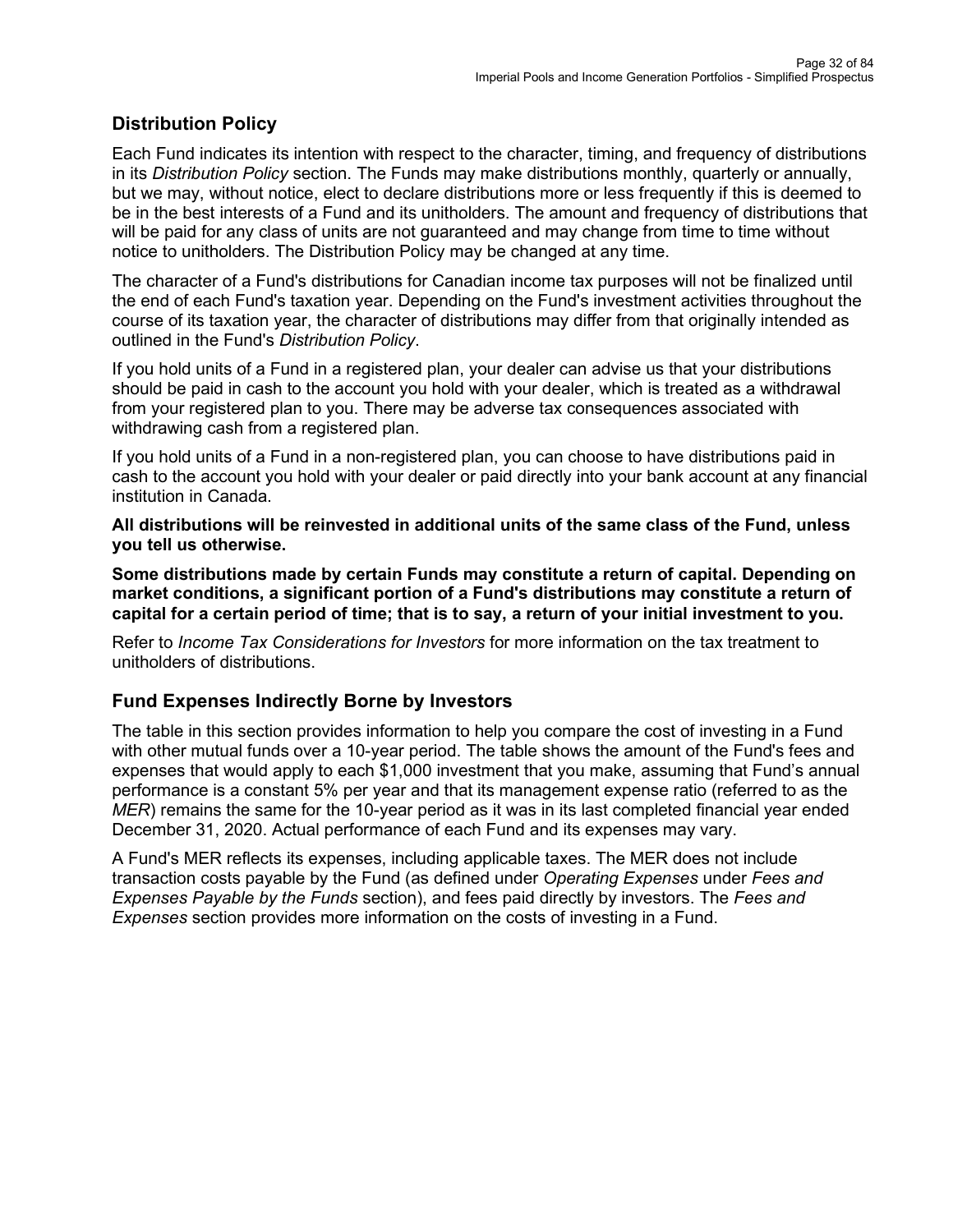## Distribution Policy

Each Fund indicates its intention with respect to the character, timing, and frequency of distributions in its *Distribution Policy* section. The Funds may make distributions monthly, quarterly or annually, but we may, without notice, elect to declare distributions more or less frequently if this is deemed to be in the best interests of a Fund and its unitholders. The amount and frequency of distributions that will be paid for any class of units are not guaranteed and may change from time to time without notice to unitholders. The Distribution Policy may be changed at any time.

The character of a Fund's distributions for Canadian income tax purposes will not be finalized until the end of each Fund's taxation year. Depending on the Fund's investment activities throughout the course of its taxation year, the character of distributions may differ from that originally intended as outlined in the Fund's *Distribution Policy*.

If you hold units of a Fund in a registered plan, your dealer can advise us that your distributions should be paid in cash to the account you hold with your dealer, which is treated as a withdrawal from your registered plan to you. There may be adverse tax consequences associated with withdrawing cash from a registered plan.

If you hold units of a Fund in a non-registered plan, you can choose to have distributions paid in cash to the account you hold with your dealer or paid directly into your bank account at any financial institution in Canada.

**All distributions will be reinvested in additional units of the same class of the Fund, unless you tell us otherwise.**

**Some distributions made by certain Funds may constitute a return of capital. Depending on market conditions, a significant portion of a Fund's distributions may constitute a return of capital for a certain period of time; that is to say, a return of your initial investment to you.**

Refer to *Income Tax Considerations for Investors* for more information on the tax treatment to unitholders of distributions.

## Fund Expenses Indirectly Borne by Investors

The table in this section provides information to help you compare the cost of investing in a Fund with other mutual funds over a 10-year period. The table shows the amount of the Fund's fees and expenses that would apply to each $1,000 investment that you make, assuming that Fund’s annual performance is a constant 5% per year and that its management expense ratio (referred to as the *MER*) remains the same for the 10-year period as it was in its last completed financial year ended December 31, 2020. Actual performance of each Fund and its expenses may vary.

A Fund's MER reflects its expenses, including applicable taxes. The MER does not include transaction costs payable by the Fund (as defined under *Operating Expenses* under *Fees and Expenses Payable by the Funds* section), and fees paid directly by investors. The *Fees and Expenses* section provides more information on the costs of investing in a Fund.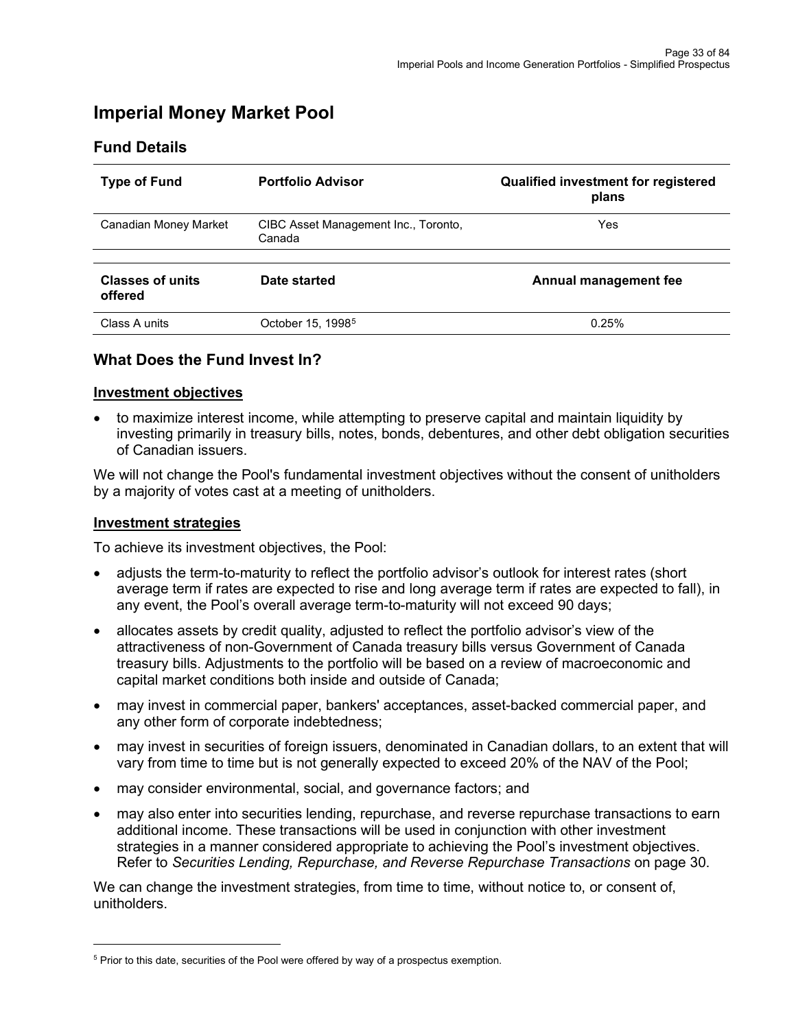# Imperial Money Market Pool

## Fund Details

| Type of Fund | Portfolio Advisor | Qualified investment for registered plans |
|---|---|---|
| Canadian Money Market | CIBC Asset Management Inc., Toronto, Canada | Yes |

| Classes of units offered | Date started | Annual management fee |
|---|---|---|
| Class A units | October 15, 1998[5] | 0.25% |

## What Does the Fund Invest In?

### Investment objectives

- to maximize interest income, while attempting to preserve capital and maintain liquidity by investing primarily in treasury bills, notes, bonds, debentures, and other debt obligation securities of Canadian issuers.

We will not change the Pool's fundamental investment objectives without the consent of unitholders by a majority of votes cast at a meeting of unitholders.

### Investment strategies

To achieve its investment objectives, the Pool:

- adjusts the term-to-maturity to reflect the portfolio advisor's outlook for interest rates (short average term if rates are expected to rise and long average term if rates are expected to fall), in any event, the Pool's overall average term-to-maturity will not exceed 90 days;
- allocates assets by credit quality, adjusted to reflect the portfolio advisor's view of the attractiveness of non-Government of Canada treasury bills versus Government of Canada treasury bills. Adjustments to the portfolio will be based on a review of macroeconomic and capital market conditions both inside and outside of Canada;
- may invest in commercial paper, bankers' acceptances, asset-backed commercial paper, and any other form of corporate indebtedness;
- may invest in securities of foreign issuers, denominated in Canadian dollars, to an extent that will vary from time to time but is not generally expected to exceed 20% of the NAV of the Pool;
- may consider environmental, social, and governance factors; and
- may also enter into securities lending, repurchase, and reverse repurchase transactions to earn additional income. These transactions will be used in conjunction with other investment strategies in a manner considered appropriate to achieving the Pool's investment objectives. Refer to *Securities Lending, Repurchase, and Reverse Repurchase Transactions* on page 30.

We can change the investment strategies, from time to time, without notice to, or consent of, unitholders.

[5] Prior to this date, securities of the Pool were offered by way of a prospectus exemption.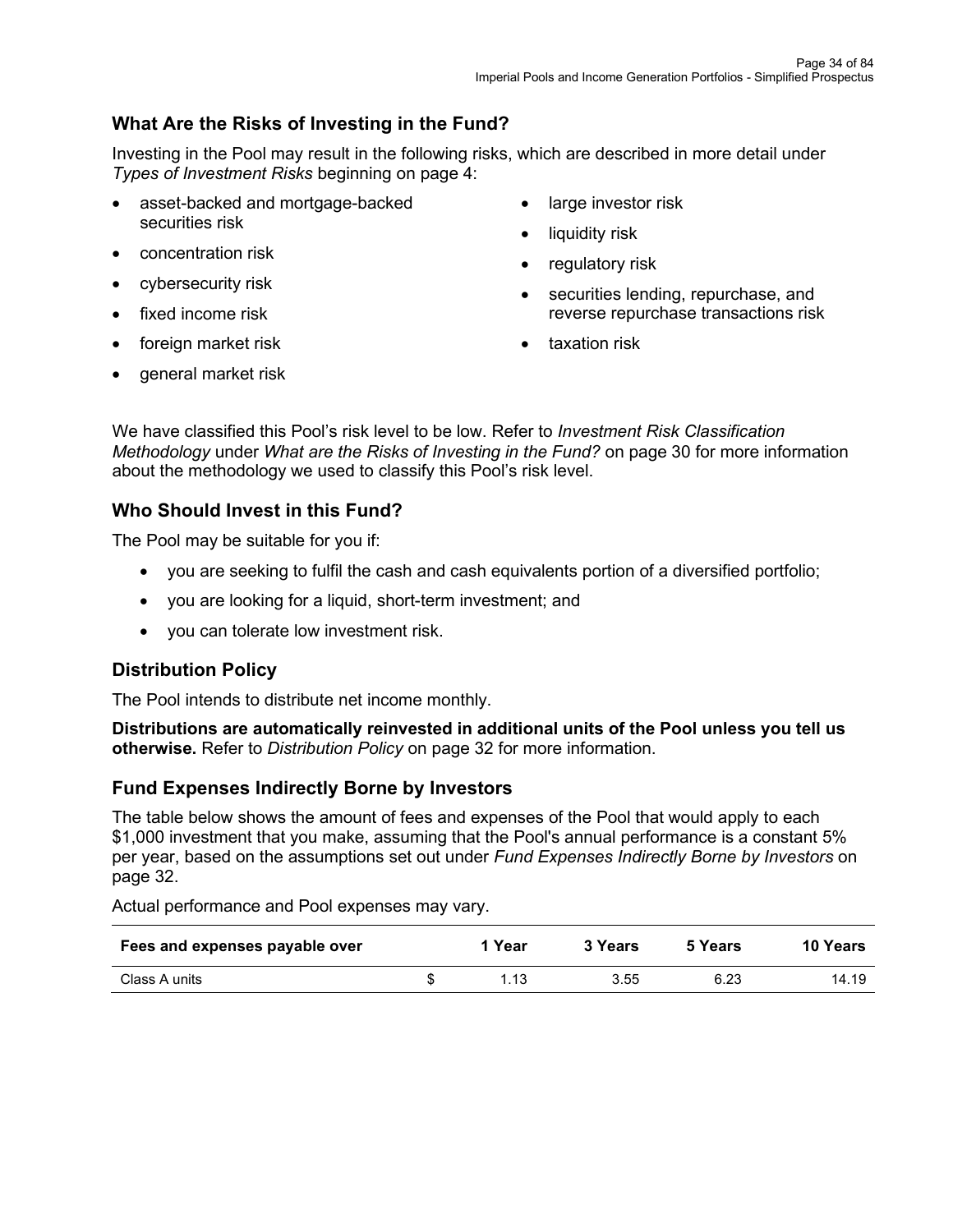## What Are the Risks of Investing in the Fund?

Investing in the Pool may result in the following risks, which are described in more detail under *Types of Investment Risks* beginning on page 4:

- asset-backed and mortgage-backed securities risk
- concentration risk
- cybersecurity risk
- fixed income risk
- foreign market risk
- general market risk
- large investor risk
- liquidity risk
- regulatory risk
- securities lending, repurchase, and reverse repurchase transactions risk
- taxation risk

We have classified this Pool's risk level to be low. Refer to *Investment Risk Classification Methodology* under *What are the Risks of Investing in the Fund?* on page 30 for more information about the methodology we used to classify this Pool's risk level.

## Who Should Invest in this Fund?

The Pool may be suitable for you if:

- you are seeking to fulfil the cash and cash equivalents portion of a diversified portfolio;
- you are looking for a liquid, short-term investment; and
- you can tolerate low investment risk.

## Distribution Policy

The Pool intends to distribute net income monthly.

**Distributions are automatically reinvested in additional units of the Pool unless you tell us otherwise.** Refer to *Distribution Policy* on page 32 for more information.

## Fund Expenses Indirectly Borne by Investors

The table below shows the amount of fees and expenses of the Pool that would apply to each $1,000 investment that you make, assuming that the Pool's annual performance is a constant 5% per year, based on the assumptions set out under *Fund Expenses Indirectly Borne by Investors* on page 32.

Actual performance and Pool expenses may vary.

| Fees and expenses payable over | | 1 Year | 3 Years | 5 Years | 10 Years |
|---|---|---|---|---|---|
| Class A units | $ | 1.13 | 3.55 | 6.23 | 14.19 |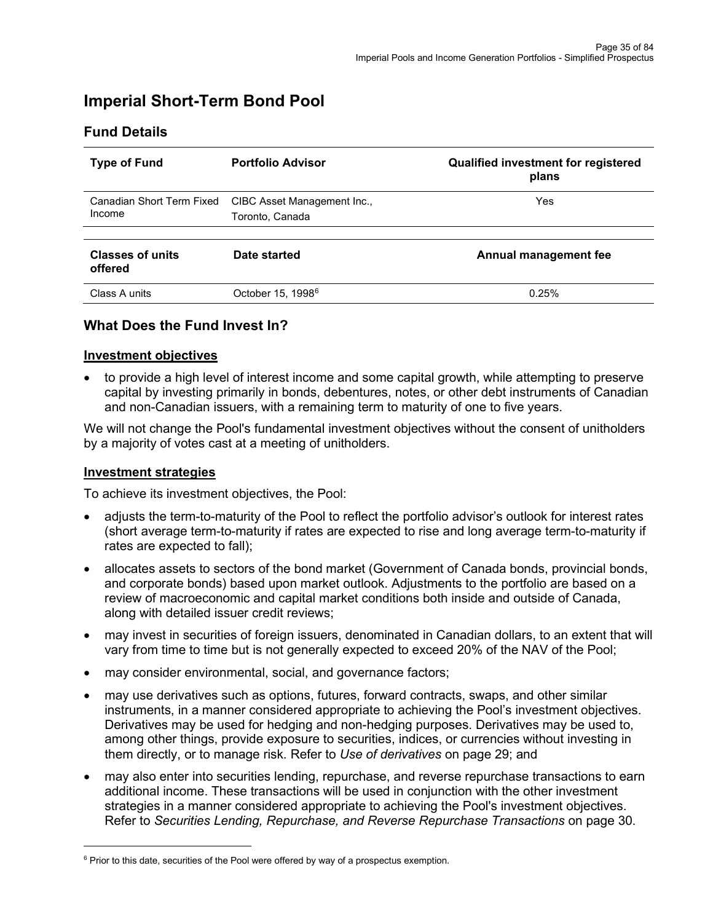# Imperial Short-Term Bond Pool

## Fund Details

| Type of Fund | Portfolio Advisor | Qualified investment for registered plans |
|---|---|---|
| Canadian Short Term Fixed Income | CIBC Asset Management Inc., Toronto, Canada | Yes |

| Classes of units offered | Date started | Annual management fee |
|---|---|---|
| Class A units | October 15, 1998[6] | 0.25% |

## What Does the Fund Invest In?

### Investment objectives

- to provide a high level of interest income and some capital growth, while attempting to preserve capital by investing primarily in bonds, debentures, notes, or other debt instruments of Canadian and non-Canadian issuers, with a remaining term to maturity of one to five years.

We will not change the Pool's fundamental investment objectives without the consent of unitholders by a majority of votes cast at a meeting of unitholders.

### Investment strategies

To achieve its investment objectives, the Pool:

- adjusts the term-to-maturity of the Pool to reflect the portfolio advisor's outlook for interest rates (short average term-to-maturity if rates are expected to rise and long average term-to-maturity if rates are expected to fall);
- allocates assets to sectors of the bond market (Government of Canada bonds, provincial bonds, and corporate bonds) based upon market outlook. Adjustments to the portfolio are based on a review of macroeconomic and capital market conditions both inside and outside of Canada, along with detailed issuer credit reviews;
- may invest in securities of foreign issuers, denominated in Canadian dollars, to an extent that will vary from time to time but is not generally expected to exceed 20% of the NAV of the Pool;
- may consider environmental, social, and governance factors;
- may use derivatives such as options, futures, forward contracts, swaps, and other similar instruments, in a manner considered appropriate to achieving the Pool's investment objectives. Derivatives may be used for hedging and non-hedging purposes. Derivatives may be used to, among other things, provide exposure to securities, indices, or currencies without investing in them directly, or to manage risk. Refer to *Use of derivatives* on page 29; and
- may also enter into securities lending, repurchase, and reverse repurchase transactions to earn additional income. These transactions will be used in conjunction with the other investment strategies in a manner considered appropriate to achieving the Pool's investment objectives. Refer to *Securities Lending, Repurchase, and Reverse Repurchase Transactions* on page 30.

[6] Prior to this date, securities of the Pool were offered by way of a prospectus exemption.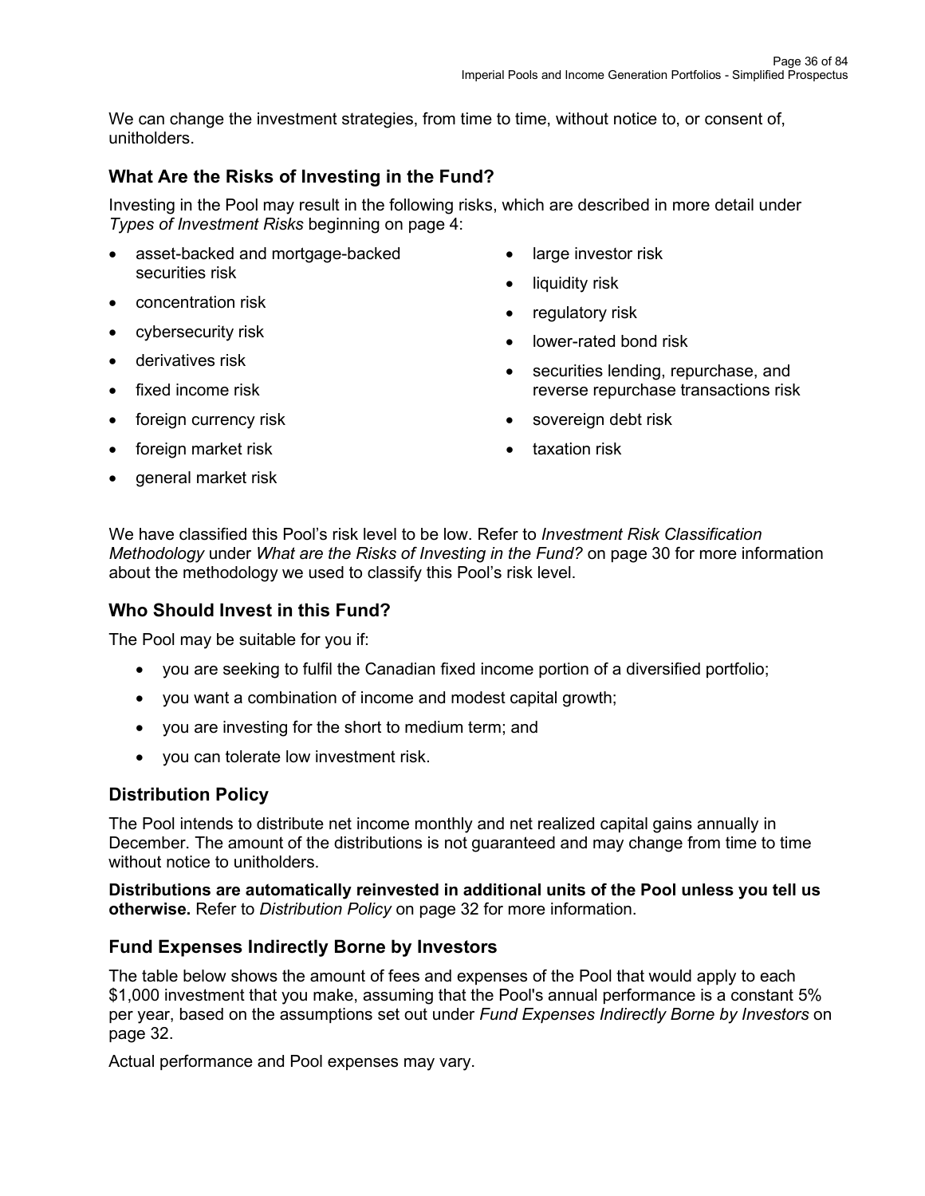We can change the investment strategies, from time to time, without notice to, or consent of, unitholders.

## What Are the Risks of Investing in the Fund?

Investing in the Pool may result in the following risks, which are described in more detail under *Types of Investment Risks* beginning on page 4:

- asset-backed and mortgage-backed securities risk
- concentration risk
- cybersecurity risk
- derivatives risk
- fixed income risk
- foreign currency risk
- foreign market risk
- general market risk
- large investor risk
- liquidity risk
- regulatory risk
- lower-rated bond risk
- securities lending, repurchase, and reverse repurchase transactions risk
- sovereign debt risk
- taxation risk

We have classified this Pool's risk level to be low. Refer to *Investment Risk Classification Methodology* under *What are the Risks of Investing in the Fund?* on page 30 for more information about the methodology we used to classify this Pool's risk level.

## Who Should Invest in this Fund?

The Pool may be suitable for you if:

- you are seeking to fulfil the Canadian fixed income portion of a diversified portfolio;
- you want a combination of income and modest capital growth;
- you are investing for the short to medium term; and
- you can tolerate low investment risk.

## Distribution Policy

The Pool intends to distribute net income monthly and net realized capital gains annually in December. The amount of the distributions is not guaranteed and may change from time to time without notice to unitholders.

**Distributions are automatically reinvested in additional units of the Pool unless you tell us otherwise.** Refer to *Distribution Policy* on page 32 for more information.

## Fund Expenses Indirectly Borne by Investors

The table below shows the amount of fees and expenses of the Pool that would apply to each $1,000 investment that you make, assuming that the Pool's annual performance is a constant 5% per year, based on the assumptions set out under *Fund Expenses Indirectly Borne by Investors* on page 32.

Actual performance and Pool expenses may vary.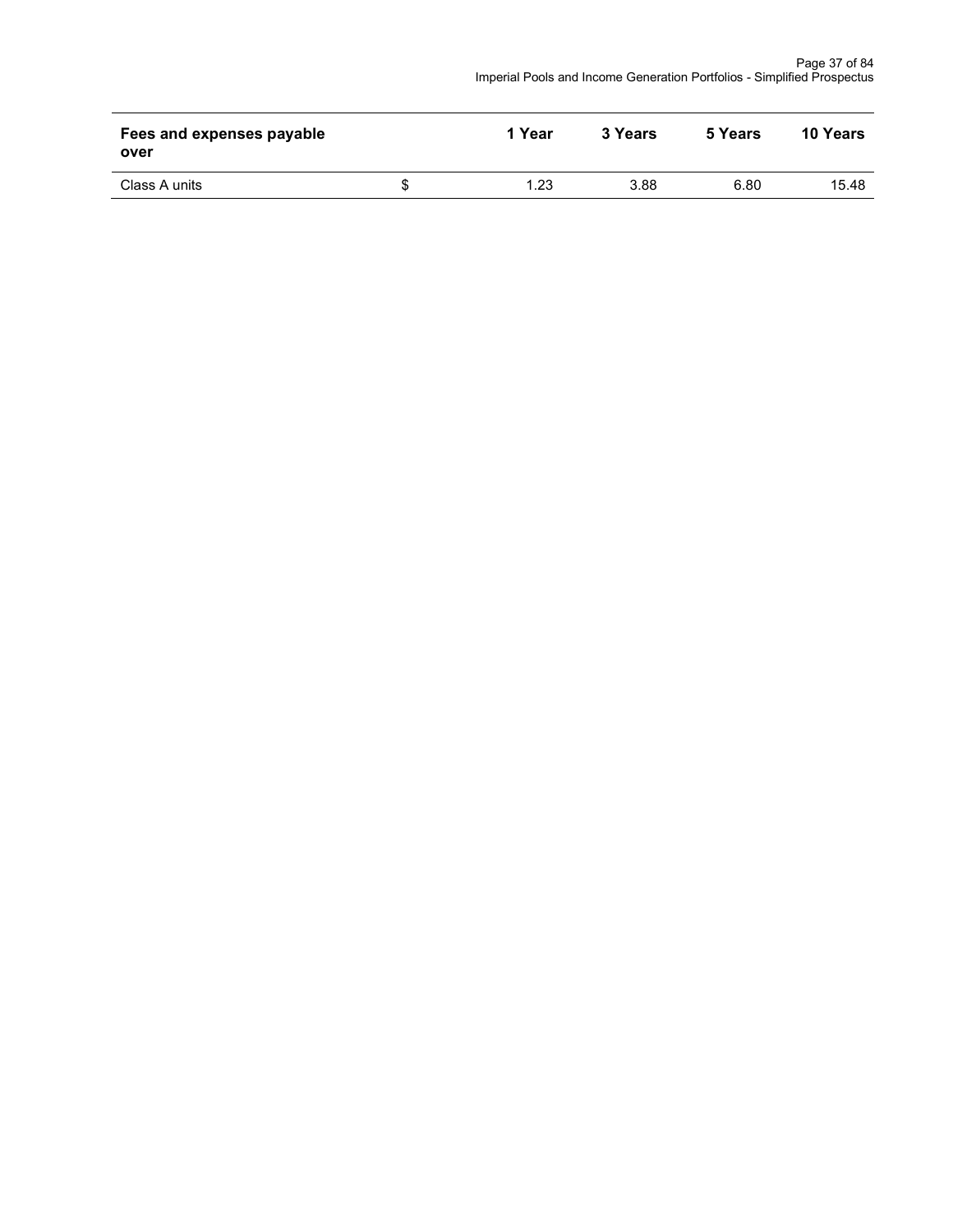| Fees and expenses payable over | | 1 Year | 3 Years | 5 Years | 10 Years |
|---|---|---|---|---|---|
| Class A units | $ | 1.23 | 3.88 | 6.80 | 15.48 |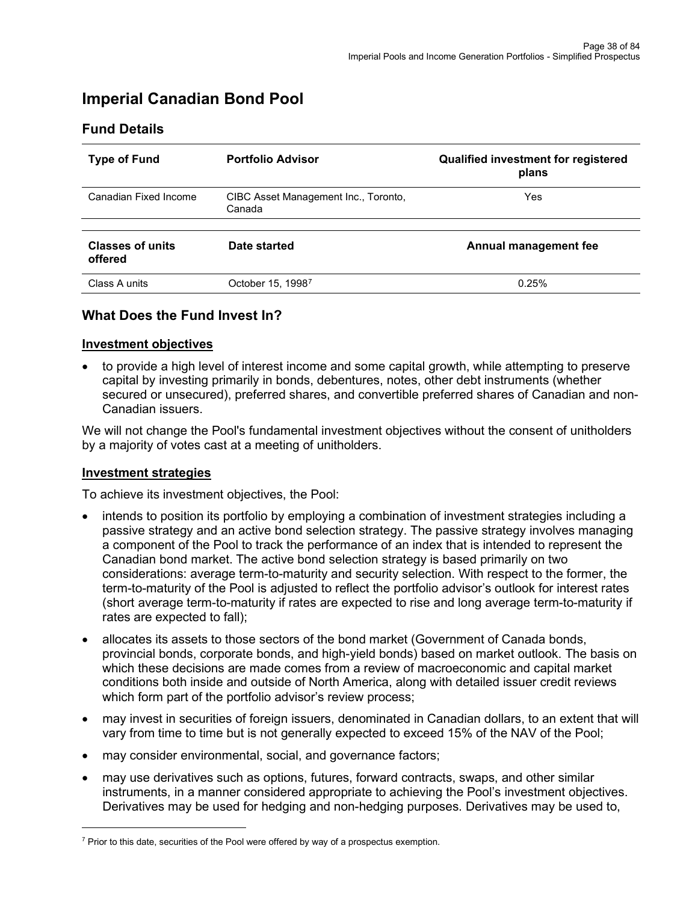# Imperial Canadian Bond Pool

## Fund Details

| Type of Fund | Portfolio Advisor | Qualified investment for registered plans |
|---|---|---|
| Canadian Fixed Income | CIBC Asset Management Inc., Toronto, Canada | Yes |

| Classes of units offered | Date started | Annual management fee |
|---|---|---|
| Class A units | October 15, 1998[7] | 0.25% |

## What Does the Fund Invest In?

### Investment objectives

- to provide a high level of interest income and some capital growth, while attempting to preserve capital by investing primarily in bonds, debentures, notes, other debt instruments (whether secured or unsecured), preferred shares, and convertible preferred shares of Canadian and non-Canadian issuers.

We will not change the Pool's fundamental investment objectives without the consent of unitholders by a majority of votes cast at a meeting of unitholders.

### Investment strategies

To achieve its investment objectives, the Pool:

- intends to position its portfolio by employing a combination of investment strategies including a passive strategy and an active bond selection strategy. The passive strategy involves managing a component of the Pool to track the performance of an index that is intended to represent the Canadian bond market. The active bond selection strategy is based primarily on two considerations: average term-to-maturity and security selection. With respect to the former, the term-to-maturity of the Pool is adjusted to reflect the portfolio advisor's outlook for interest rates (short average term-to-maturity if rates are expected to rise and long average term-to-maturity if rates are expected to fall);
- allocates its assets to those sectors of the bond market (Government of Canada bonds, provincial bonds, corporate bonds, and high-yield bonds) based on market outlook. The basis on which these decisions are made comes from a review of macroeconomic and capital market conditions both inside and outside of North America, along with detailed issuer credit reviews which form part of the portfolio advisor's review process;
- may invest in securities of foreign issuers, denominated in Canadian dollars, to an extent that will vary from time to time but is not generally expected to exceed 15% of the NAV of the Pool;
- may consider environmental, social, and governance factors;
- may use derivatives such as options, futures, forward contracts, swaps, and other similar instruments, in a manner considered appropriate to achieving the Pool's investment objectives. Derivatives may be used for hedging and non-hedging purposes. Derivatives may be used to,

[7] Prior to this date, securities of the Pool were offered by way of a prospectus exemption.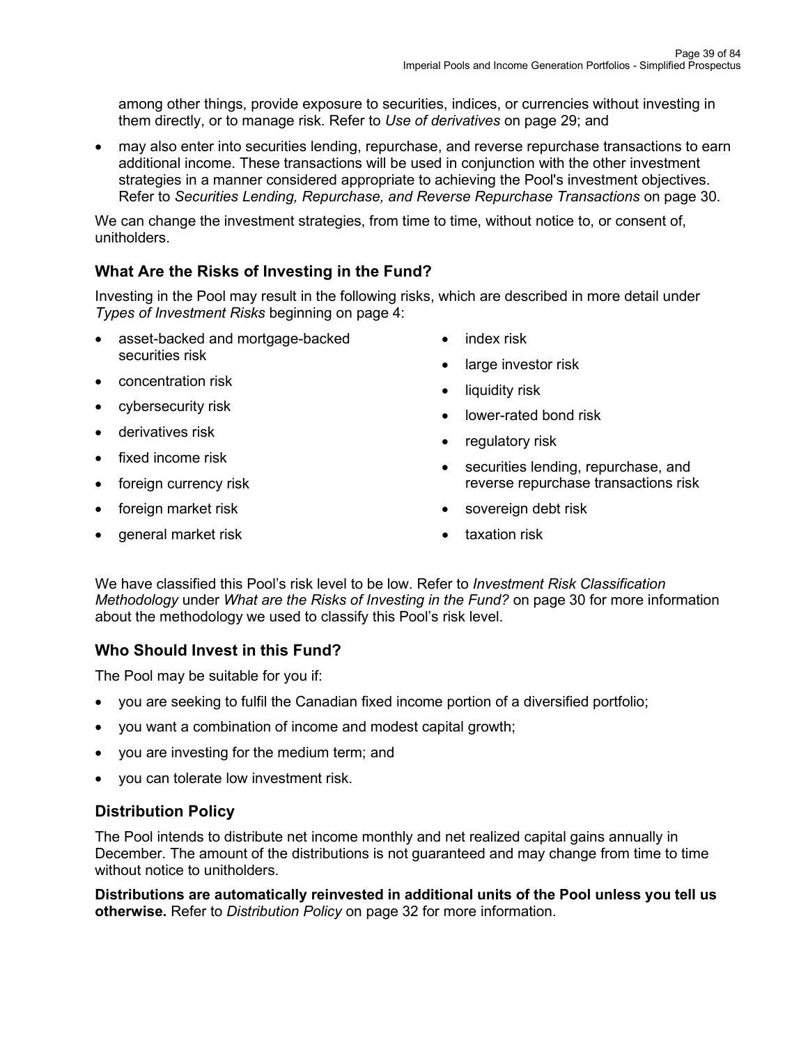among other things, provide exposure to securities, indices, or currencies without investing in them directly, or to manage risk. Refer to *Use of derivatives* on page 29; and

- may also enter into securities lending, repurchase, and reverse repurchase transactions to earn additional income. These transactions will be used in conjunction with the other investment strategies in a manner considered appropriate to achieving the Pool's investment objectives. Refer to *Securities Lending, Repurchase, and Reverse Repurchase Transactions* on page 30.

We can change the investment strategies, from time to time, without notice to, or consent of, unitholders.

## What Are the Risks of Investing in the Fund?

Investing in the Pool may result in the following risks, which are described in more detail under *Types of Investment Risks* beginning on page 4:

- asset-backed and mortgage-backed securities risk
- concentration risk
- cybersecurity risk
- derivatives risk
- fixed income risk
- foreign currency risk
- foreign market risk
- general market risk
- index risk
- large investor risk
- liquidity risk
- lower-rated bond risk
- regulatory risk
- securities lending, repurchase, and reverse repurchase transactions risk
- sovereign debt risk
- taxation risk

We have classified this Pool's risk level to be low. Refer to *Investment Risk Classification Methodology* under *What are the Risks of Investing in the Fund?* on page 30 for more information about the methodology we used to classify this Pool's risk level.

## Who Should Invest in this Fund?

The Pool may be suitable for you if:

- you are seeking to fulfil the Canadian fixed income portion of a diversified portfolio;
- you want a combination of income and modest capital growth;
- you are investing for the medium term; and
- you can tolerate low investment risk.

## Distribution Policy

The Pool intends to distribute net income monthly and net realized capital gains annually in December. The amount of the distributions is not guaranteed and may change from time to time without notice to unitholders.

**Distributions are automatically reinvested in additional units of the Pool unless you tell us otherwise.** Refer to *Distribution Policy* on page 32 for more information.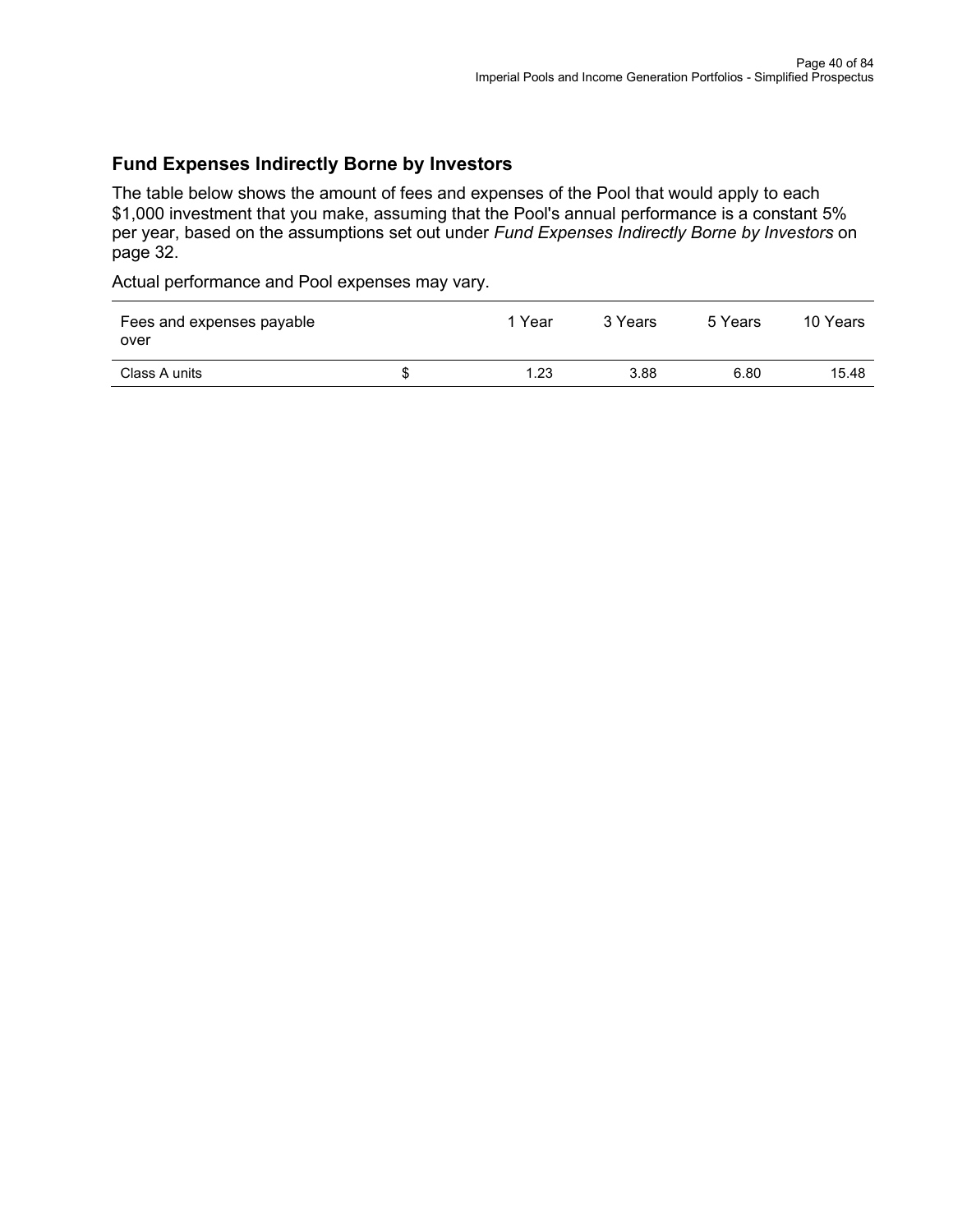## Fund Expenses Indirectly Borne by Investors

The table below shows the amount of fees and expenses of the Pool that would apply to each $1,000 investment that you make, assuming that the Pool's annual performance is a constant 5% per year, based on the assumptions set out under *Fund Expenses Indirectly Borne by Investors* on page 32.

Actual performance and Pool expenses may vary.

| Fees and expenses payable over | | 1 Year | 3 Years | 5 Years | 10 Years |
|---|---|---|---|---|---|
| Class A units | $ | 1.23 | 3.88 | 6.80 | 15.48 |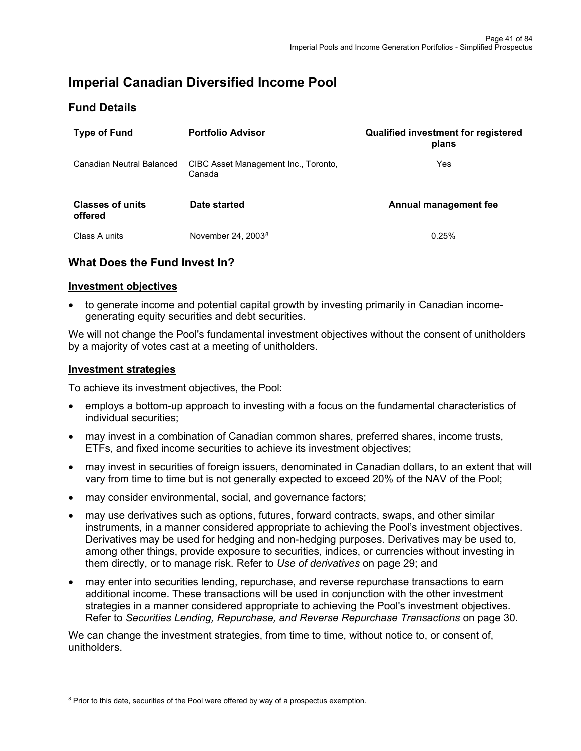# Imperial Canadian Diversified Income Pool

## Fund Details

| Type of Fund | Portfolio Advisor | Qualified investment for registered plans |
|---|---|---|
| Canadian Neutral Balanced | CIBC Asset Management Inc., Toronto, Canada | Yes |

| Classes of units offered | Date started | Annual management fee |
|---|---|---|
| Class A units | November 24, 2003[8] | 0.25% |

## What Does the Fund Invest In?

### Investment objectives

- to generate income and potential capital growth by investing primarily in Canadian income-generating equity securities and debt securities.

We will not change the Pool's fundamental investment objectives without the consent of unitholders by a majority of votes cast at a meeting of unitholders.

### Investment strategies

To achieve its investment objectives, the Pool:

- employs a bottom-up approach to investing with a focus on the fundamental characteristics of individual securities;
- may invest in a combination of Canadian common shares, preferred shares, income trusts, ETFs, and fixed income securities to achieve its investment objectives;
- may invest in securities of foreign issuers, denominated in Canadian dollars, to an extent that will vary from time to time but is not generally expected to exceed 20% of the NAV of the Pool;
- may consider environmental, social, and governance factors;
- may use derivatives such as options, futures, forward contracts, swaps, and other similar instruments, in a manner considered appropriate to achieving the Pool's investment objectives. Derivatives may be used for hedging and non-hedging purposes. Derivatives may be used to, among other things, provide exposure to securities, indices, or currencies without investing in them directly, or to manage risk. Refer to *Use of derivatives* on page 29; and
- may enter into securities lending, repurchase, and reverse repurchase transactions to earn additional income. These transactions will be used in conjunction with the other investment strategies in a manner considered appropriate to achieving the Pool's investment objectives. Refer to *Securities Lending, Repurchase, and Reverse Repurchase Transactions* on page 30.

We can change the investment strategies, from time to time, without notice to, or consent of, unitholders.

[8] Prior to this date, securities of the Pool were offered by way of a prospectus exemption.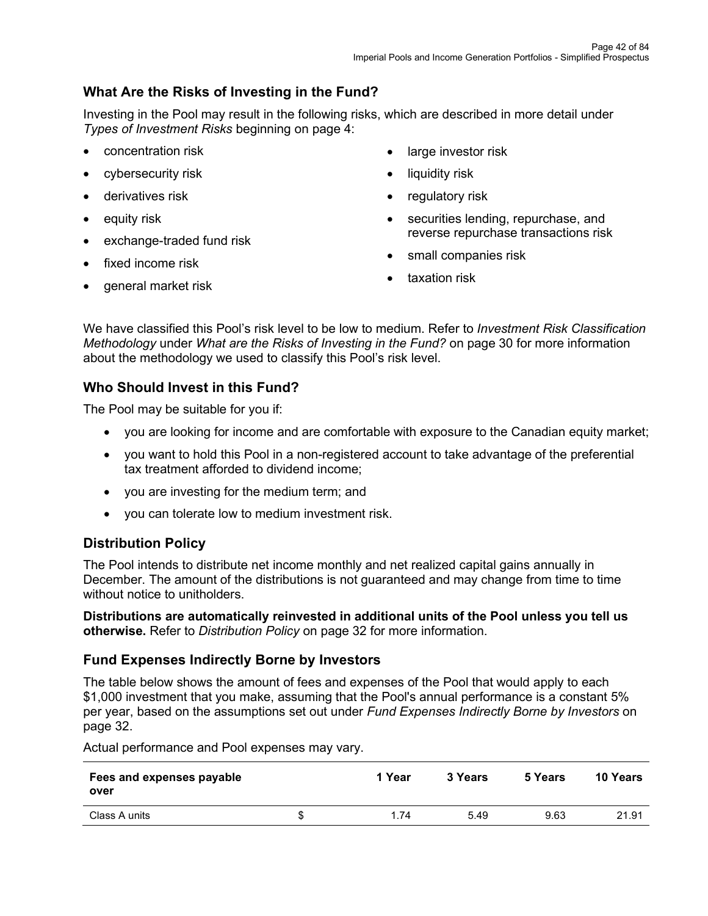## What Are the Risks of Investing in the Fund?

Investing in the Pool may result in the following risks, which are described in more detail under *Types of Investment Risks* beginning on page 4:

- concentration risk
- cybersecurity risk
- derivatives risk
- equity risk
- exchange-traded fund risk
- fixed income risk
- general market risk
- large investor risk
- liquidity risk
- regulatory risk
- securities lending, repurchase, and reverse repurchase transactions risk
- small companies risk
- taxation risk

We have classified this Pool's risk level to be low to medium. Refer to *Investment Risk Classification Methodology* under *What are the Risks of Investing in the Fund?* on page 30 for more information about the methodology we used to classify this Pool's risk level.

## Who Should Invest in this Fund?

The Pool may be suitable for you if:

- you are looking for income and are comfortable with exposure to the Canadian equity market;
- you want to hold this Pool in a non-registered account to take advantage of the preferential tax treatment afforded to dividend income;
- you are investing for the medium term; and
- you can tolerate low to medium investment risk.

## Distribution Policy

The Pool intends to distribute net income monthly and net realized capital gains annually in December. The amount of the distributions is not guaranteed and may change from time to time without notice to unitholders.

**Distributions are automatically reinvested in additional units of the Pool unless you tell us otherwise.** Refer to *Distribution Policy* on page 32 for more information.

## Fund Expenses Indirectly Borne by Investors

The table below shows the amount of fees and expenses of the Pool that would apply to each $1,000 investment that you make, assuming that the Pool's annual performance is a constant 5% per year, based on the assumptions set out under *Fund Expenses Indirectly Borne by Investors* on page 32.

Actual performance and Pool expenses may vary.

| Fees and expenses payable over | | 1 Year | 3 Years | 5 Years | 10 Years |
|---|---|---|---|---|---|
| Class A units | $ | 1.74 | 5.49 | 9.63 | 21.91 |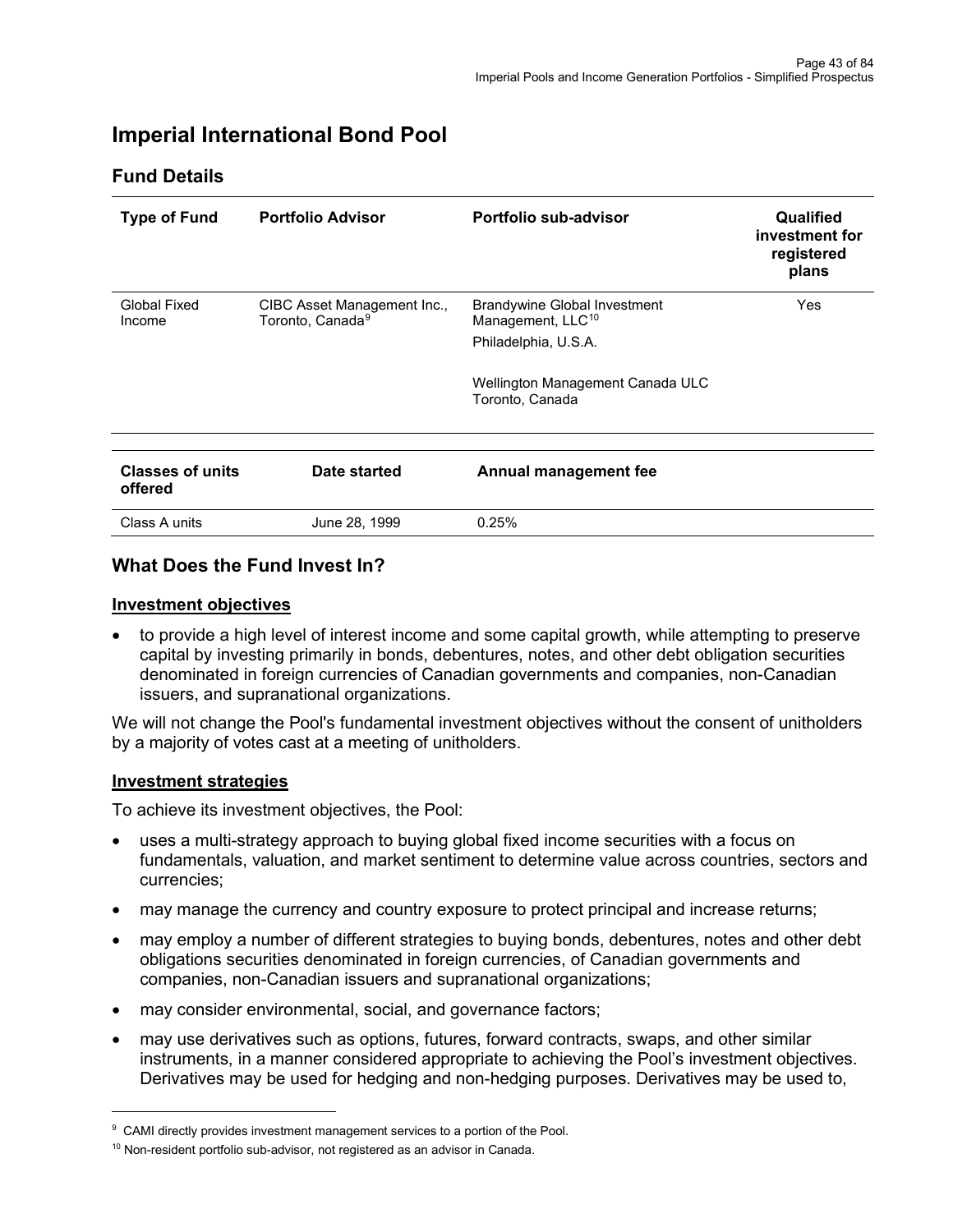# Imperial International Bond Pool

## Fund Details

| Type of Fund | Portfolio Advisor | Portfolio sub-advisor | Qualified investment for registered plans |
|---|---|---|---|
| Global Fixed Income | CIBC Asset Management Inc., Toronto, Canada[9] | Brandywine Global Investment Management, LLC[10] Philadelphia, U.S.A.<br><br>Wellington Management Canada ULC Toronto, Canada | Yes |

| Classes of units offered | Date started | Annual management fee |
|---|---|---|
| Class A units | June 28, 1999 | 0.25% |

## What Does the Fund Invest In?

### Investment objectives

- to provide a high level of interest income and some capital growth, while attempting to preserve capital by investing primarily in bonds, debentures, notes, and other debt obligation securities denominated in foreign currencies of Canadian governments and companies, non-Canadian issuers, and supranational organizations.

We will not change the Pool's fundamental investment objectives without the consent of unitholders by a majority of votes cast at a meeting of unitholders.

### Investment strategies

To achieve its investment objectives, the Pool:

- uses a multi-strategy approach to buying global fixed income securities with a focus on fundamentals, valuation, and market sentiment to determine value across countries, sectors and currencies;
- may manage the currency and country exposure to protect principal and increase returns;
- may employ a number of different strategies to buying bonds, debentures, notes and other debt obligations securities denominated in foreign currencies, of Canadian governments and companies, non-Canadian issuers and supranational organizations;
- may consider environmental, social, and governance factors;
- may use derivatives such as options, futures, forward contracts, swaps, and other similar instruments, in a manner considered appropriate to achieving the Pool's investment objectives. Derivatives may be used for hedging and non-hedging purposes. Derivatives may be used to,

---

[9] CAMI directly provides investment management services to a portion of the Pool.

[10] Non-resident portfolio sub-advisor, not registered as an advisor in Canada.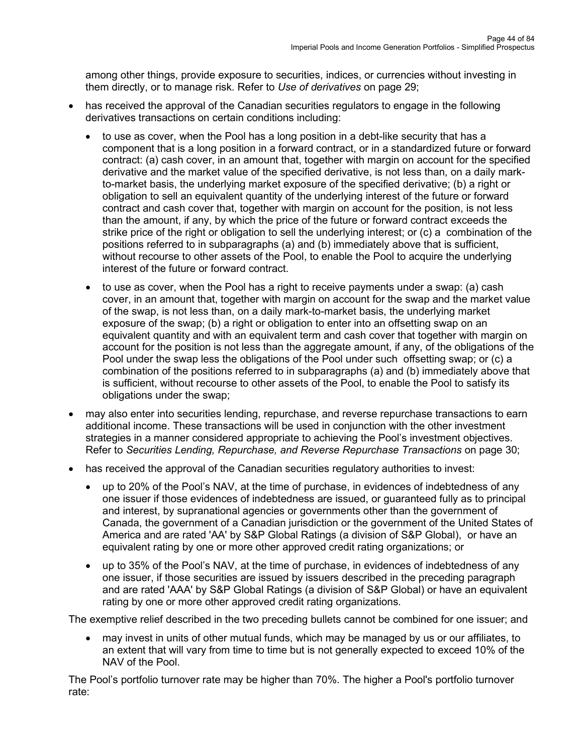among other things, provide exposure to securities, indices, or currencies without investing in them directly, or to manage risk. Refer to *Use of derivatives* on page 29;

- has received the approval of the Canadian securities regulators to engage in the following derivatives transactions on certain conditions including:
  - to use as cover, when the Pool has a long position in a debt-like security that has a component that is a long position in a forward contract, or in a standardized future or forward contract: (a) cash cover, in an amount that, together with margin on account for the specified derivative and the market value of the specified derivative, is not less than, on a daily mark-to-market basis, the underlying market exposure of the specified derivative; (b) a right or obligation to sell an equivalent quantity of the underlying interest of the future or forward contract and cash cover that, together with margin on account for the position, is not less than the amount, if any, by which the price of the future or forward contract exceeds the strike price of the right or obligation to sell the underlying interest; or (c) a combination of the positions referred to in subparagraphs (a) and (b) immediately above that is sufficient, without recourse to other assets of the Pool, to enable the Pool to acquire the underlying interest of the future or forward contract.
  - to use as cover, when the Pool has a right to receive payments under a swap: (a) cash cover, in an amount that, together with margin on account for the swap and the market value of the swap, is not less than, on a daily mark-to-market basis, the underlying market exposure of the swap; (b) a right or obligation to enter into an offsetting swap on an equivalent quantity and with an equivalent term and cash cover that together with margin on account for the position is not less than the aggregate amount, if any, of the obligations of the Pool under the swap less the obligations of the Pool under such offsetting swap; or (c) a combination of the positions referred to in subparagraphs (a) and (b) immediately above that is sufficient, without recourse to other assets of the Pool, to enable the Pool to satisfy its obligations under the swap;
- may also enter into securities lending, repurchase, and reverse repurchase transactions to earn additional income. These transactions will be used in conjunction with the other investment strategies in a manner considered appropriate to achieving the Pool's investment objectives. Refer to *Securities Lending, Repurchase, and Reverse Repurchase Transactions* on page 30;
- has received the approval of the Canadian securities regulatory authorities to invest:
  - up to 20% of the Pool's NAV, at the time of purchase, in evidences of indebtedness of any one issuer if those evidences of indebtedness are issued, or guaranteed fully as to principal and interest, by supranational agencies or governments other than the government of Canada, the government of a Canadian jurisdiction or the government of the United States of America and are rated 'AA' by S&P Global Ratings (a division of S&P Global), or have an equivalent rating by one or more other approved credit rating organizations; or
  - up to 35% of the Pool's NAV, at the time of purchase, in evidences of indebtedness of any one issuer, if those securities are issued by issuers described in the preceding paragraph and are rated 'AAA' by S&P Global Ratings (a division of S&P Global) or have an equivalent rating by one or more other approved credit rating organizations.

The exemptive relief described in the two preceding bullets cannot be combined for one issuer; and

- may invest in units of other mutual funds, which may be managed by us or our affiliates, to an extent that will vary from time to time but is not generally expected to exceed 10% of the NAV of the Pool.

The Pool's portfolio turnover rate may be higher than 70%. The higher a Pool's portfolio turnover rate: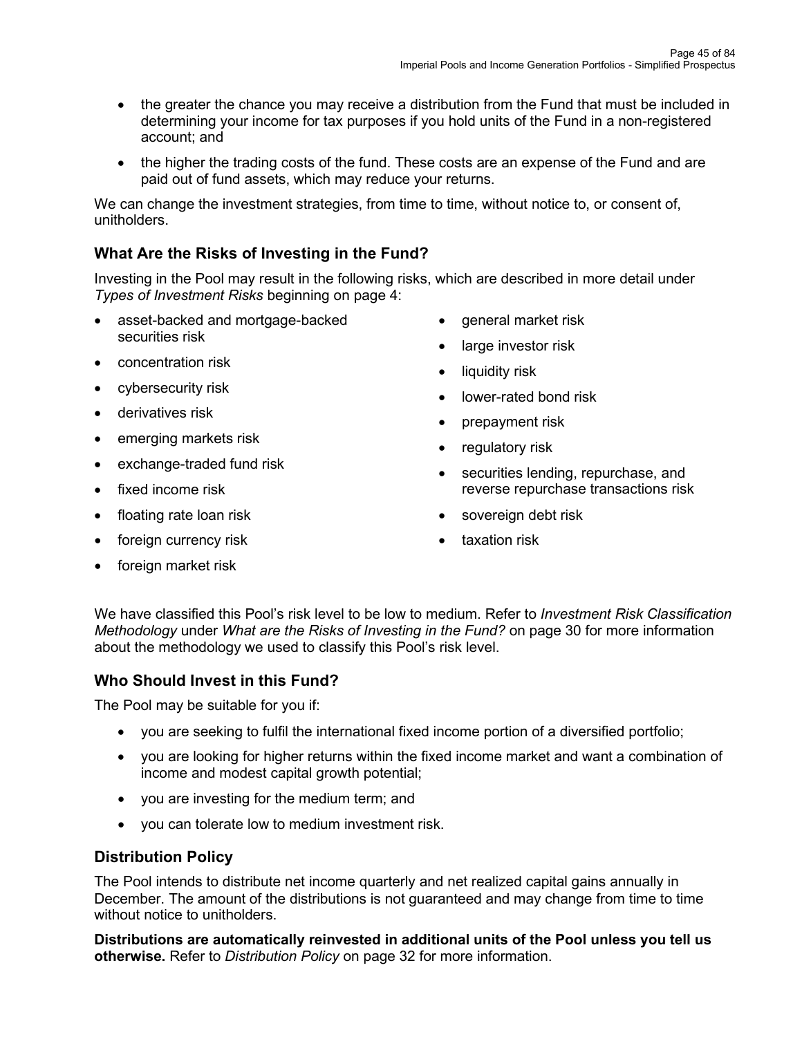- the greater the chance you may receive a distribution from the Fund that must be included in determining your income for tax purposes if you hold units of the Fund in a non-registered account; and
- the higher the trading costs of the fund. These costs are an expense of the Fund and are paid out of fund assets, which may reduce your returns.

We can change the investment strategies, from time to time, without notice to, or consent of, unitholders.

## What Are the Risks of Investing in the Fund?

Investing in the Pool may result in the following risks, which are described in more detail under *Types of Investment Risks* beginning on page 4:

- asset-backed and mortgage-backed securities risk
- concentration risk
- cybersecurity risk
- derivatives risk
- emerging markets risk
- exchange-traded fund risk
- fixed income risk
- floating rate loan risk
- foreign currency risk
- foreign market risk
- general market risk
- large investor risk
- liquidity risk
- lower-rated bond risk
- prepayment risk
- regulatory risk
- securities lending, repurchase, and reverse repurchase transactions risk
- sovereign debt risk
- taxation risk

We have classified this Pool's risk level to be low to medium. Refer to *Investment Risk Classification Methodology* under *What are the Risks of Investing in the Fund?* on page 30 for more information about the methodology we used to classify this Pool's risk level.

## Who Should Invest in this Fund?

The Pool may be suitable for you if:

- you are seeking to fulfil the international fixed income portion of a diversified portfolio;
- you are looking for higher returns within the fixed income market and want a combination of income and modest capital growth potential;
- you are investing for the medium term; and
- you can tolerate low to medium investment risk.

## Distribution Policy

The Pool intends to distribute net income quarterly and net realized capital gains annually in December. The amount of the distributions is not guaranteed and may change from time to time without notice to unitholders.

**Distributions are automatically reinvested in additional units of the Pool unless you tell us otherwise.** Refer to *Distribution Policy* on page 32 for more information.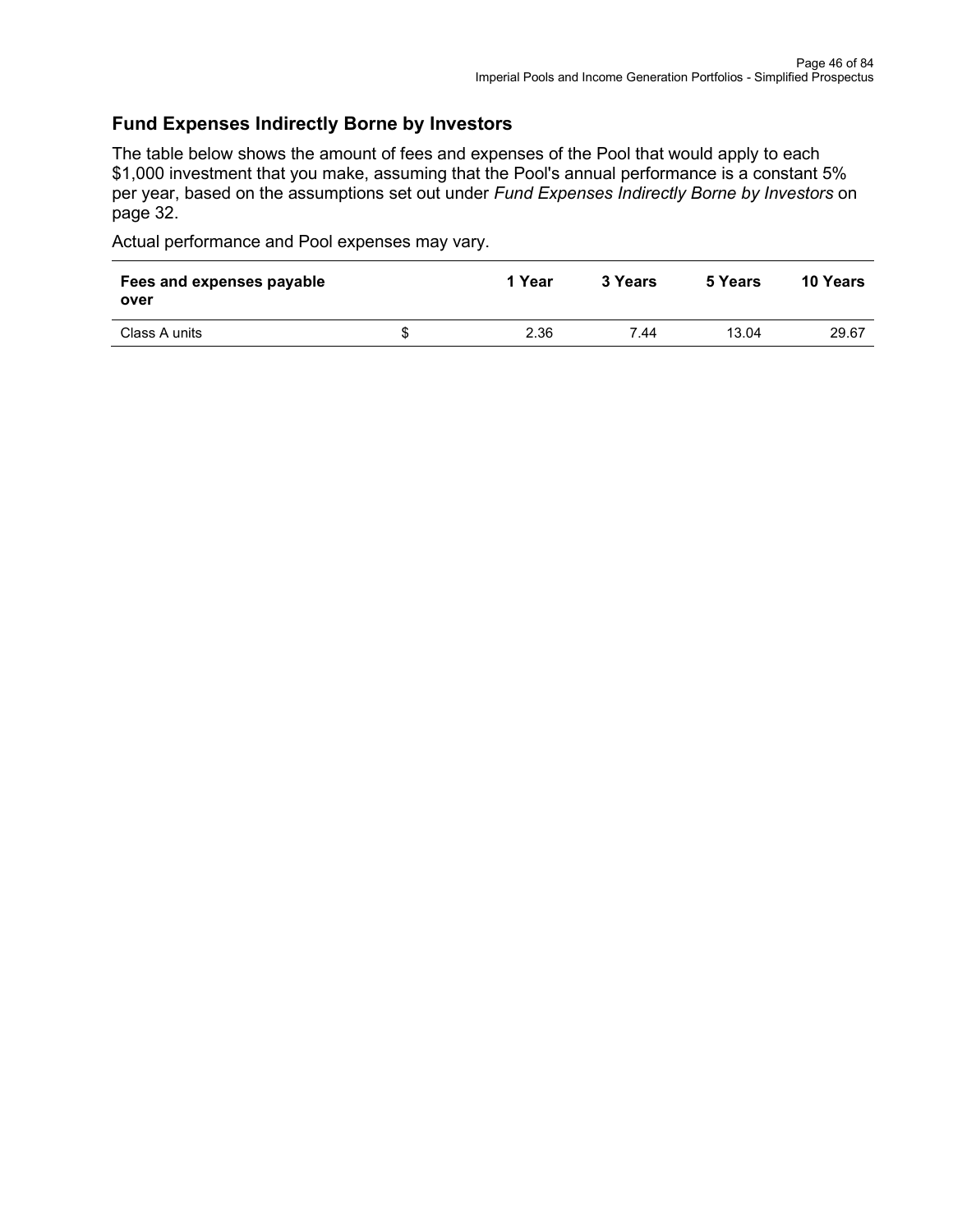## Fund Expenses Indirectly Borne by Investors

The table below shows the amount of fees and expenses of the Pool that would apply to each $1,000 investment that you make, assuming that the Pool's annual performance is a constant 5% per year, based on the assumptions set out under *Fund Expenses Indirectly Borne by Investors* on page 32.

Actual performance and Pool expenses may vary.

| Fees and expenses payable over | | 1 Year | 3 Years | 5 Years | 10 Years |
|---|---|---|---|---|---|
| Class A units | $ | 2.36 | 7.44 | 13.04 | 29.67 |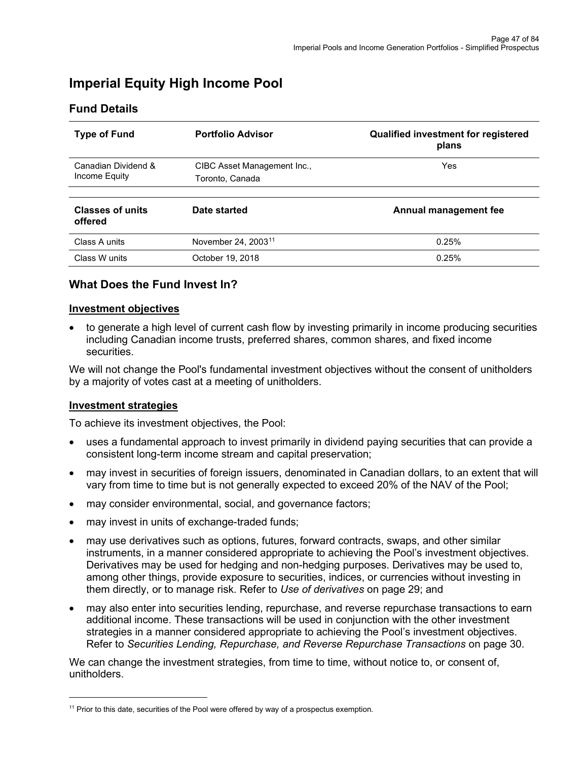# Imperial Equity High Income Pool

## Fund Details

| Type of Fund | Portfolio Advisor | Qualified investment for registered plans |
|---|---|---|
| Canadian Dividend & Income Equity | CIBC Asset Management Inc., Toronto, Canada | Yes |

| Classes of units offered | Date started | Annual management fee |
|---|---|---|
| Class A units | November 24, 2003[11] | 0.25% |
| Class W units | October 19, 2018 | 0.25% |

## What Does the Fund Invest In?

### Investment objectives

- to generate a high level of current cash flow by investing primarily in income producing securities including Canadian income trusts, preferred shares, common shares, and fixed income securities.

We will not change the Pool's fundamental investment objectives without the consent of unitholders by a majority of votes cast at a meeting of unitholders.

### Investment strategies

To achieve its investment objectives, the Pool:

- uses a fundamental approach to invest primarily in dividend paying securities that can provide a consistent long-term income stream and capital preservation;
- may invest in securities of foreign issuers, denominated in Canadian dollars, to an extent that will vary from time to time but is not generally expected to exceed 20% of the NAV of the Pool;
- may consider environmental, social, and governance factors;
- may invest in units of exchange-traded funds;
- may use derivatives such as options, futures, forward contracts, swaps, and other similar instruments, in a manner considered appropriate to achieving the Pool's investment objectives. Derivatives may be used for hedging and non-hedging purposes. Derivatives may be used to, among other things, provide exposure to securities, indices, or currencies without investing in them directly, or to manage risk. Refer to *Use of derivatives* on page 29; and
- may also enter into securities lending, repurchase, and reverse repurchase transactions to earn additional income. These transactions will be used in conjunction with the other investment strategies in a manner considered appropriate to achieving the Pool's investment objectives. Refer to *Securities Lending, Repurchase, and Reverse Repurchase Transactions* on page 30.

We can change the investment strategies, from time to time, without notice to, or consent of, unitholders.

[11] Prior to this date, securities of the Pool were offered by way of a prospectus exemption.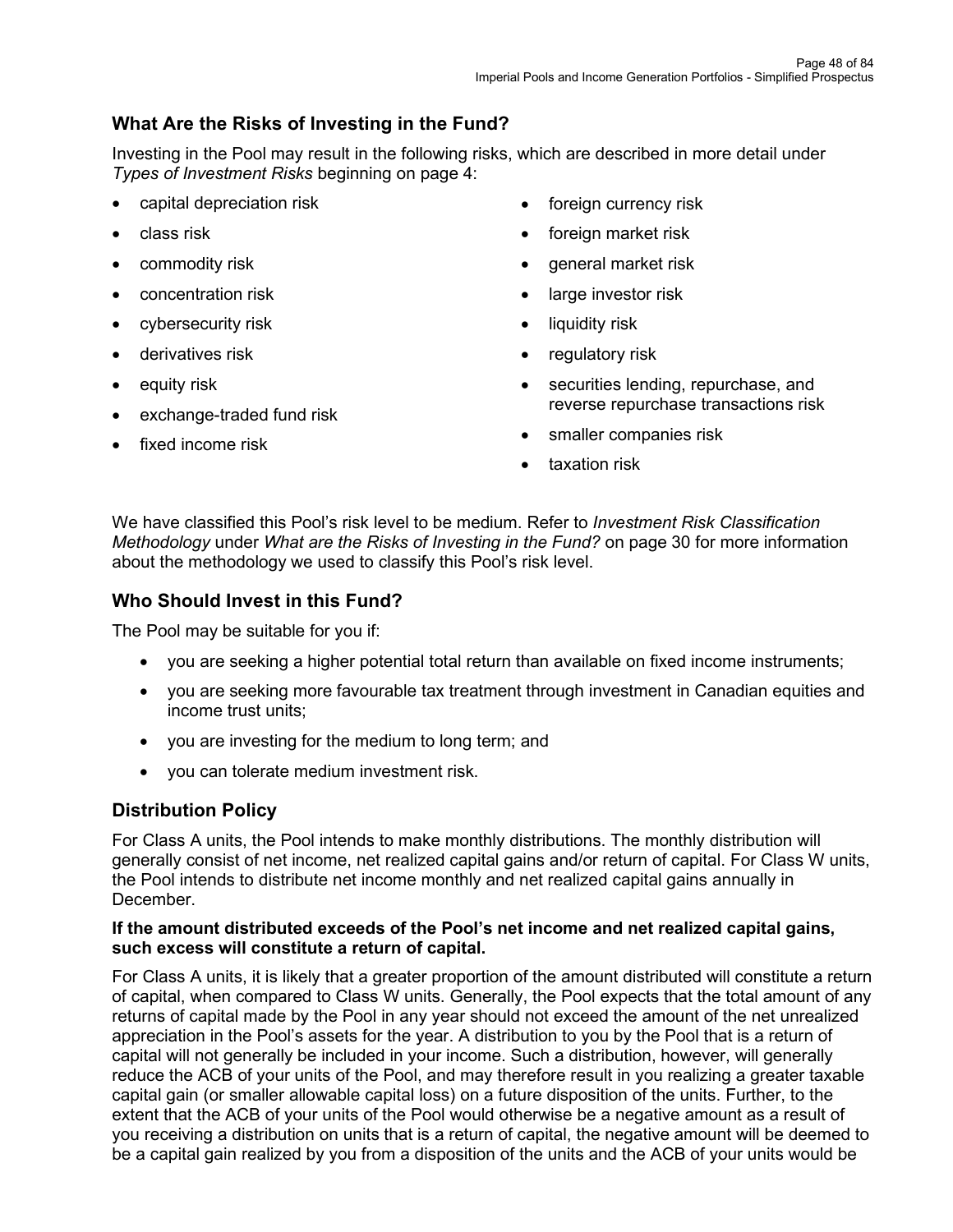## What Are the Risks of Investing in the Fund?

Investing in the Pool may result in the following risks, which are described in more detail under *Types of Investment Risks* beginning on page 4:

- capital depreciation risk
- class risk
- commodity risk
- concentration risk
- cybersecurity risk
- derivatives risk
- equity risk
- exchange-traded fund risk
- fixed income risk
- foreign currency risk
- foreign market risk
- general market risk
- large investor risk
- liquidity risk
- regulatory risk
- securities lending, repurchase, and reverse repurchase transactions risk
- smaller companies risk
- taxation risk

We have classified this Pool's risk level to be medium. Refer to *Investment Risk Classification Methodology* under *What are the Risks of Investing in the Fund?* on page 30 for more information about the methodology we used to classify this Pool's risk level.

## Who Should Invest in this Fund?

The Pool may be suitable for you if:

- you are seeking a higher potential total return than available on fixed income instruments;
- you are seeking more favourable tax treatment through investment in Canadian equities and income trust units;
- you are investing for the medium to long term; and
- you can tolerate medium investment risk.

## Distribution Policy

For Class A units, the Pool intends to make monthly distributions. The monthly distribution will generally consist of net income, net realized capital gains and/or return of capital. For Class W units, the Pool intends to distribute net income monthly and net realized capital gains annually in December.

**If the amount distributed exceeds of the Pool's net income and net realized capital gains, such excess will constitute a return of capital.**

For Class A units, it is likely that a greater proportion of the amount distributed will constitute a return of capital, when compared to Class W units. Generally, the Pool expects that the total amount of any returns of capital made by the Pool in any year should not exceed the amount of the net unrealized appreciation in the Pool's assets for the year. A distribution to you by the Pool that is a return of capital will not generally be included in your income. Such a distribution, however, will generally reduce the ACB of your units of the Pool, and may therefore result in you realizing a greater taxable capital gain (or smaller allowable capital loss) on a future disposition of the units. Further, to the extent that the ACB of your units of the Pool would otherwise be a negative amount as a result of you receiving a distribution on units that is a return of capital, the negative amount will be deemed to be a capital gain realized by you from a disposition of the units and the ACB of your units would be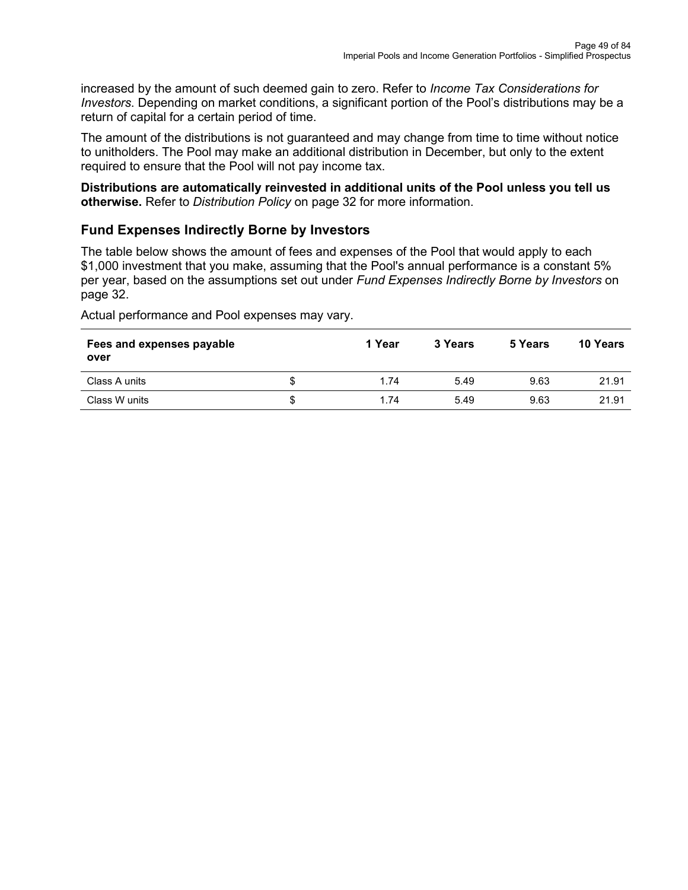increased by the amount of such deemed gain to zero. Refer to *Income Tax Considerations for Investors*. Depending on market conditions, a significant portion of the Pool's distributions may be a return of capital for a certain period of time.

The amount of the distributions is not guaranteed and may change from time to time without notice to unitholders. The Pool may make an additional distribution in December, but only to the extent required to ensure that the Pool will not pay income tax.

**Distributions are automatically reinvested in additional units of the Pool unless you tell us otherwise.** Refer to *Distribution Policy* on page 32 for more information.

## Fund Expenses Indirectly Borne by Investors

The table below shows the amount of fees and expenses of the Pool that would apply to each $1,000 investment that you make, assuming that the Pool's annual performance is a constant 5% per year, based on the assumptions set out under *Fund Expenses Indirectly Borne by Investors* on page 32.

Actual performance and Pool expenses may vary.

| Fees and expenses payable over | | 1 Year | 3 Years | 5 Years | 10 Years |
|---|---|---|---|---|---|
| Class A units | $ | 1.74 | 5.49 | 9.63 | 21.91 |
| Class W units | $ | 1.74 | 5.49 | 9.63 | 21.91 |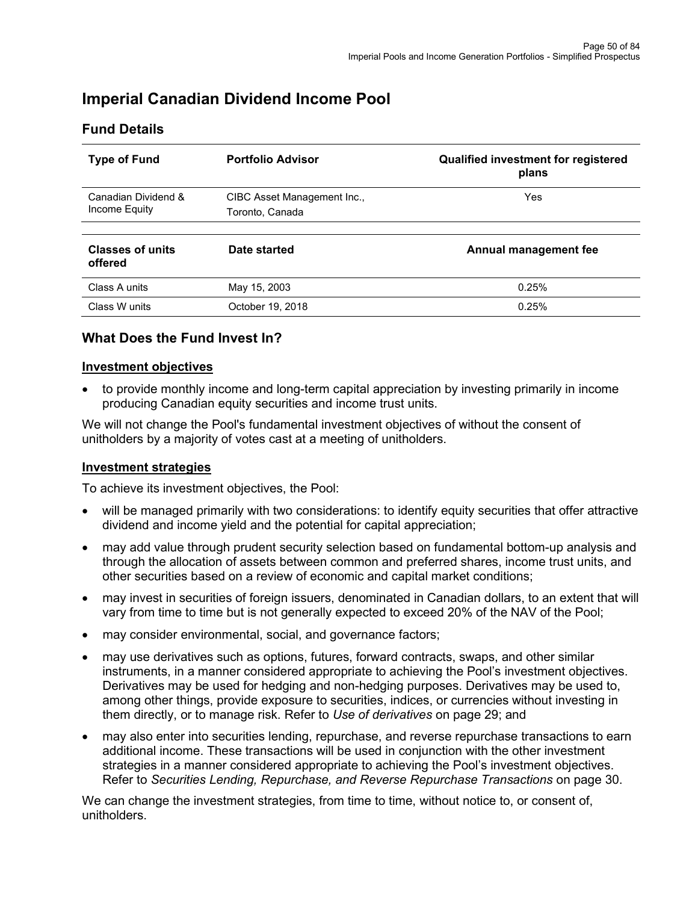# Imperial Canadian Dividend Income Pool

## Fund Details

| Type of Fund | Portfolio Advisor | Qualified investment for registered plans |
|---|---|---|
| Canadian Dividend & Income Equity | CIBC Asset Management Inc., Toronto, Canada | Yes |

| Classes of units offered | Date started | Annual management fee |
|---|---|---|
| Class A units | May 15, 2003 | 0.25% |
| Class W units | October 19, 2018 | 0.25% |

## What Does the Fund Invest In?

### Investment objectives

- to provide monthly income and long-term capital appreciation by investing primarily in income producing Canadian equity securities and income trust units.

We will not change the Pool's fundamental investment objectives of without the consent of unitholders by a majority of votes cast at a meeting of unitholders.

### Investment strategies

To achieve its investment objectives, the Pool:

- will be managed primarily with two considerations: to identify equity securities that offer attractive dividend and income yield and the potential for capital appreciation;
- may add value through prudent security selection based on fundamental bottom-up analysis and through the allocation of assets between common and preferred shares, income trust units, and other securities based on a review of economic and capital market conditions;
- may invest in securities of foreign issuers, denominated in Canadian dollars, to an extent that will vary from time to time but is not generally expected to exceed 20% of the NAV of the Pool;
- may consider environmental, social, and governance factors;
- may use derivatives such as options, futures, forward contracts, swaps, and other similar instruments, in a manner considered appropriate to achieving the Pool's investment objectives. Derivatives may be used for hedging and non-hedging purposes. Derivatives may be used to, among other things, provide exposure to securities, indices, or currencies without investing in them directly, or to manage risk. Refer to *Use of derivatives* on page 29; and
- may also enter into securities lending, repurchase, and reverse repurchase transactions to earn additional income. These transactions will be used in conjunction with the other investment strategies in a manner considered appropriate to achieving the Pool's investment objectives. Refer to *Securities Lending, Repurchase, and Reverse Repurchase Transactions* on page 30.

We can change the investment strategies, from time to time, without notice to, or consent of, unitholders.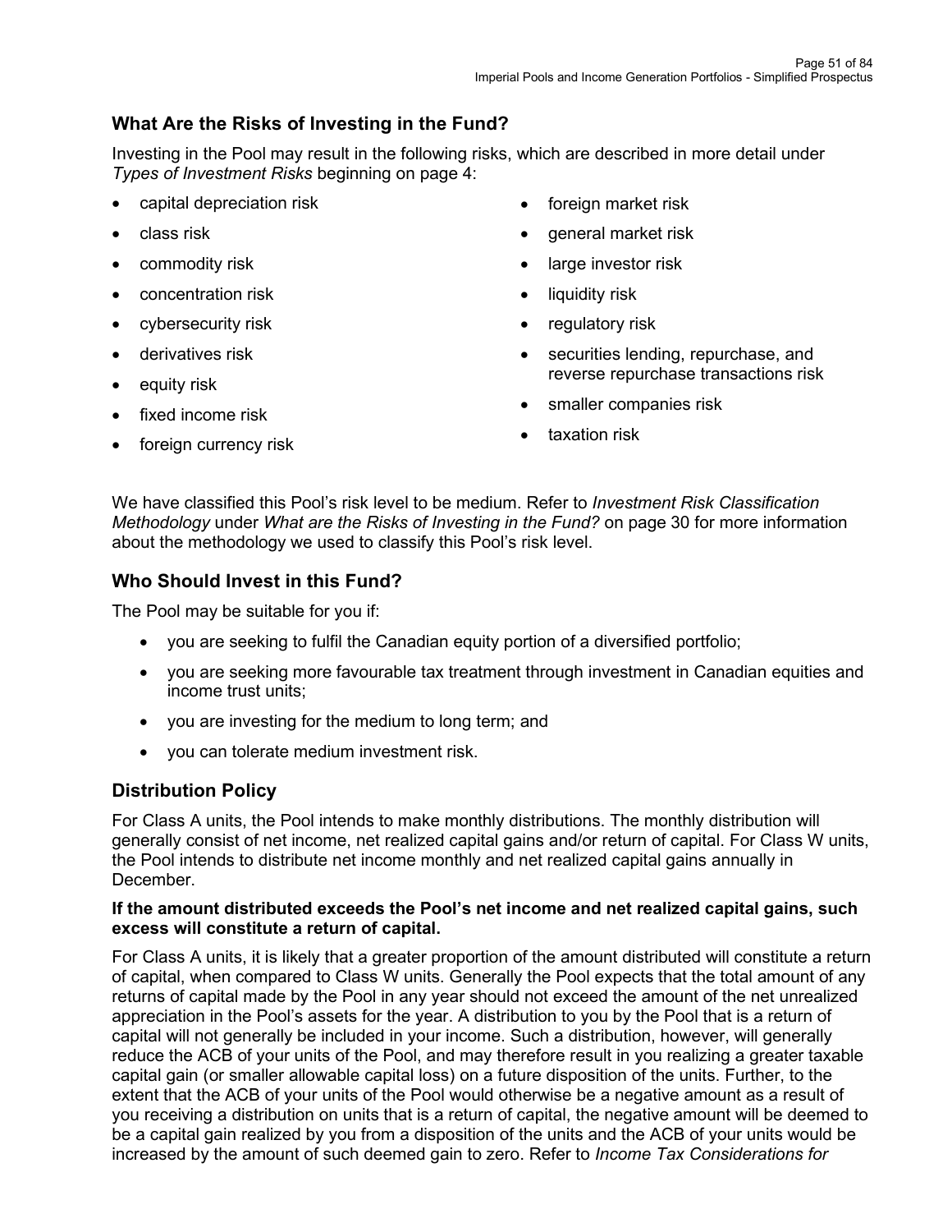## What Are the Risks of Investing in the Fund?

Investing in the Pool may result in the following risks, which are described in more detail under *Types of Investment Risks* beginning on page 4:

- capital depreciation risk
- class risk
- commodity risk
- concentration risk
- cybersecurity risk
- derivatives risk
- equity risk
- fixed income risk
- foreign currency risk
- foreign market risk
- general market risk
- large investor risk
- liquidity risk
- regulatory risk
- securities lending, repurchase, and reverse repurchase transactions risk
- smaller companies risk
- taxation risk

We have classified this Pool's risk level to be medium. Refer to *Investment Risk Classification Methodology* under *What are the Risks of Investing in the Fund?* on page 30 for more information about the methodology we used to classify this Pool's risk level.

## Who Should Invest in this Fund?

The Pool may be suitable for you if:

- you are seeking to fulfil the Canadian equity portion of a diversified portfolio;
- you are seeking more favourable tax treatment through investment in Canadian equities and income trust units;
- you are investing for the medium to long term; and
- you can tolerate medium investment risk.

## Distribution Policy

For Class A units, the Pool intends to make monthly distributions. The monthly distribution will generally consist of net income, net realized capital gains and/or return of capital. For Class W units, the Pool intends to distribute net income monthly and net realized capital gains annually in December.

**If the amount distributed exceeds the Pool's net income and net realized capital gains, such excess will constitute a return of capital.**

For Class A units, it is likely that a greater proportion of the amount distributed will constitute a return of capital, when compared to Class W units. Generally the Pool expects that the total amount of any returns of capital made by the Pool in any year should not exceed the amount of the net unrealized appreciation in the Pool's assets for the year. A distribution to you by the Pool that is a return of capital will not generally be included in your income. Such a distribution, however, will generally reduce the ACB of your units of the Pool, and may therefore result in you realizing a greater taxable capital gain (or smaller allowable capital loss) on a future disposition of the units. Further, to the extent that the ACB of your units of the Pool would otherwise be a negative amount as a result of you receiving a distribution on units that is a return of capital, the negative amount will be deemed to be a capital gain realized by you from a disposition of the units and the ACB of your units would be increased by the amount of such deemed gain to zero. Refer to *Income Tax Considerations for*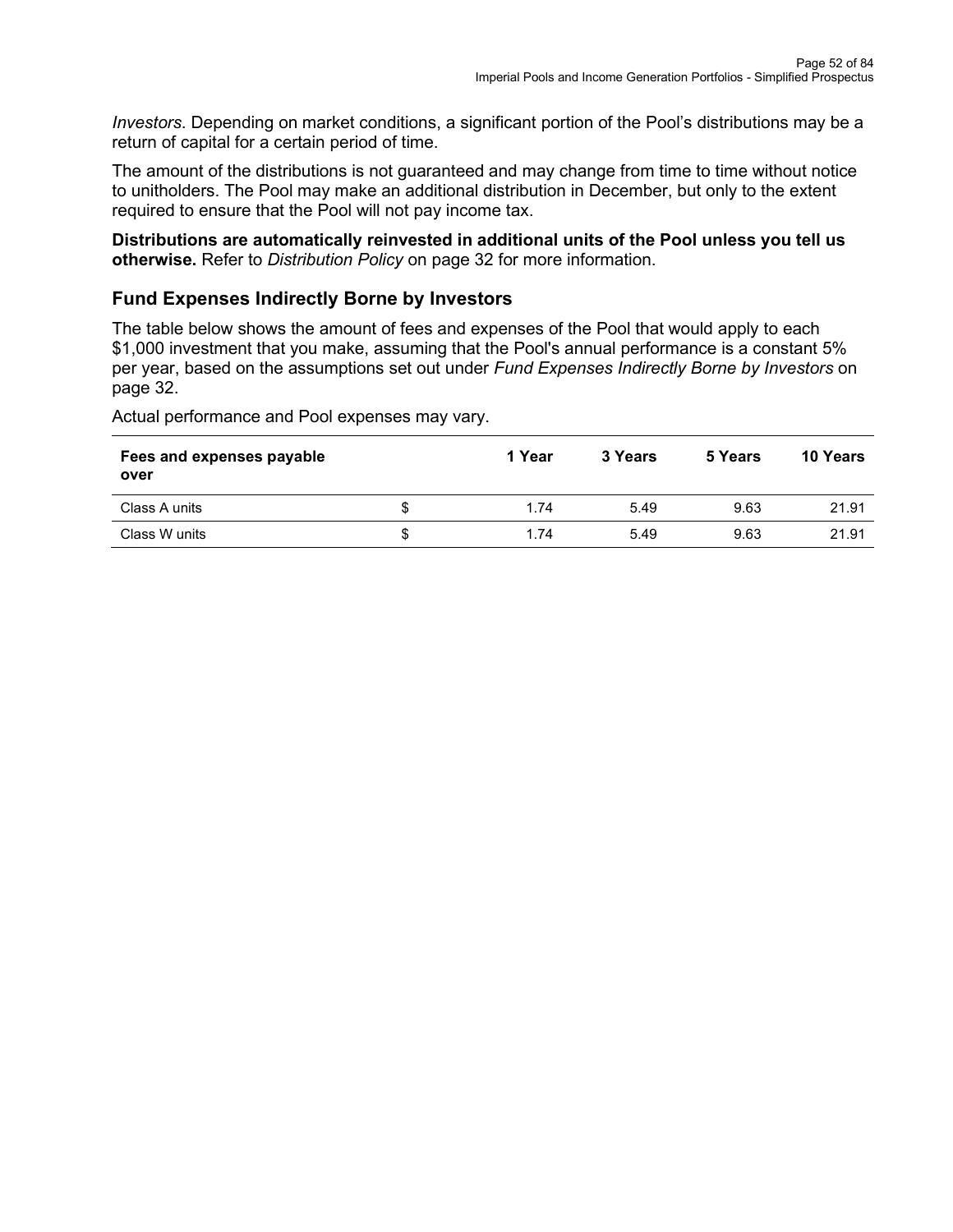*Investors*. Depending on market conditions, a significant portion of the Pool's distributions may be a return of capital for a certain period of time.

The amount of the distributions is not guaranteed and may change from time to time without notice to unitholders. The Pool may make an additional distribution in December, but only to the extent required to ensure that the Pool will not pay income tax.

**Distributions are automatically reinvested in additional units of the Pool unless you tell us otherwise.** Refer to *Distribution Policy* on page 32 for more information.

## Fund Expenses Indirectly Borne by Investors

The table below shows the amount of fees and expenses of the Pool that would apply to each $1,000 investment that you make, assuming that the Pool's annual performance is a constant 5% per year, based on the assumptions set out under *Fund Expenses Indirectly Borne by Investors* on page 32.

Actual performance and Pool expenses may vary.

| Fees and expenses payable over | | 1 Year | 3 Years | 5 Years | 10 Years |
|---|---|---|---|---|---|
| Class A units | $ | 1.74 | 5.49 | 9.63 | 21.91 |
| Class W units | $ | 1.74 | 5.49 | 9.63 | 21.91 |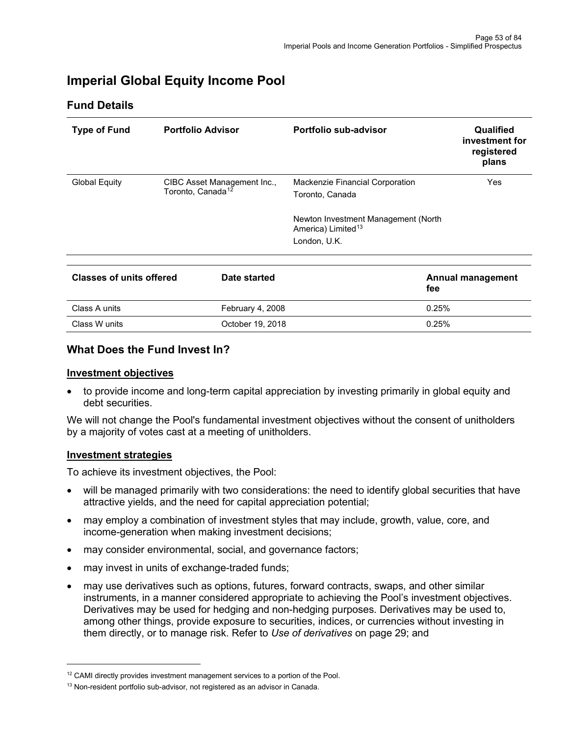# Imperial Global Equity Income Pool

## Fund Details

| Type of Fund | Portfolio Advisor | Portfolio sub-advisor | Qualified investment for registered plans |
|---|---|---|---|
| Global Equity | CIBC Asset Management Inc., Toronto, Canada[12] | Mackenzie Financial Corporation<br>Toronto, Canada<br><br>Newton Investment Management (North America) Limited[13]<br>London, U.K. | Yes |

| Classes of units offered | Date started | Annual management fee |
|---|---|---|
| Class A units | February 4, 2008 | 0.25% |
| Class W units | October 19, 2018 | 0.25% |

## What Does the Fund Invest In?

### Investment objectives

- to provide income and long-term capital appreciation by investing primarily in global equity and debt securities.

We will not change the Pool's fundamental investment objectives without the consent of unitholders by a majority of votes cast at a meeting of unitholders.

### Investment strategies

To achieve its investment objectives, the Pool:

- will be managed primarily with two considerations: the need to identify global securities that have attractive yields, and the need for capital appreciation potential;
- may employ a combination of investment styles that may include, growth, value, core, and income-generation when making investment decisions;
- may consider environmental, social, and governance factors;
- may invest in units of exchange-traded funds;
- may use derivatives such as options, futures, forward contracts, swaps, and other similar instruments, in a manner considered appropriate to achieving the Pool's investment objectives. Derivatives may be used for hedging and non-hedging purposes. Derivatives may be used to, among other things, provide exposure to securities, indices, or currencies without investing in them directly, or to manage risk. Refer to *Use of derivatives* on page 29; and

---

[12] CAMI directly provides investment management services to a portion of the Pool.

[13] Non-resident portfolio sub-advisor, not registered as an advisor in Canada.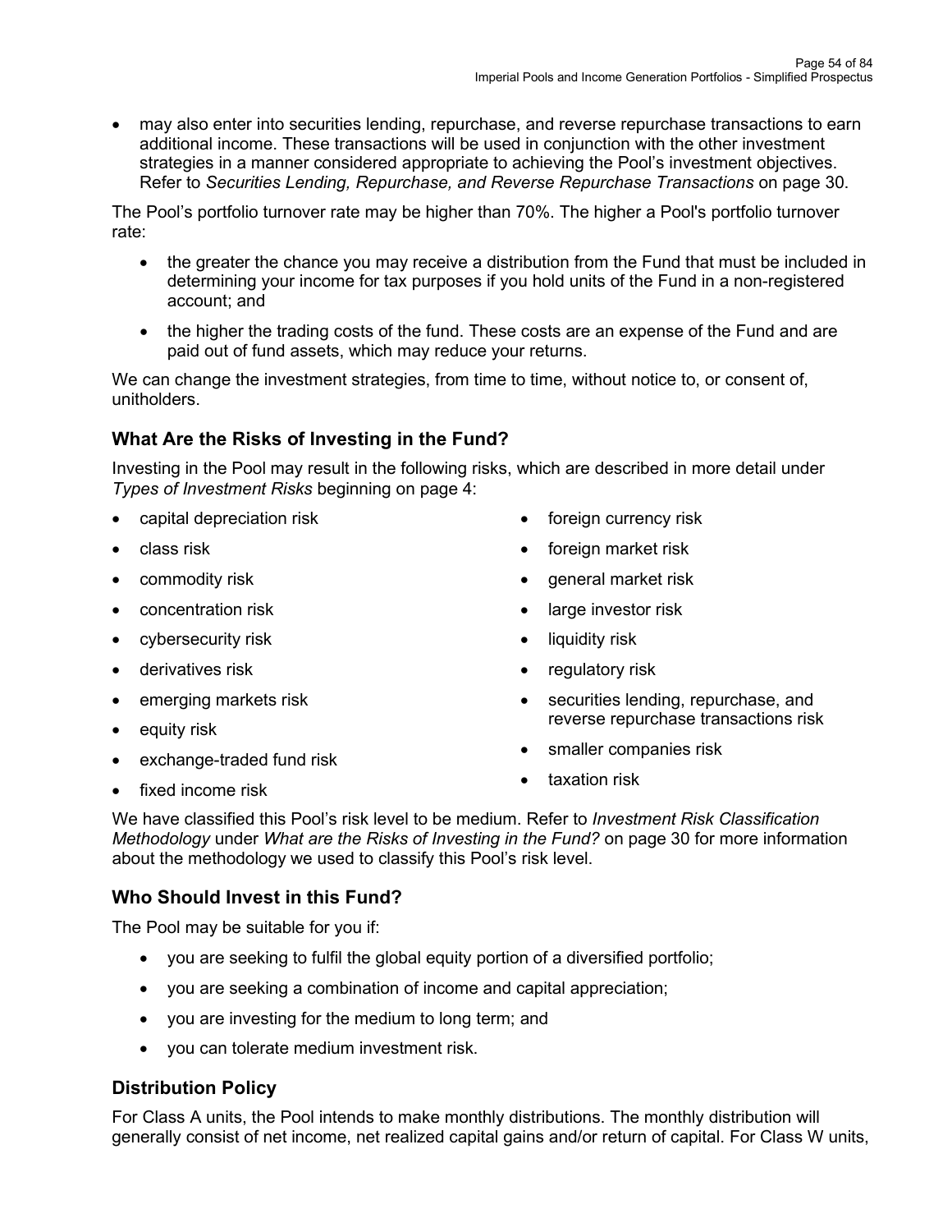- may also enter into securities lending, repurchase, and reverse repurchase transactions to earn additional income. These transactions will be used in conjunction with the other investment strategies in a manner considered appropriate to achieving the Pool's investment objectives. Refer to *Securities Lending, Repurchase, and Reverse Repurchase Transactions* on page 30.

The Pool's portfolio turnover rate may be higher than 70%. The higher a Pool's portfolio turnover rate:

- the greater the chance you may receive a distribution from the Fund that must be included in determining your income for tax purposes if you hold units of the Fund in a non-registered account; and
- the higher the trading costs of the fund. These costs are an expense of the Fund and are paid out of fund assets, which may reduce your returns.

We can change the investment strategies, from time to time, without notice to, or consent of, unitholders.

## What Are the Risks of Investing in the Fund?

Investing in the Pool may result in the following risks, which are described in more detail under *Types of Investment Risks* beginning on page 4:

- capital depreciation risk
- class risk
- commodity risk
- concentration risk
- cybersecurity risk
- derivatives risk
- emerging markets risk
- equity risk
- exchange-traded fund risk
- fixed income risk
- foreign currency risk
- foreign market risk
- general market risk
- large investor risk
- liquidity risk
- regulatory risk
- securities lending, repurchase, and reverse repurchase transactions risk
- smaller companies risk
- taxation risk

We have classified this Pool's risk level to be medium. Refer to *Investment Risk Classification Methodology* under *What are the Risks of Investing in the Fund?* on page 30 for more information about the methodology we used to classify this Pool's risk level.

## Who Should Invest in this Fund?

The Pool may be suitable for you if:

- you are seeking to fulfil the global equity portion of a diversified portfolio;
- you are seeking a combination of income and capital appreciation;
- you are investing for the medium to long term; and
- you can tolerate medium investment risk.

## Distribution Policy

For Class A units, the Pool intends to make monthly distributions. The monthly distribution will generally consist of net income, net realized capital gains and/or return of capital. For Class W units,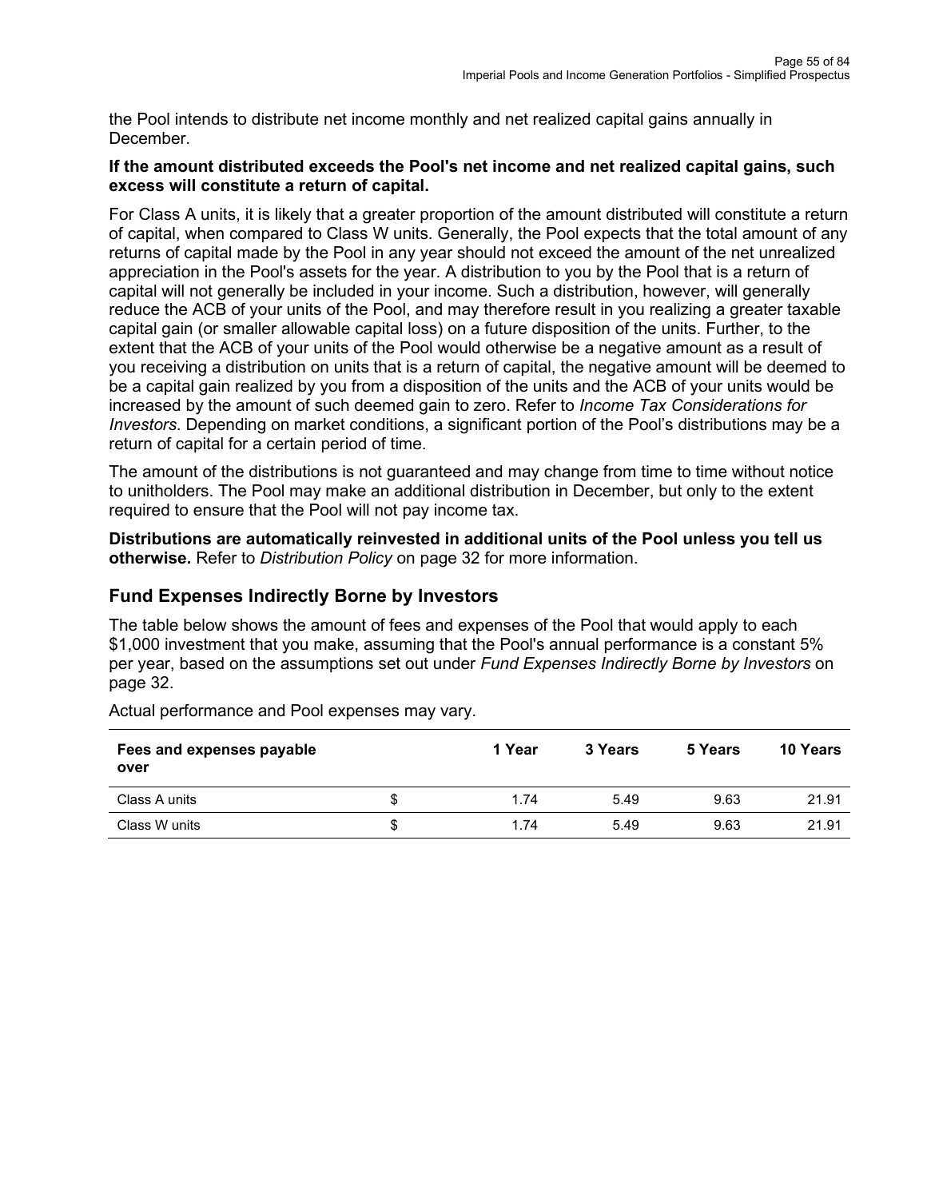the Pool intends to distribute net income monthly and net realized capital gains annually in December.

**If the amount distributed exceeds the Pool's net income and net realized capital gains, such excess will constitute a return of capital.**

For Class A units, it is likely that a greater proportion of the amount distributed will constitute a return of capital, when compared to Class W units. Generally, the Pool expects that the total amount of any returns of capital made by the Pool in any year should not exceed the amount of the net unrealized appreciation in the Pool's assets for the year. A distribution to you by the Pool that is a return of capital will not generally be included in your income. Such a distribution, however, will generally reduce the ACB of your units of the Pool, and may therefore result in you realizing a greater taxable capital gain (or smaller allowable capital loss) on a future disposition of the units. Further, to the extent that the ACB of your units of the Pool would otherwise be a negative amount as a result of you receiving a distribution on units that is a return of capital, the negative amount will be deemed to be a capital gain realized by you from a disposition of the units and the ACB of your units would be increased by the amount of such deemed gain to zero. Refer to *Income Tax Considerations for Investors*. Depending on market conditions, a significant portion of the Pool's distributions may be a return of capital for a certain period of time.

The amount of the distributions is not guaranteed and may change from time to time without notice to unitholders. The Pool may make an additional distribution in December, but only to the extent required to ensure that the Pool will not pay income tax.

**Distributions are automatically reinvested in additional units of the Pool unless you tell us otherwise.** Refer to *Distribution Policy* on page 32 for more information.

## Fund Expenses Indirectly Borne by Investors

The table below shows the amount of fees and expenses of the Pool that would apply to each $1,000 investment that you make, assuming that the Pool's annual performance is a constant 5% per year, based on the assumptions set out under *Fund Expenses Indirectly Borne by Investors* on page 32.

Actual performance and Pool expenses may vary.

| Fees and expenses payable over | | 1 Year | 3 Years | 5 Years | 10 Years |
|---|---|---|---|---|---|
| Class A units | $ | 1.74 | 5.49 | 9.63 | 21.91 |
| Class W units | $ | 1.74 | 5.49 | 9.63 | 21.91 |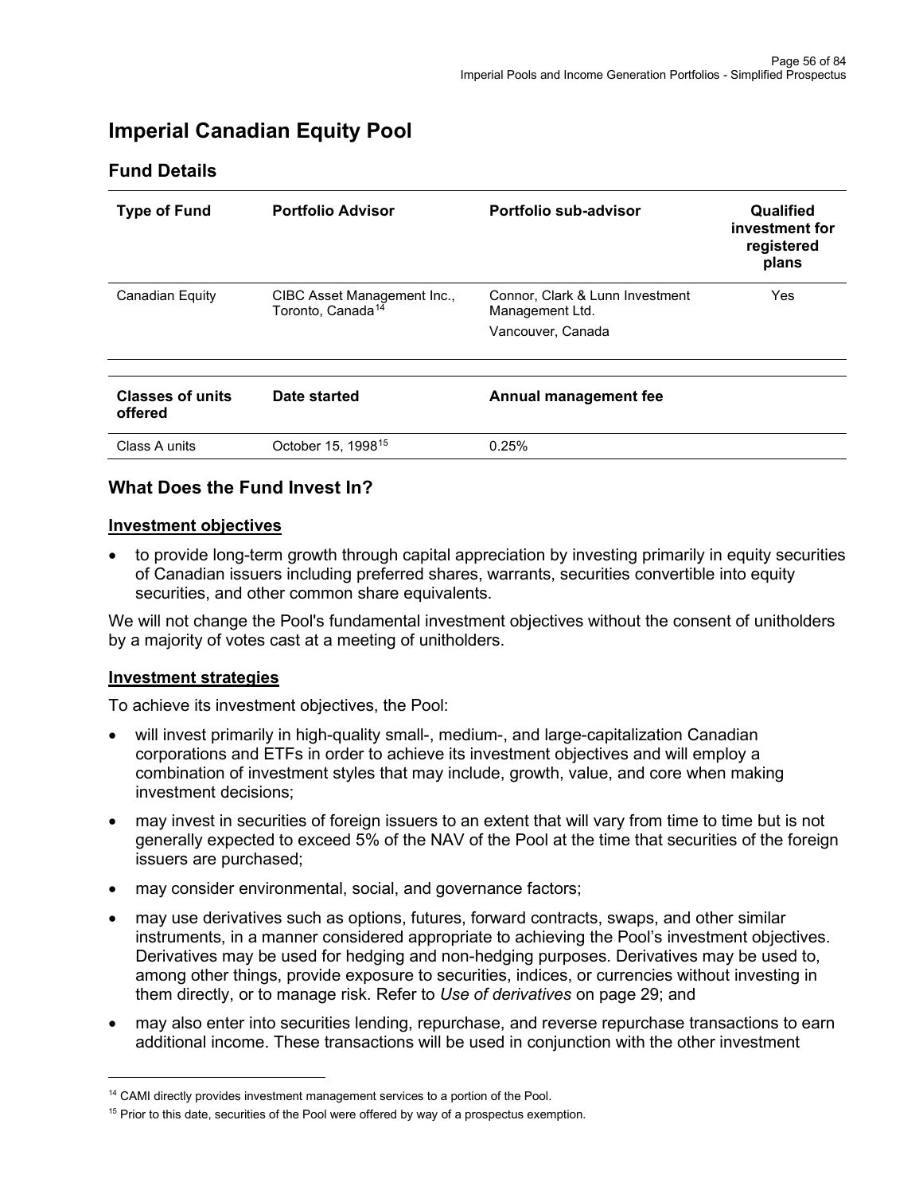# Imperial Canadian Equity Pool

## Fund Details

| Type of Fund | Portfolio Advisor | Portfolio sub-advisor | Qualified investment for registered plans |
|---|---|---|---|
| Canadian Equity | CIBC Asset Management Inc., Toronto, Canada[14] | Connor, Clark & Lunn Investment Management Ltd.<br>Vancouver, Canada | Yes |

| Classes of units offered | Date started | Annual management fee |
|---|---|---|
| Class A units | October 15, 1998[15] | 0.25% |

## What Does the Fund Invest In?

### Investment objectives

- to provide long-term growth through capital appreciation by investing primarily in equity securities of Canadian issuers including preferred shares, warrants, securities convertible into equity securities, and other common share equivalents.

We will not change the Pool's fundamental investment objectives without the consent of unitholders by a majority of votes cast at a meeting of unitholders.

### Investment strategies

To achieve its investment objectives, the Pool:

- will invest primarily in high-quality small-, medium-, and large-capitalization Canadian corporations and ETFs in order to achieve its investment objectives and will employ a combination of investment styles that may include, growth, value, and core when making investment decisions;
- may invest in securities of foreign issuers to an extent that will vary from time to time but is not generally expected to exceed 5% of the NAV of the Pool at the time that securities of the foreign issuers are purchased;
- may consider environmental, social, and governance factors;
- may use derivatives such as options, futures, forward contracts, swaps, and other similar instruments, in a manner considered appropriate to achieving the Pool's investment objectives. Derivatives may be used for hedging and non-hedging purposes. Derivatives may be used to, among other things, provide exposure to securities, indices, or currencies without investing in them directly, or to manage risk. Refer to *Use of derivatives* on page 29; and
- may also enter into securities lending, repurchase, and reverse repurchase transactions to earn additional income. These transactions will be used in conjunction with the other investment

[14] CAMI directly provides investment management services to a portion of the Pool.

[15] Prior to this date, securities of the Pool were offered by way of a prospectus exemption.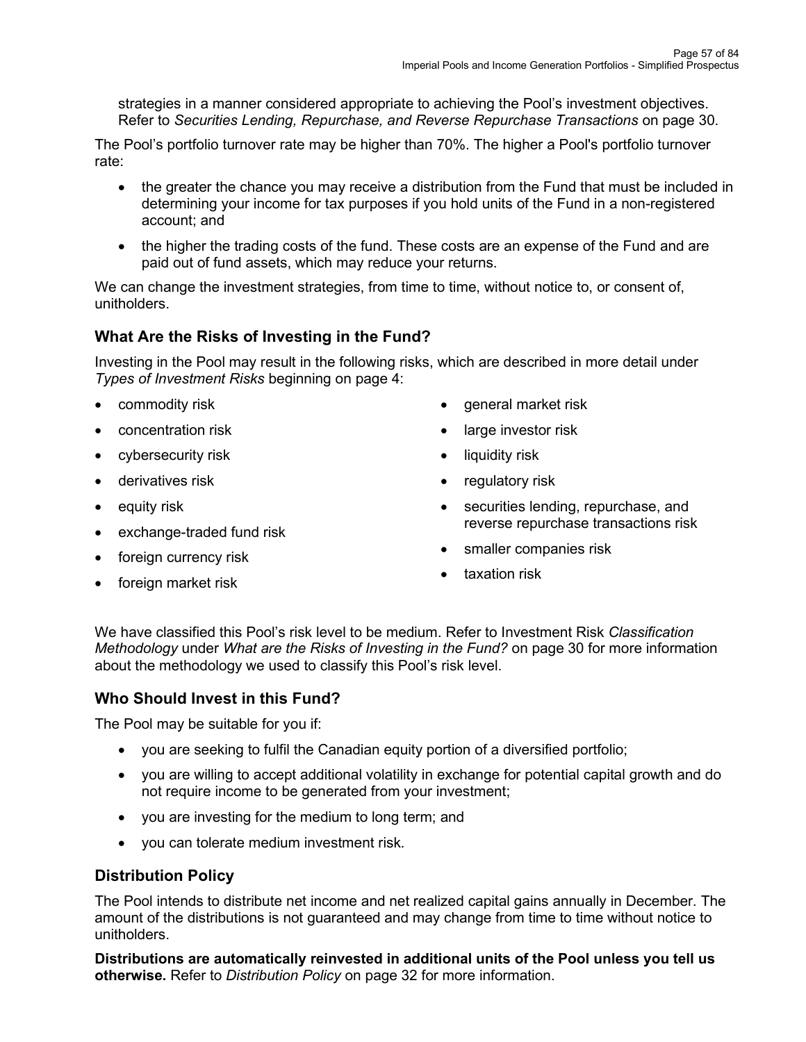strategies in a manner considered appropriate to achieving the Pool's investment objectives. Refer to *Securities Lending, Repurchase, and Reverse Repurchase Transactions* on page 30.

The Pool's portfolio turnover rate may be higher than 70%. The higher a Pool's portfolio turnover rate:

- the greater the chance you may receive a distribution from the Fund that must be included in determining your income for tax purposes if you hold units of the Fund in a non-registered account; and
- the higher the trading costs of the fund. These costs are an expense of the Fund and are paid out of fund assets, which may reduce your returns.

We can change the investment strategies, from time to time, without notice to, or consent of, unitholders.

## What Are the Risks of Investing in the Fund?

Investing in the Pool may result in the following risks, which are described in more detail under *Types of Investment Risks* beginning on page 4:

- commodity risk
- concentration risk
- cybersecurity risk
- derivatives risk
- equity risk
- exchange-traded fund risk
- foreign currency risk
- foreign market risk
- general market risk
- large investor risk
- liquidity risk
- regulatory risk
- securities lending, repurchase, and reverse repurchase transactions risk
- smaller companies risk
- taxation risk

We have classified this Pool's risk level to be medium. Refer to Investment Risk *Classification Methodology* under *What are the Risks of Investing in the Fund?* on page 30 for more information about the methodology we used to classify this Pool's risk level.

## Who Should Invest in this Fund?

The Pool may be suitable for you if:

- you are seeking to fulfil the Canadian equity portion of a diversified portfolio;
- you are willing to accept additional volatility in exchange for potential capital growth and do not require income to be generated from your investment;
- you are investing for the medium to long term; and
- you can tolerate medium investment risk.

## Distribution Policy

The Pool intends to distribute net income and net realized capital gains annually in December. The amount of the distributions is not guaranteed and may change from time to time without notice to unitholders.

**Distributions are automatically reinvested in additional units of the Pool unless you tell us otherwise.** Refer to *Distribution Policy* on page 32 for more information.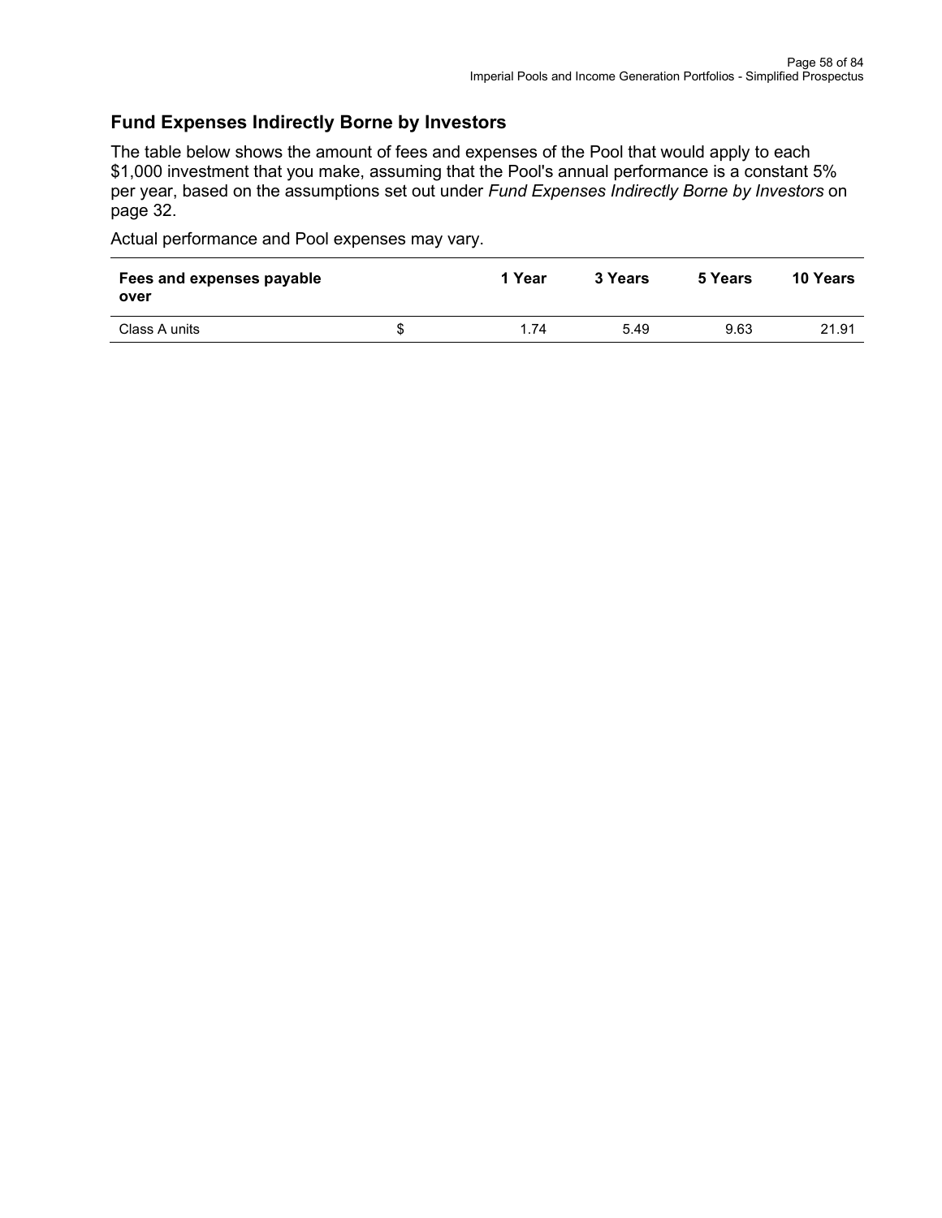## Fund Expenses Indirectly Borne by Investors

The table below shows the amount of fees and expenses of the Pool that would apply to each $1,000 investment that you make, assuming that the Pool's annual performance is a constant 5% per year, based on the assumptions set out under *Fund Expenses Indirectly Borne by Investors* on page 32.

Actual performance and Pool expenses may vary.

| Fees and expenses payable over | | 1 Year | 3 Years | 5 Years | 10 Years |
|---|---|---|---|---|---|
| Class A units | $ | 1.74 | 5.49 | 9.63 | 21.91 |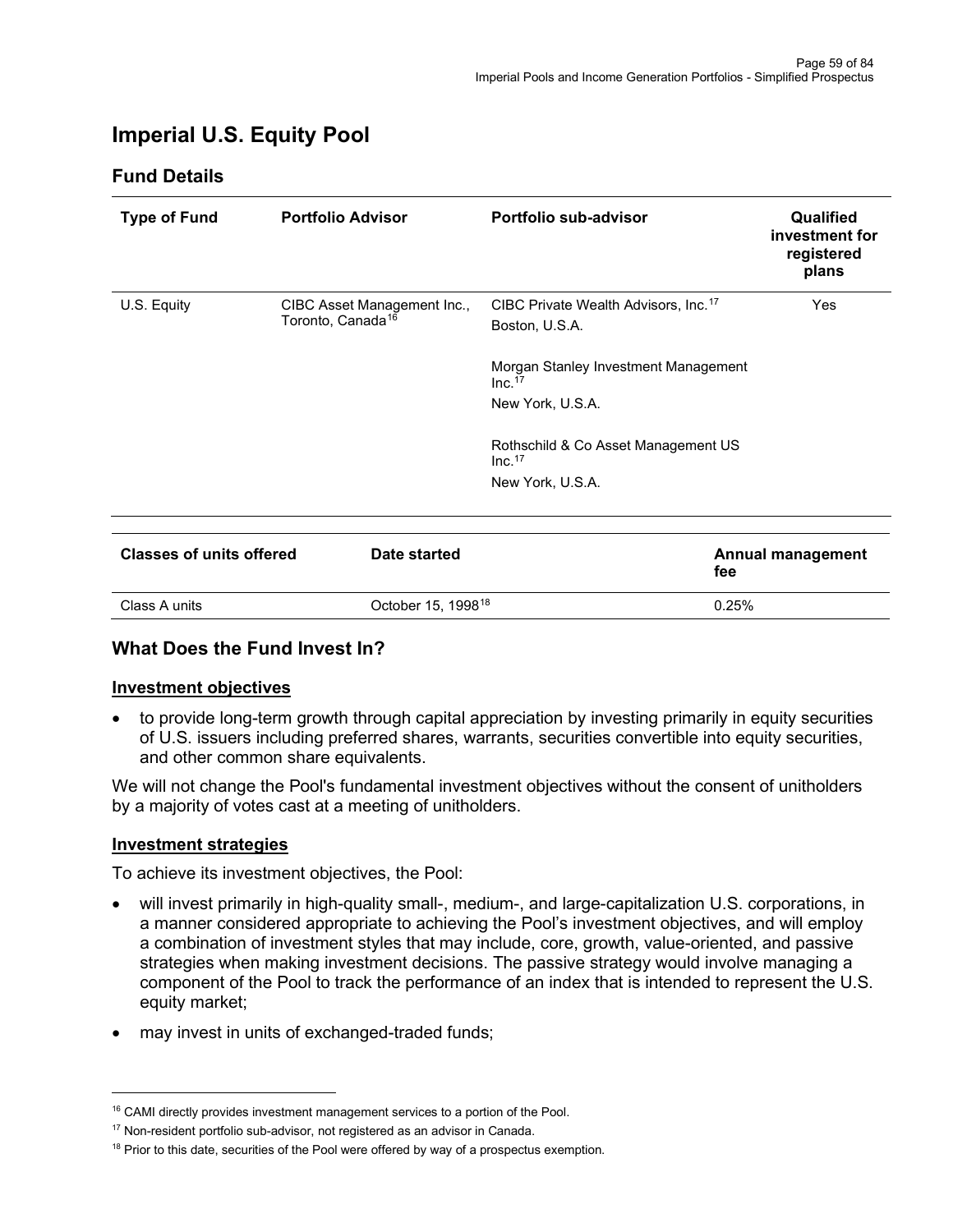# Imperial U.S. Equity Pool

## Fund Details

| Type of Fund | Portfolio Advisor | Portfolio sub-advisor | Qualified investment for registered plans |
|---|---|---|---|
| U.S. Equity | CIBC Asset Management Inc., Toronto, Canada[16] | CIBC Private Wealth Advisors, Inc.[17] Boston, U.S.A.<br><br>Morgan Stanley Investment Management Inc.[17] New York, U.S.A.<br><br>Rothschild & Co Asset Management US Inc.[17] New York, U.S.A. | Yes |

| Classes of units offered | Date started | Annual management fee |
|---|---|---|
| Class A units | October 15, 1998[18] | 0.25% |

## What Does the Fund Invest In?

### Investment objectives

- to provide long-term growth through capital appreciation by investing primarily in equity securities of U.S. issuers including preferred shares, warrants, securities convertible into equity securities, and other common share equivalents.

We will not change the Pool's fundamental investment objectives without the consent of unitholders by a majority of votes cast at a meeting of unitholders.

### Investment strategies

To achieve its investment objectives, the Pool:

- will invest primarily in high-quality small-, medium-, and large-capitalization U.S. corporations, in a manner considered appropriate to achieving the Pool's investment objectives, and will employ a combination of investment styles that may include, core, growth, value-oriented, and passive strategies when making investment decisions. The passive strategy would involve managing a component of the Pool to track the performance of an index that is intended to represent the U.S. equity market;
- may invest in units of exchanged-traded funds;

---

[16] CAMI directly provides investment management services to a portion of the Pool.

[17] Non-resident portfolio sub-advisor, not registered as an advisor in Canada.

[18] Prior to this date, securities of the Pool were offered by way of a prospectus exemption.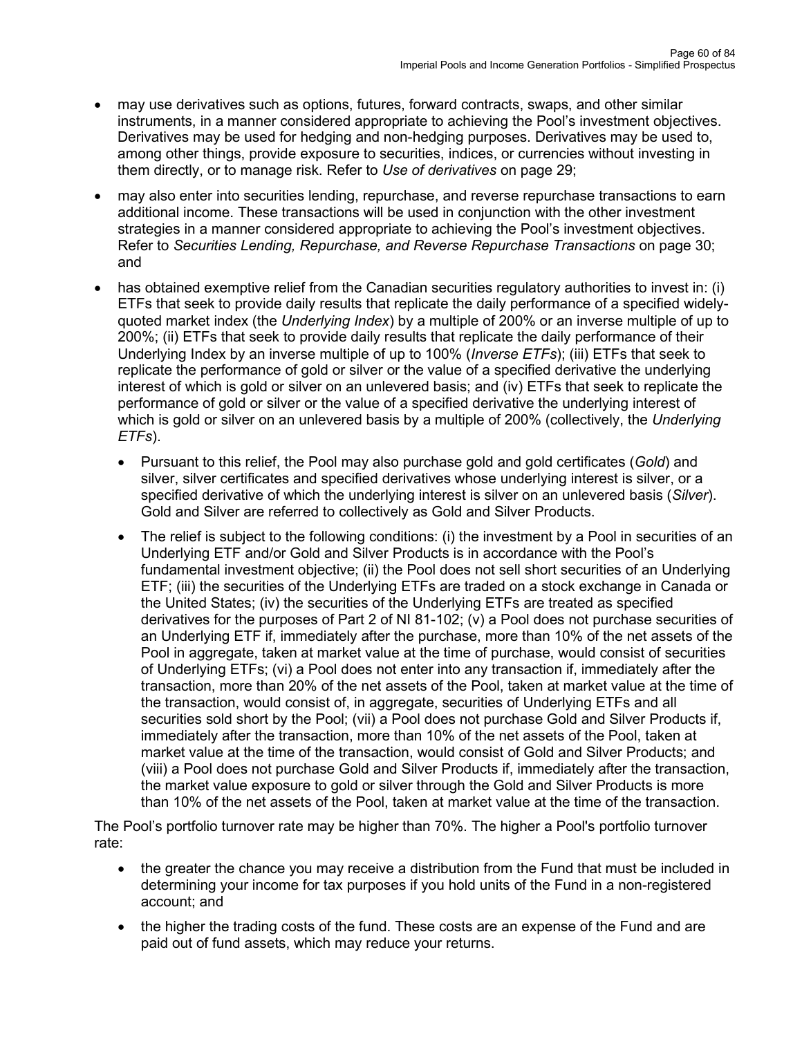- may use derivatives such as options, futures, forward contracts, swaps, and other similar instruments, in a manner considered appropriate to achieving the Pool's investment objectives. Derivatives may be used for hedging and non-hedging purposes. Derivatives may be used to, among other things, provide exposure to securities, indices, or currencies without investing in them directly, or to manage risk. Refer to *Use of derivatives* on page 29;
- may also enter into securities lending, repurchase, and reverse repurchase transactions to earn additional income. These transactions will be used in conjunction with the other investment strategies in a manner considered appropriate to achieving the Pool's investment objectives. Refer to *Securities Lending, Repurchase, and Reverse Repurchase Transactions* on page 30; and
- has obtained exemptive relief from the Canadian securities regulatory authorities to invest in: (i) ETFs that seek to provide daily results that replicate the daily performance of a specified widely-quoted market index (the *Underlying Index*) by a multiple of 200% or an inverse multiple of up to 200%; (ii) ETFs that seek to provide daily results that replicate the daily performance of their Underlying Index by an inverse multiple of up to 100% (*Inverse ETFs*); (iii) ETFs that seek to replicate the performance of gold or silver or the value of a specified derivative the underlying interest of which is gold or silver on an unlevered basis; and (iv) ETFs that seek to replicate the performance of gold or silver or the value of a specified derivative the underlying interest of which is gold or silver on an unlevered basis by a multiple of 200% (collectively, the *Underlying ETFs*).
  - Pursuant to this relief, the Pool may also purchase gold and gold certificates (*Gold*) and silver, silver certificates and specified derivatives whose underlying interest is silver, or a specified derivative of which the underlying interest is silver on an unlevered basis (*Silver*). Gold and Silver are referred to collectively as Gold and Silver Products.
  - The relief is subject to the following conditions: (i) the investment by a Pool in securities of an Underlying ETF and/or Gold and Silver Products is in accordance with the Pool's fundamental investment objective; (ii) the Pool does not sell short securities of an Underlying ETF; (iii) the securities of the Underlying ETFs are traded on a stock exchange in Canada or the United States; (iv) the securities of the Underlying ETFs are treated as specified derivatives for the purposes of Part 2 of NI 81-102; (v) a Pool does not purchase securities of an Underlying ETF if, immediately after the purchase, more than 10% of the net assets of the Pool in aggregate, taken at market value at the time of purchase, would consist of securities of Underlying ETFs; (vi) a Pool does not enter into any transaction if, immediately after the transaction, more than 20% of the net assets of the Pool, taken at market value at the time of the transaction, would consist of, in aggregate, securities of Underlying ETFs and all securities sold short by the Pool; (vii) a Pool does not purchase Gold and Silver Products if, immediately after the transaction, more than 10% of the net assets of the Pool, taken at market value at the time of the transaction, would consist of Gold and Silver Products; and (viii) a Pool does not purchase Gold and Silver Products if, immediately after the transaction, the market value exposure to gold or silver through the Gold and Silver Products is more than 10% of the net assets of the Pool, taken at market value at the time of the transaction.

The Pool's portfolio turnover rate may be higher than 70%. The higher a Pool's portfolio turnover rate:

- the greater the chance you may receive a distribution from the Fund that must be included in determining your income for tax purposes if you hold units of the Fund in a non-registered account; and
- the higher the trading costs of the fund. These costs are an expense of the Fund and are paid out of fund assets, which may reduce your returns.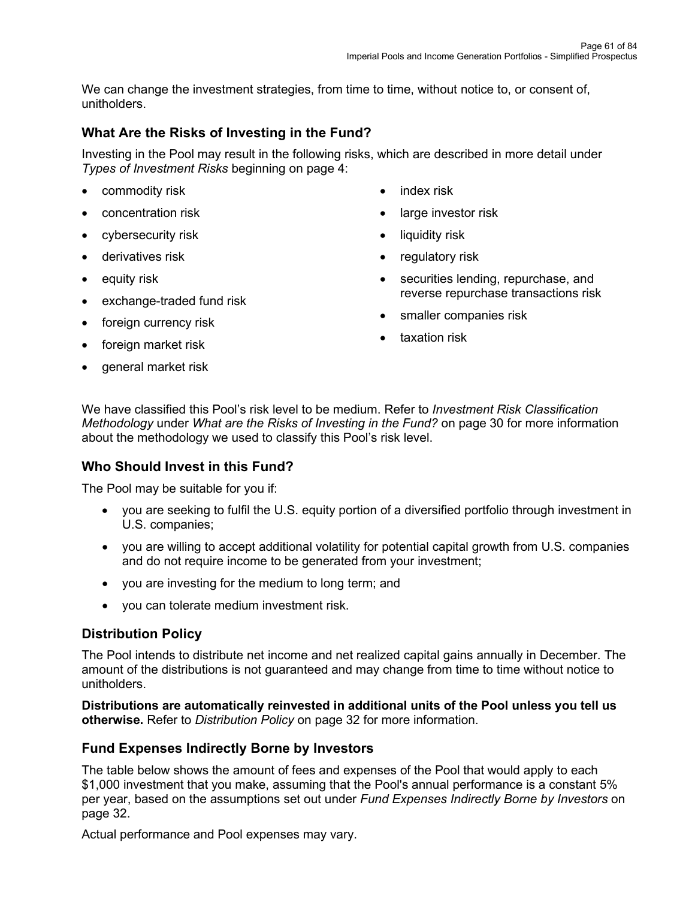We can change the investment strategies, from time to time, without notice to, or consent of, unitholders.

## What Are the Risks of Investing in the Fund?

Investing in the Pool may result in the following risks, which are described in more detail under *Types of Investment Risks* beginning on page 4:

- commodity risk
- concentration risk
- cybersecurity risk
- derivatives risk
- equity risk
- exchange-traded fund risk
- foreign currency risk
- foreign market risk
- general market risk
- index risk
- large investor risk
- liquidity risk
- regulatory risk
- securities lending, repurchase, and reverse repurchase transactions risk
- smaller companies risk
- taxation risk

We have classified this Pool's risk level to be medium. Refer to *Investment Risk Classification Methodology* under *What are the Risks of Investing in the Fund?* on page 30 for more information about the methodology we used to classify this Pool's risk level.

## Who Should Invest in this Fund?

The Pool may be suitable for you if:

- you are seeking to fulfil the U.S. equity portion of a diversified portfolio through investment in U.S. companies;
- you are willing to accept additional volatility for potential capital growth from U.S. companies and do not require income to be generated from your investment;
- you are investing for the medium to long term; and
- you can tolerate medium investment risk.

## Distribution Policy

The Pool intends to distribute net income and net realized capital gains annually in December. The amount of the distributions is not guaranteed and may change from time to time without notice to unitholders.

**Distributions are automatically reinvested in additional units of the Pool unless you tell us otherwise.** Refer to *Distribution Policy* on page 32 for more information.

## Fund Expenses Indirectly Borne by Investors

The table below shows the amount of fees and expenses of the Pool that would apply to each $1,000 investment that you make, assuming that the Pool's annual performance is a constant 5% per year, based on the assumptions set out under *Fund Expenses Indirectly Borne by Investors* on page 32.

Actual performance and Pool expenses may vary.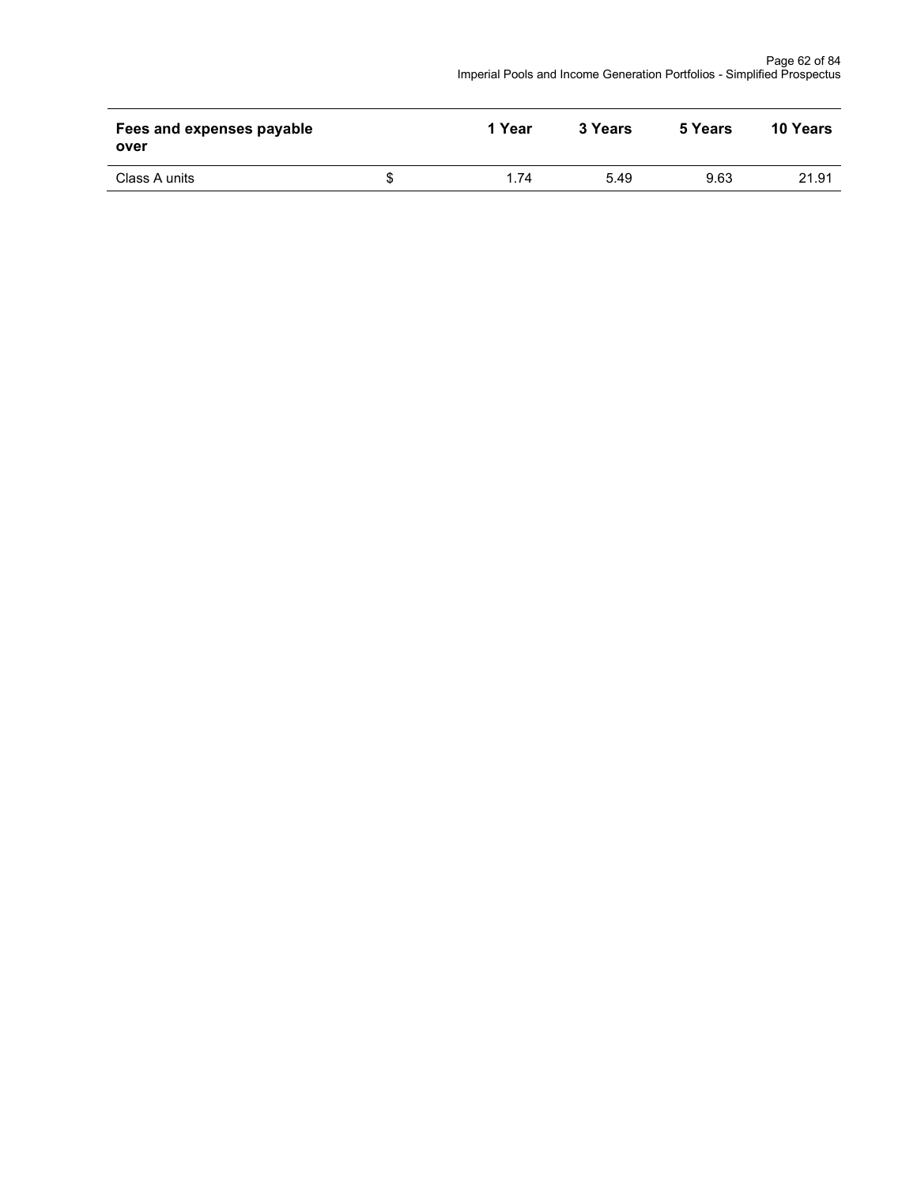| Fees and expenses payable over | | 1 Year | 3 Years | 5 Years | 10 Years |
|---|---|---|---|---|---|
| Class A units | $ | 1.74 | 5.49 | 9.63 | 21.91 |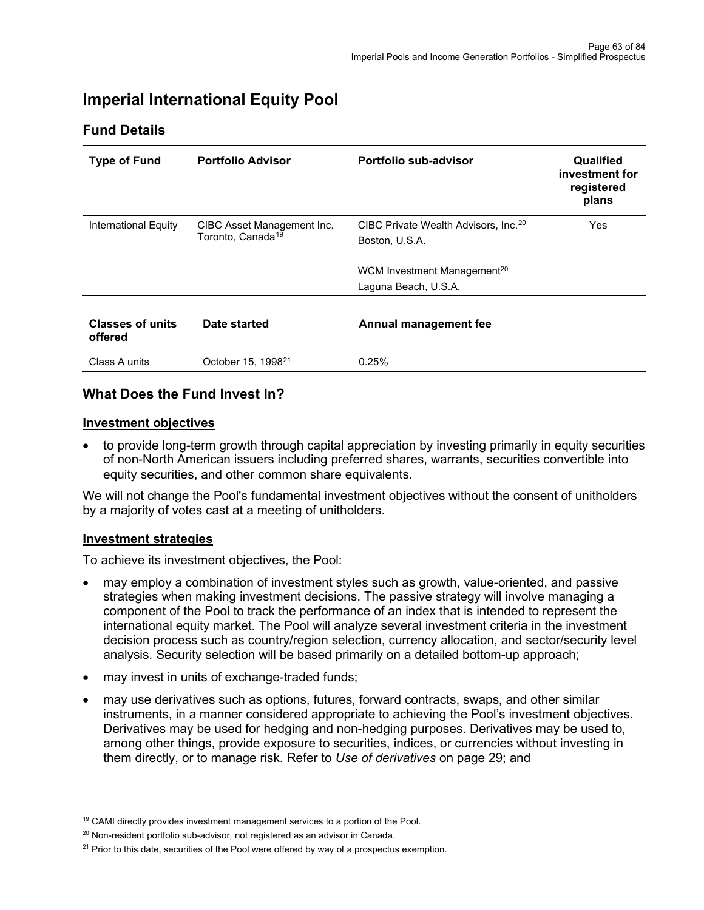# Imperial International Equity Pool

## Fund Details

| Type of Fund | Portfolio Advisor | Portfolio sub-advisor | Qualified investment for registered plans |
|---|---|---|---|
| International Equity | CIBC Asset Management Inc. Toronto, Canada[19] | CIBC Private Wealth Advisors, Inc.[20] Boston, U.S.A.<br><br>WCM Investment Management[20] Laguna Beach, U.S.A. | Yes |

| Classes of units offered | Date started | Annual management fee |
|---|---|---|
| Class A units | October 15, 1998[21] | 0.25% |

## What Does the Fund Invest In?

### Investment objectives

- to provide long-term growth through capital appreciation by investing primarily in equity securities of non-North American issuers including preferred shares, warrants, securities convertible into equity securities, and other common share equivalents.

We will not change the Pool's fundamental investment objectives without the consent of unitholders by a majority of votes cast at a meeting of unitholders.

### Investment strategies

To achieve its investment objectives, the Pool:

- may employ a combination of investment styles such as growth, value-oriented, and passive strategies when making investment decisions. The passive strategy will involve managing a component of the Pool to track the performance of an index that is intended to represent the international equity market. The Pool will analyze several investment criteria in the investment decision process such as country/region selection, currency allocation, and sector/security level analysis. Security selection will be based primarily on a detailed bottom-up approach;
- may invest in units of exchange-traded funds;
- may use derivatives such as options, futures, forward contracts, swaps, and other similar instruments, in a manner considered appropriate to achieving the Pool's investment objectives. Derivatives may be used for hedging and non-hedging purposes. Derivatives may be used to, among other things, provide exposure to securities, indices, or currencies without investing in them directly, or to manage risk. Refer to *Use of derivatives* on page 29; and

---

[19] CAMI directly provides investment management services to a portion of the Pool.

[20] Non-resident portfolio sub-advisor, not registered as an advisor in Canada.

[21] Prior to this date, securities of the Pool were offered by way of a prospectus exemption.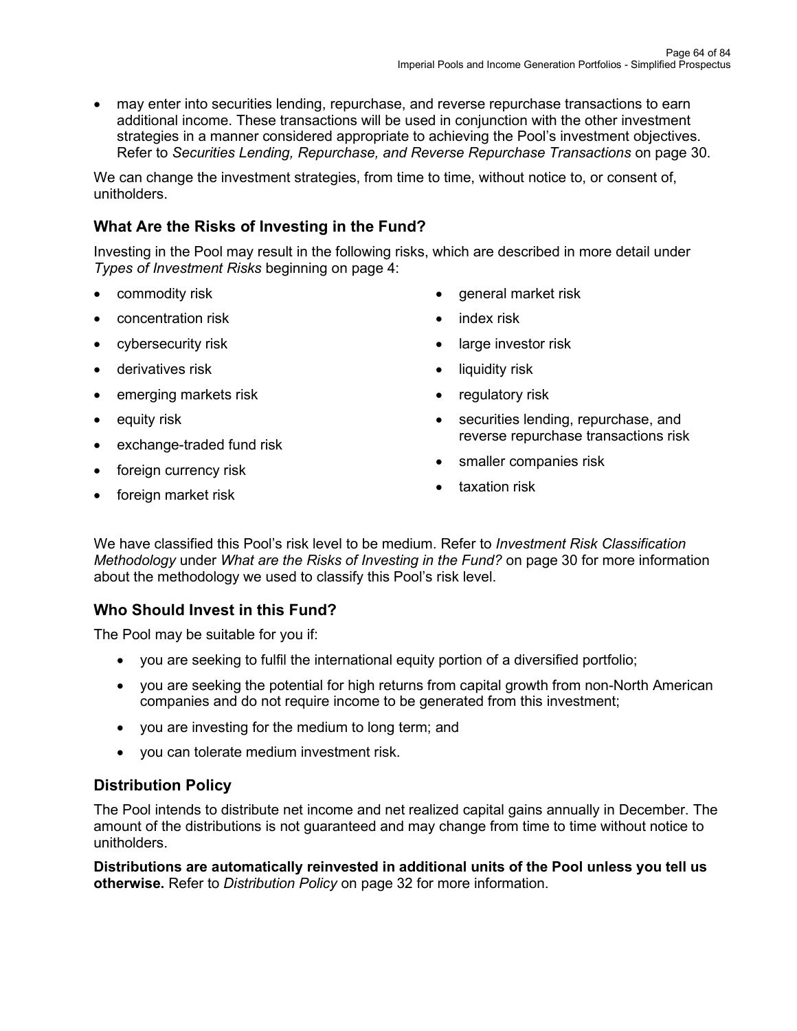- may enter into securities lending, repurchase, and reverse repurchase transactions to earn additional income. These transactions will be used in conjunction with the other investment strategies in a manner considered appropriate to achieving the Pool's investment objectives. Refer to *Securities Lending, Repurchase, and Reverse Repurchase Transactions* on page 30.

We can change the investment strategies, from time to time, without notice to, or consent of, unitholders.

## What Are the Risks of Investing in the Fund?

Investing in the Pool may result in the following risks, which are described in more detail under *Types of Investment Risks* beginning on page 4:

- commodity risk
- concentration risk
- cybersecurity risk
- derivatives risk
- emerging markets risk
- equity risk
- exchange-traded fund risk
- foreign currency risk
- foreign market risk
- general market risk
- index risk
- large investor risk
- liquidity risk
- regulatory risk
- securities lending, repurchase, and reverse repurchase transactions risk
- smaller companies risk
- taxation risk

We have classified this Pool's risk level to be medium. Refer to *Investment Risk Classification Methodology* under *What are the Risks of Investing in the Fund?* on page 30 for more information about the methodology we used to classify this Pool's risk level.

## Who Should Invest in this Fund?

The Pool may be suitable for you if:

- you are seeking to fulfil the international equity portion of a diversified portfolio;
- you are seeking the potential for high returns from capital growth from non-North American companies and do not require income to be generated from this investment;
- you are investing for the medium to long term; and
- you can tolerate medium investment risk.

## Distribution Policy

The Pool intends to distribute net income and net realized capital gains annually in December. The amount of the distributions is not guaranteed and may change from time to time without notice to unitholders.

**Distributions are automatically reinvested in additional units of the Pool unless you tell us otherwise.** Refer to *Distribution Policy* on page 32 for more information.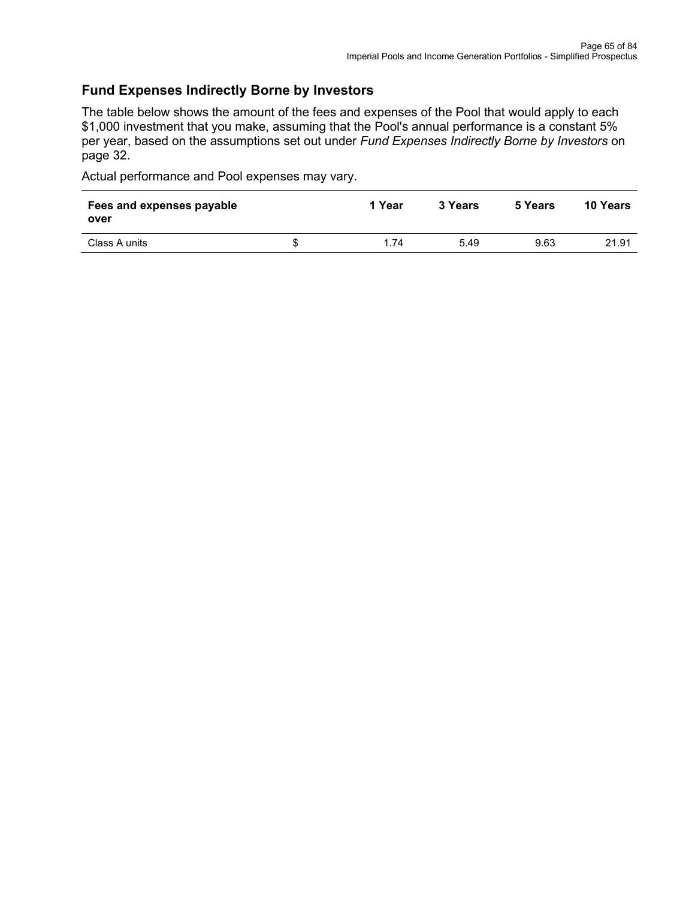## Fund Expenses Indirectly Borne by Investors

The table below shows the amount of the fees and expenses of the Pool that would apply to each $1,000 investment that you make, assuming that the Pool's annual performance is a constant 5% per year, based on the assumptions set out under *Fund Expenses Indirectly Borne by Investors* on page 32.

Actual performance and Pool expenses may vary.

| Fees and expenses payable over | | 1 Year | 3 Years | 5 Years | 10 Years |
|---|---|---|---|---|---|
| Class A units | $ | 1.74 | 5.49 | 9.63 | 21.91 |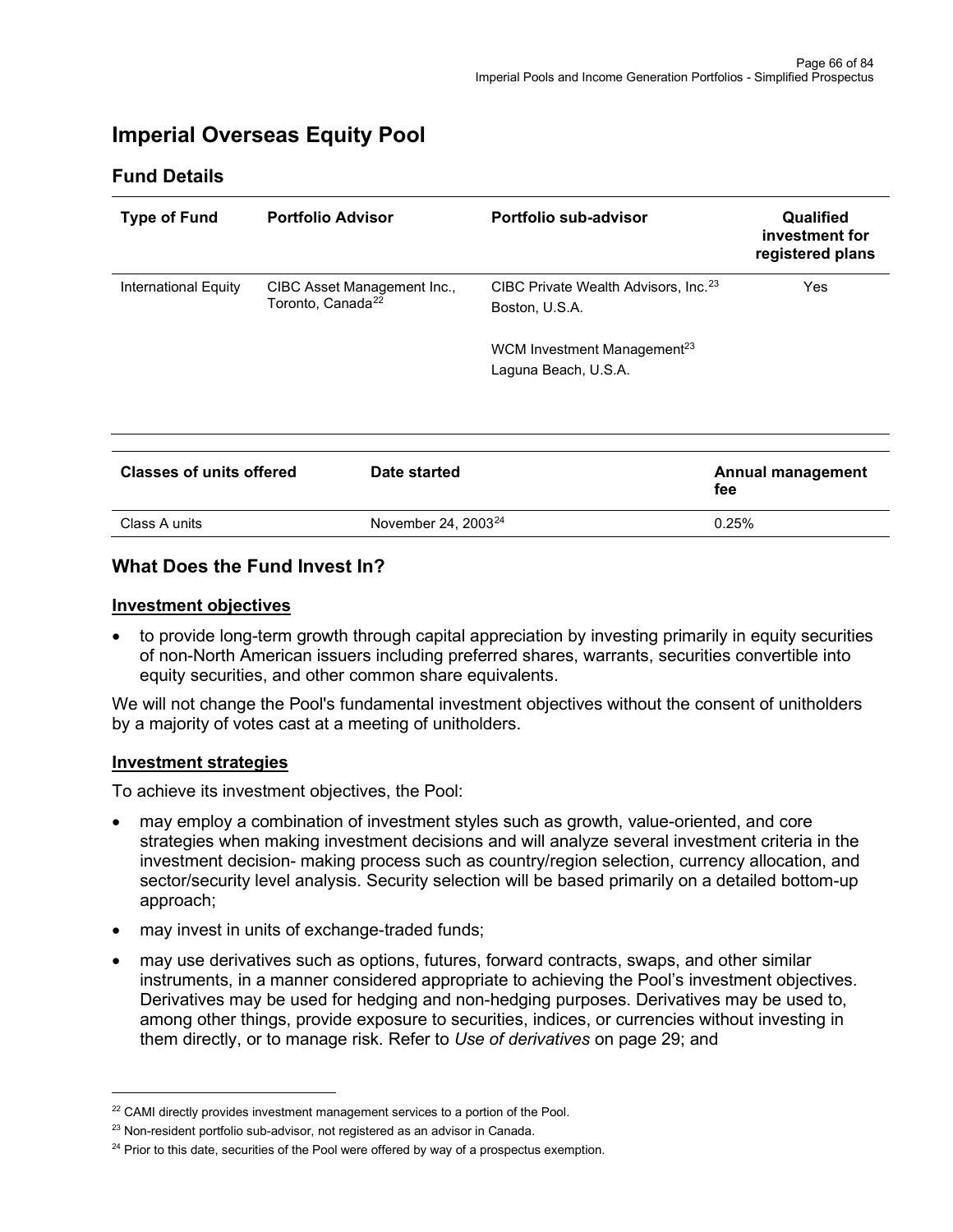# Imperial Overseas Equity Pool

## Fund Details

| Type of Fund | Portfolio Advisor | Portfolio sub-advisor | Qualified investment for registered plans |
|---|---|---|---|
| International Equity | CIBC Asset Management Inc., Toronto, Canada[22] | CIBC Private Wealth Advisors, Inc.[23] Boston, U.S.A.<br><br>WCM Investment Management[23] Laguna Beach, U.S.A. | Yes |

| Classes of units offered | Date started | Annual management fee |
|---|---|---|
| Class A units | November 24, 2003[24] | 0.25% |

## What Does the Fund Invest In?

### Investment objectives

- to provide long-term growth through capital appreciation by investing primarily in equity securities of non-North American issuers including preferred shares, warrants, securities convertible into equity securities, and other common share equivalents.

We will not change the Pool's fundamental investment objectives without the consent of unitholders by a majority of votes cast at a meeting of unitholders.

### Investment strategies

To achieve its investment objectives, the Pool:

- may employ a combination of investment styles such as growth, value-oriented, and core strategies when making investment decisions and will analyze several investment criteria in the investment decision- making process such as country/region selection, currency allocation, and sector/security level analysis. Security selection will be based primarily on a detailed bottom-up approach;
- may invest in units of exchange-traded funds;
- may use derivatives such as options, futures, forward contracts, swaps, and other similar instruments, in a manner considered appropriate to achieving the Pool's investment objectives. Derivatives may be used for hedging and non-hedging purposes. Derivatives may be used to, among other things, provide exposure to securities, indices, or currencies without investing in them directly, or to manage risk. Refer to *Use of derivatives* on page 29; and

---

[22] CAMI directly provides investment management services to a portion of the Pool.

[23] Non-resident portfolio sub-advisor, not registered as an advisor in Canada.

[24] Prior to this date, securities of the Pool were offered by way of a prospectus exemption.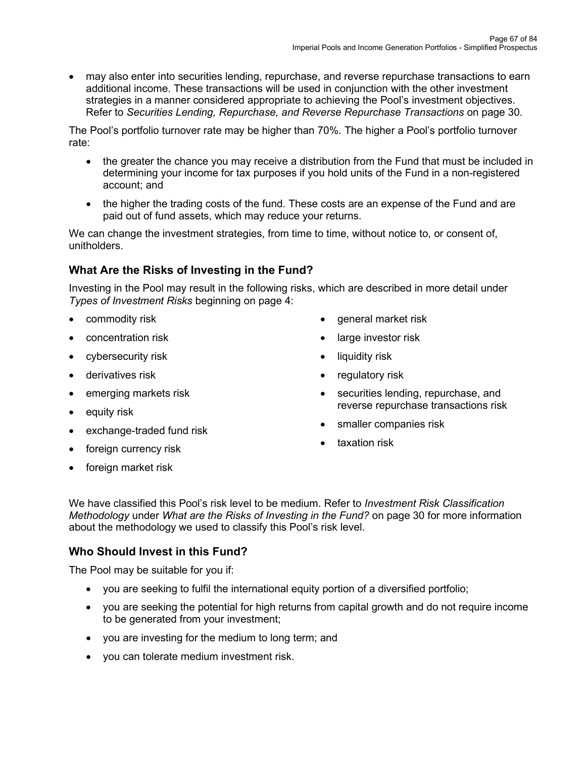- may also enter into securities lending, repurchase, and reverse repurchase transactions to earn additional income. These transactions will be used in conjunction with the other investment strategies in a manner considered appropriate to achieving the Pool's investment objectives. Refer to *Securities Lending, Repurchase, and Reverse Repurchase Transactions* on page 30.

The Pool's portfolio turnover rate may be higher than 70%. The higher a Pool's portfolio turnover rate:

- the greater the chance you may receive a distribution from the Fund that must be included in determining your income for tax purposes if you hold units of the Fund in a non-registered account; and
- the higher the trading costs of the fund. These costs are an expense of the Fund and are paid out of fund assets, which may reduce your returns.

We can change the investment strategies, from time to time, without notice to, or consent of, unitholders.

## What Are the Risks of Investing in the Fund?

Investing in the Pool may result in the following risks, which are described in more detail under *Types of Investment Risks* beginning on page 4:

- commodity risk
- concentration risk
- cybersecurity risk
- derivatives risk
- emerging markets risk
- equity risk
- exchange-traded fund risk
- foreign currency risk
- foreign market risk
- general market risk
- large investor risk
- liquidity risk
- regulatory risk
- securities lending, repurchase, and reverse repurchase transactions risk
- smaller companies risk
- taxation risk

We have classified this Pool's risk level to be medium. Refer to *Investment Risk Classification Methodology* under *What are the Risks of Investing in the Fund?* on page 30 for more information about the methodology we used to classify this Pool's risk level.

## Who Should Invest in this Fund?

The Pool may be suitable for you if:

- you are seeking to fulfil the international equity portion of a diversified portfolio;
- you are seeking the potential for high returns from capital growth and do not require income to be generated from your investment;
- you are investing for the medium to long term; and
- you can tolerate medium investment risk.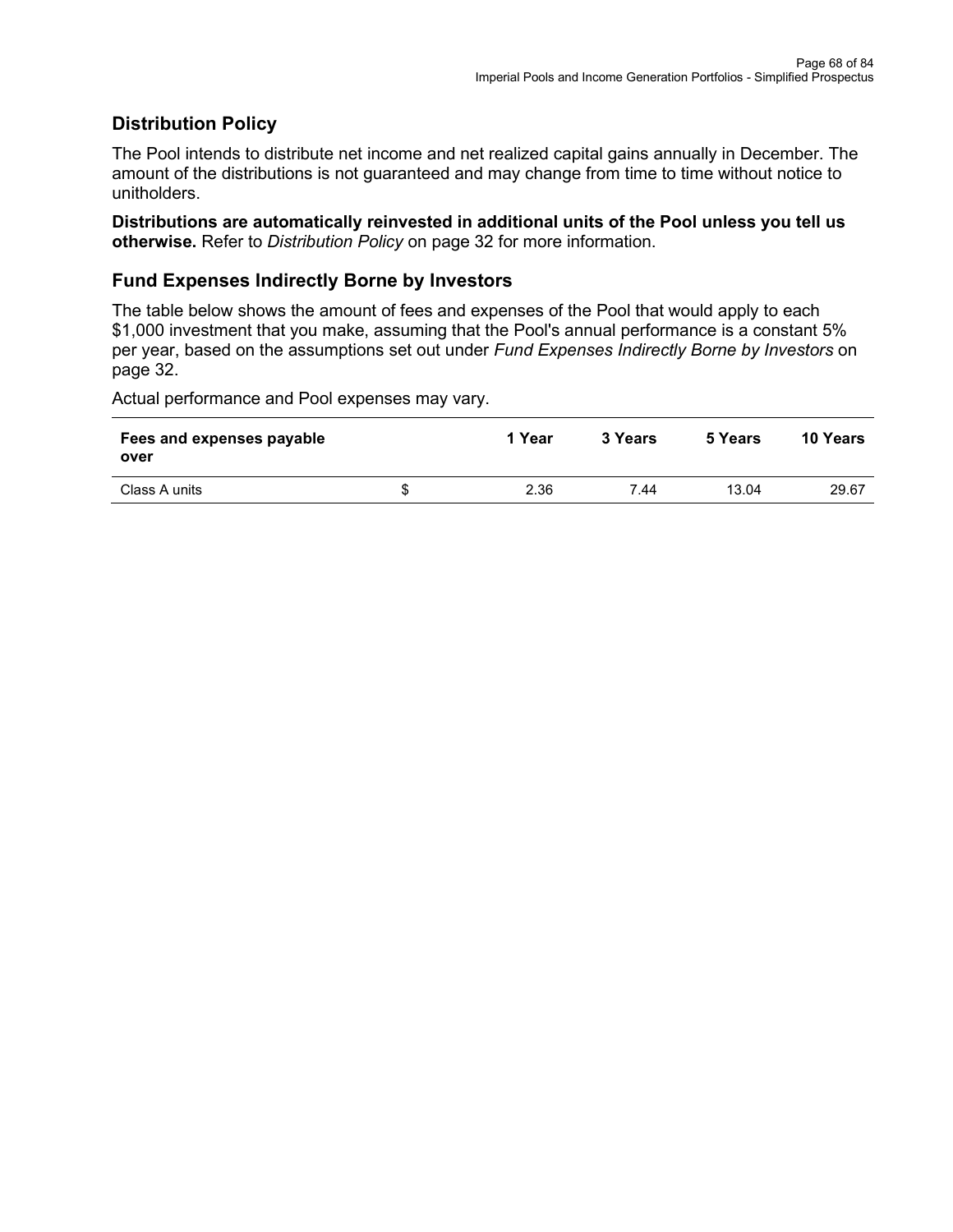## Distribution Policy

The Pool intends to distribute net income and net realized capital gains annually in December. The amount of the distributions is not guaranteed and may change from time to time without notice to unitholders.

**Distributions are automatically reinvested in additional units of the Pool unless you tell us otherwise.** Refer to *Distribution Policy* on page 32 for more information.

## Fund Expenses Indirectly Borne by Investors

The table below shows the amount of fees and expenses of the Pool that would apply to each $1,000 investment that you make, assuming that the Pool's annual performance is a constant 5% per year, based on the assumptions set out under *Fund Expenses Indirectly Borne by Investors* on page 32.

Actual performance and Pool expenses may vary.

| Fees and expenses payable over | | 1 Year | 3 Years | 5 Years | 10 Years |
|---|---|---|---|---|---|
| Class A units | $ | 2.36 | 7.44 | 13.04 | 29.67 |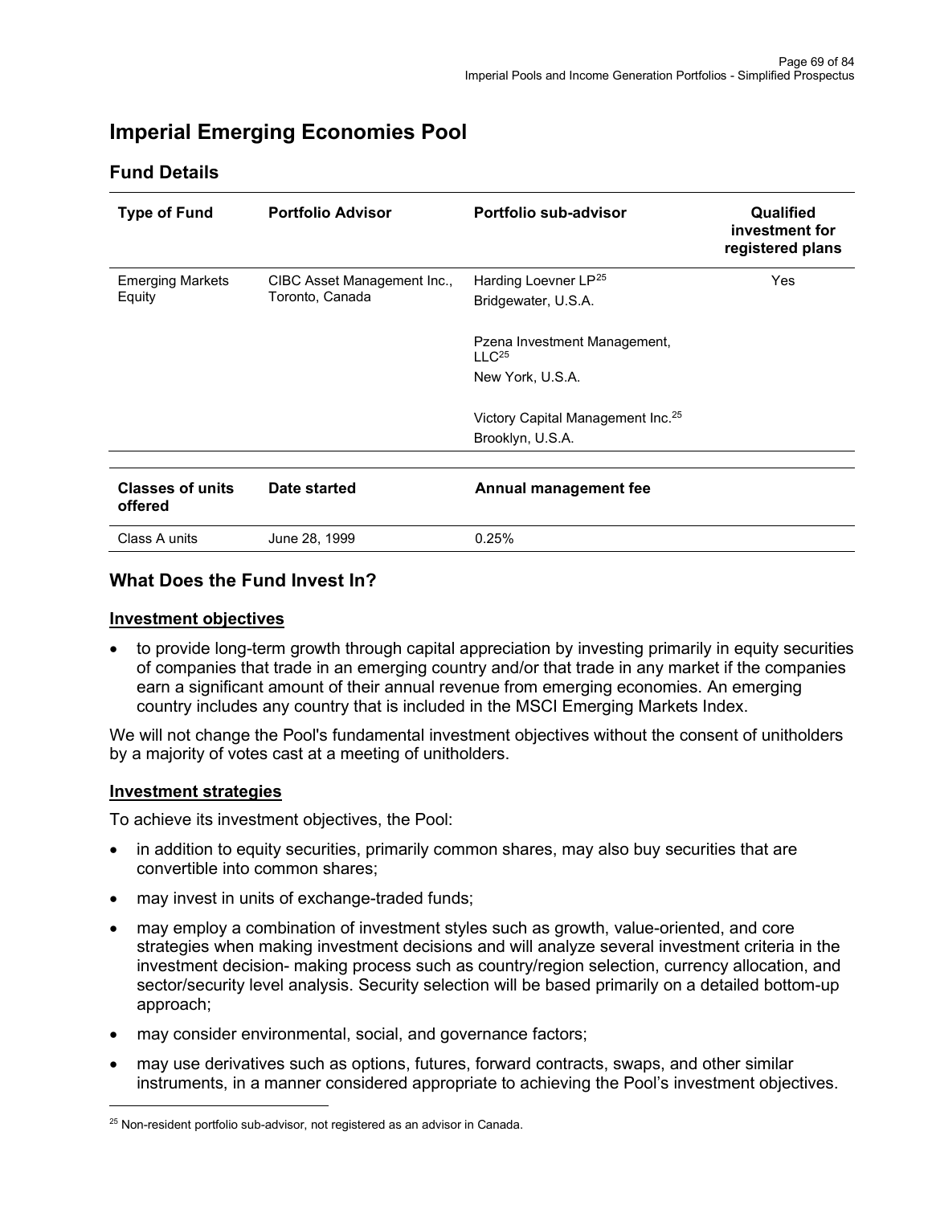# Imperial Emerging Economies Pool

## Fund Details

| Type of Fund | Portfolio Advisor | Portfolio sub-advisor | Qualified investment for registered plans |
|---|---|---|---|
| Emerging Markets Equity | CIBC Asset Management Inc., Toronto, Canada | Harding Loevner LP[25]<br>Bridgewater, U.S.A.<br><br>Pzena Investment Management, LLC[25]<br>New York, U.S.A.<br><br>Victory Capital Management Inc.[25]<br>Brooklyn, U.S.A. | Yes |

| Classes of units offered | Date started | Annual management fee |
|---|---|---|
| Class A units | June 28, 1999 | 0.25% |

## What Does the Fund Invest In?

### Investment objectives

- to provide long-term growth through capital appreciation by investing primarily in equity securities of companies that trade in an emerging country and/or that trade in any market if the companies earn a significant amount of their annual revenue from emerging economies. An emerging country includes any country that is included in the MSCI Emerging Markets Index.

We will not change the Pool's fundamental investment objectives without the consent of unitholders by a majority of votes cast at a meeting of unitholders.

### Investment strategies

To achieve its investment objectives, the Pool:

- in addition to equity securities, primarily common shares, may also buy securities that are convertible into common shares;
- may invest in units of exchange-traded funds;
- may employ a combination of investment styles such as growth, value-oriented, and core strategies when making investment decisions and will analyze several investment criteria in the investment decision- making process such as country/region selection, currency allocation, and sector/security level analysis. Security selection will be based primarily on a detailed bottom-up approach;
- may consider environmental, social, and governance factors;
- may use derivatives such as options, futures, forward contracts, swaps, and other similar instruments, in a manner considered appropriate to achieving the Pool's investment objectives.

[25] Non-resident portfolio sub-advisor, not registered as an advisor in Canada.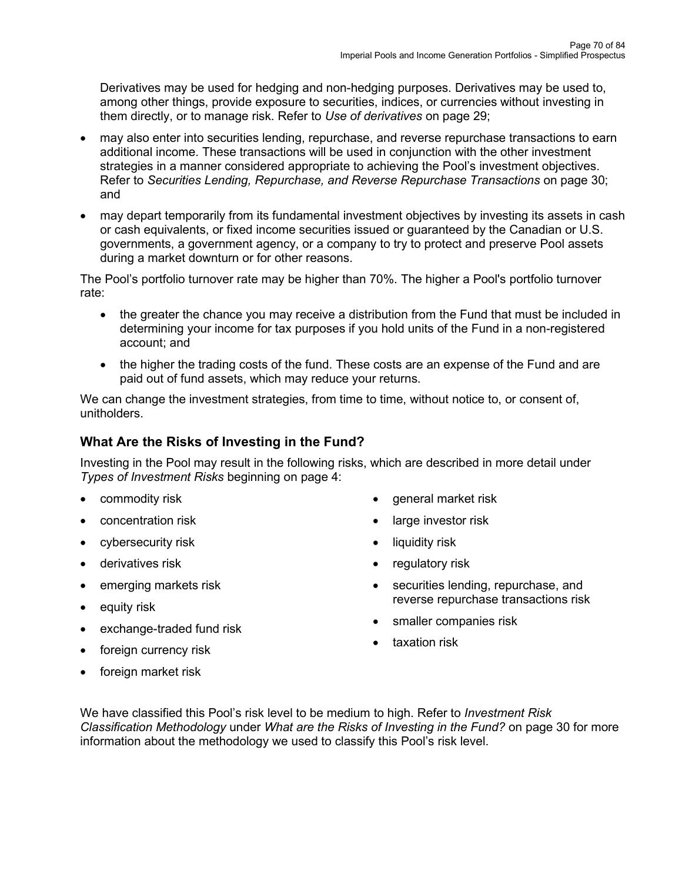Derivatives may be used for hedging and non-hedging purposes. Derivatives may be used to, among other things, provide exposure to securities, indices, or currencies without investing in them directly, or to manage risk. Refer to *Use of derivatives* on page 29;

- may also enter into securities lending, repurchase, and reverse repurchase transactions to earn additional income. These transactions will be used in conjunction with the other investment strategies in a manner considered appropriate to achieving the Pool's investment objectives. Refer to *Securities Lending, Repurchase, and Reverse Repurchase Transactions* on page 30; and
- may depart temporarily from its fundamental investment objectives by investing its assets in cash or cash equivalents, or fixed income securities issued or guaranteed by the Canadian or U.S. governments, a government agency, or a company to try to protect and preserve Pool assets during a market downturn or for other reasons.

The Pool's portfolio turnover rate may be higher than 70%. The higher a Pool's portfolio turnover rate:

- the greater the chance you may receive a distribution from the Fund that must be included in determining your income for tax purposes if you hold units of the Fund in a non-registered account; and
- the higher the trading costs of the fund. These costs are an expense of the Fund and are paid out of fund assets, which may reduce your returns.

We can change the investment strategies, from time to time, without notice to, or consent of, unitholders.

## What Are the Risks of Investing in the Fund?

Investing in the Pool may result in the following risks, which are described in more detail under *Types of Investment Risks* beginning on page 4:

- commodity risk
- concentration risk
- cybersecurity risk
- derivatives risk
- emerging markets risk
- equity risk
- exchange-traded fund risk
- foreign currency risk
- foreign market risk
- general market risk
- large investor risk
- liquidity risk
- regulatory risk
- securities lending, repurchase, and reverse repurchase transactions risk
- smaller companies risk
- taxation risk

We have classified this Pool's risk level to be medium to high. Refer to *Investment Risk Classification Methodology* under *What are the Risks of Investing in the Fund?* on page 30 for more information about the methodology we used to classify this Pool's risk level.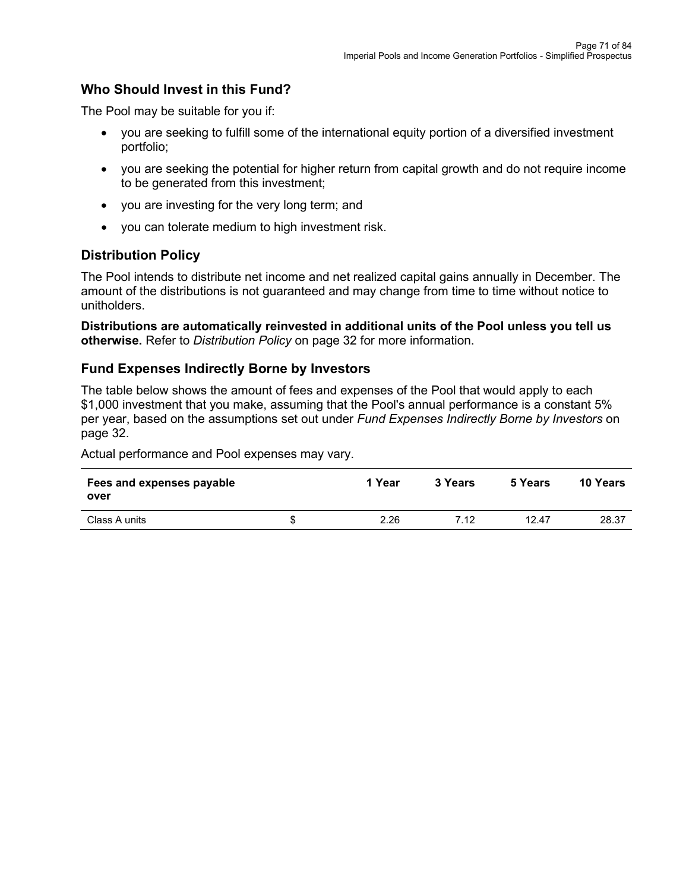## Who Should Invest in this Fund?

The Pool may be suitable for you if:

- you are seeking to fulfill some of the international equity portion of a diversified investment portfolio;
- you are seeking the potential for higher return from capital growth and do not require income to be generated from this investment;
- you are investing for the very long term; and
- you can tolerate medium to high investment risk.

## Distribution Policy

The Pool intends to distribute net income and net realized capital gains annually in December. The amount of the distributions is not guaranteed and may change from time to time without notice to unitholders.

**Distributions are automatically reinvested in additional units of the Pool unless you tell us otherwise.** Refer to *Distribution Policy* on page 32 for more information.

## Fund Expenses Indirectly Borne by Investors

The table below shows the amount of fees and expenses of the Pool that would apply to each $1,000 investment that you make, assuming that the Pool's annual performance is a constant 5% per year, based on the assumptions set out under *Fund Expenses Indirectly Borne by Investors* on page 32.

Actual performance and Pool expenses may vary.

| Fees and expenses payable over | | 1 Year | 3 Years | 5 Years | 10 Years |
|---|---|---|---|---|---|
| Class A units | $ | 2.26 | 7.12 | 12.47 | 28.37 |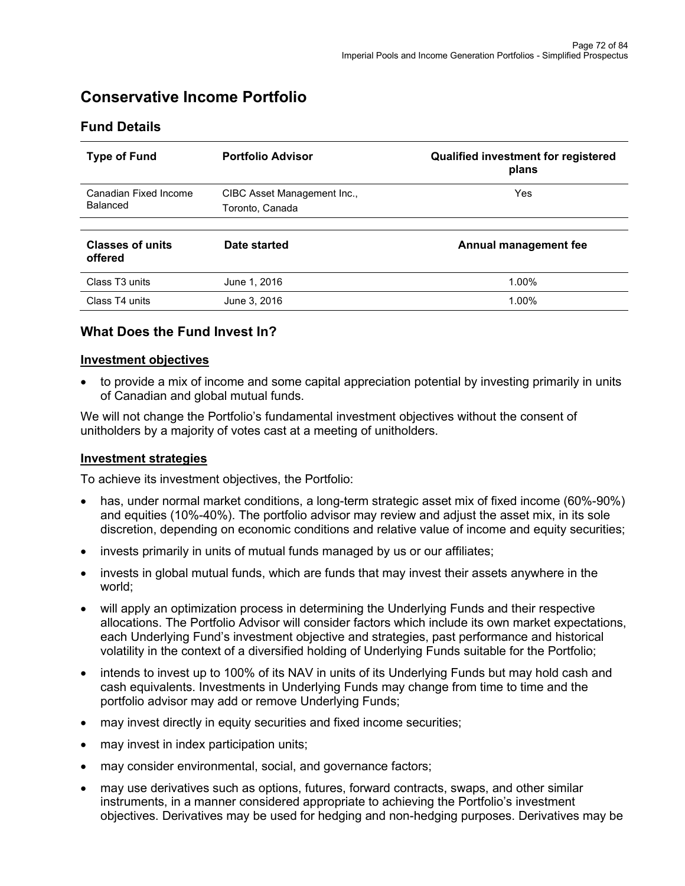# Conservative Income Portfolio

## Fund Details

| Type of Fund | Portfolio Advisor | Qualified investment for registered plans |
|---|---|---|
| Canadian Fixed Income Balanced | CIBC Asset Management Inc., Toronto, Canada | Yes |

| Classes of units offered | Date started | Annual management fee |
|---|---|---|
| Class T3 units | June 1, 2016 | 1.00% |
| Class T4 units | June 3, 2016 | 1.00% |

## What Does the Fund Invest In?

### Investment objectives

- to provide a mix of income and some capital appreciation potential by investing primarily in units of Canadian and global mutual funds.

We will not change the Portfolio's fundamental investment objectives without the consent of unitholders by a majority of votes cast at a meeting of unitholders.

### Investment strategies

To achieve its investment objectives, the Portfolio:

- has, under normal market conditions, a long-term strategic asset mix of fixed income (60%-90%) and equities (10%-40%). The portfolio advisor may review and adjust the asset mix, in its sole discretion, depending on economic conditions and relative value of income and equity securities;
- invests primarily in units of mutual funds managed by us or our affiliates;
- invests in global mutual funds, which are funds that may invest their assets anywhere in the world;
- will apply an optimization process in determining the Underlying Funds and their respective allocations. The Portfolio Advisor will consider factors which include its own market expectations, each Underlying Fund's investment objective and strategies, past performance and historical volatility in the context of a diversified holding of Underlying Funds suitable for the Portfolio;
- intends to invest up to 100% of its NAV in units of its Underlying Funds but may hold cash and cash equivalents. Investments in Underlying Funds may change from time to time and the portfolio advisor may add or remove Underlying Funds;
- may invest directly in equity securities and fixed income securities;
- may invest in index participation units;
- may consider environmental, social, and governance factors;
- may use derivatives such as options, futures, forward contracts, swaps, and other similar instruments, in a manner considered appropriate to achieving the Portfolio's investment objectives. Derivatives may be used for hedging and non-hedging purposes. Derivatives may be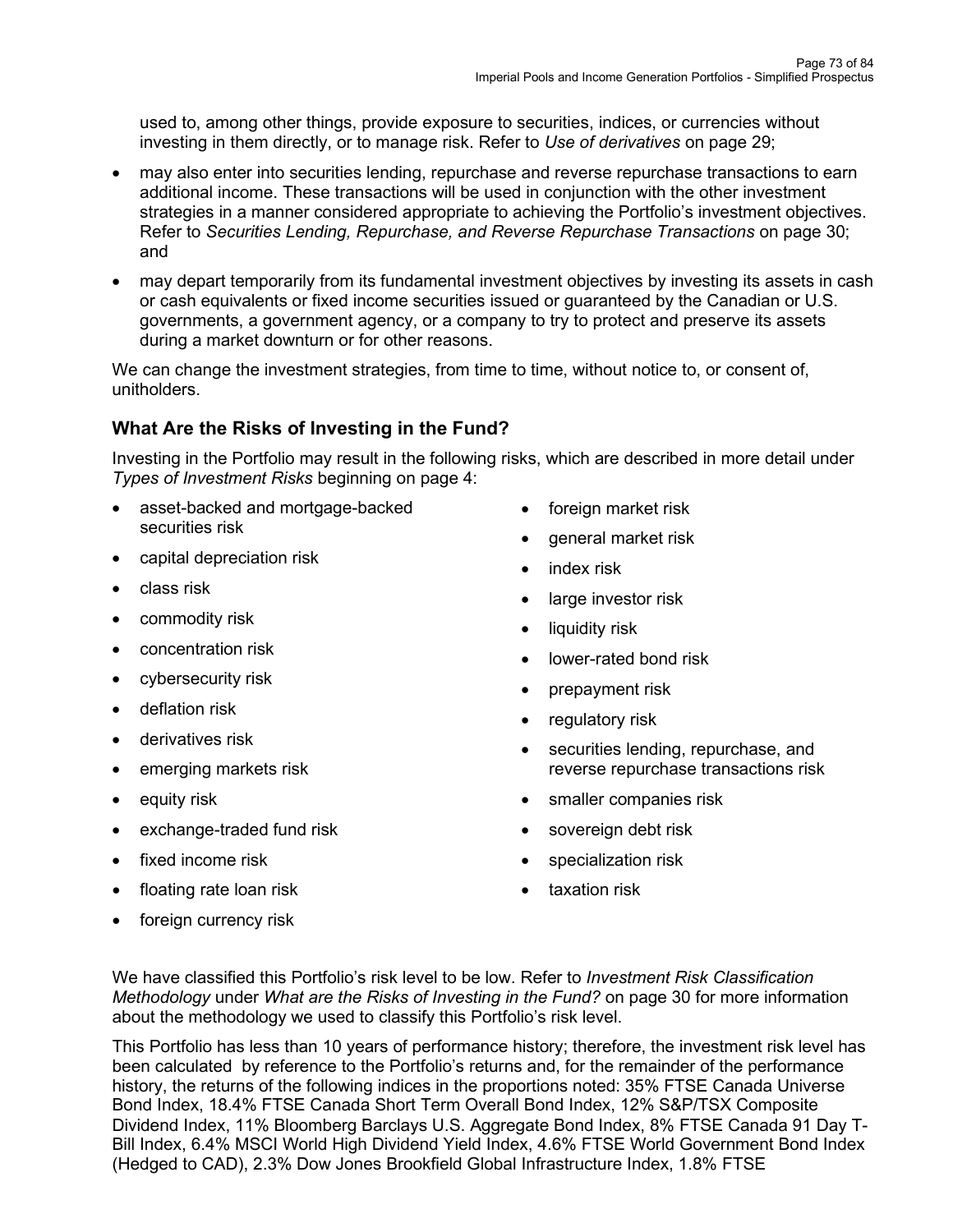used to, among other things, provide exposure to securities, indices, or currencies without investing in them directly, or to manage risk. Refer to *Use of derivatives* on page 29;

- may also enter into securities lending, repurchase and reverse repurchase transactions to earn additional income. These transactions will be used in conjunction with the other investment strategies in a manner considered appropriate to achieving the Portfolio's investment objectives. Refer to *Securities Lending, Repurchase, and Reverse Repurchase Transactions* on page 30; and
- may depart temporarily from its fundamental investment objectives by investing its assets in cash or cash equivalents or fixed income securities issued or guaranteed by the Canadian or U.S. governments, a government agency, or a company to try to protect and preserve its assets during a market downturn or for other reasons.

We can change the investment strategies, from time to time, without notice to, or consent of, unitholders.

## What Are the Risks of Investing in the Fund?

Investing in the Portfolio may result in the following risks, which are described in more detail under *Types of Investment Risks* beginning on page 4:

- asset-backed and mortgage-backed securities risk
- capital depreciation risk
- class risk
- commodity risk
- concentration risk
- cybersecurity risk
- deflation risk
- derivatives risk
- emerging markets risk
- equity risk
- exchange-traded fund risk
- fixed income risk
- floating rate loan risk
- foreign currency risk
- foreign market risk
- general market risk
- index risk
- large investor risk
- liquidity risk
- lower-rated bond risk
- prepayment risk
- regulatory risk
- securities lending, repurchase, and reverse repurchase transactions risk
- smaller companies risk
- sovereign debt risk
- specialization risk
- taxation risk

We have classified this Portfolio's risk level to be low. Refer to *Investment Risk Classification Methodology* under *What are the Risks of Investing in the Fund?* on page 30 for more information about the methodology we used to classify this Portfolio's risk level.

This Portfolio has less than 10 years of performance history; therefore, the investment risk level has been calculated by reference to the Portfolio's returns and, for the remainder of the performance history, the returns of the following indices in the proportions noted: 35% FTSE Canada Universe Bond Index, 18.4% FTSE Canada Short Term Overall Bond Index, 12% S&P/TSX Composite Dividend Index, 11% Bloomberg Barclays U.S. Aggregate Bond Index, 8% FTSE Canada 91 Day T-Bill Index, 6.4% MSCI World High Dividend Yield Index, 4.6% FTSE World Government Bond Index (Hedged to CAD), 2.3% Dow Jones Brookfield Global Infrastructure Index, 1.8% FTSE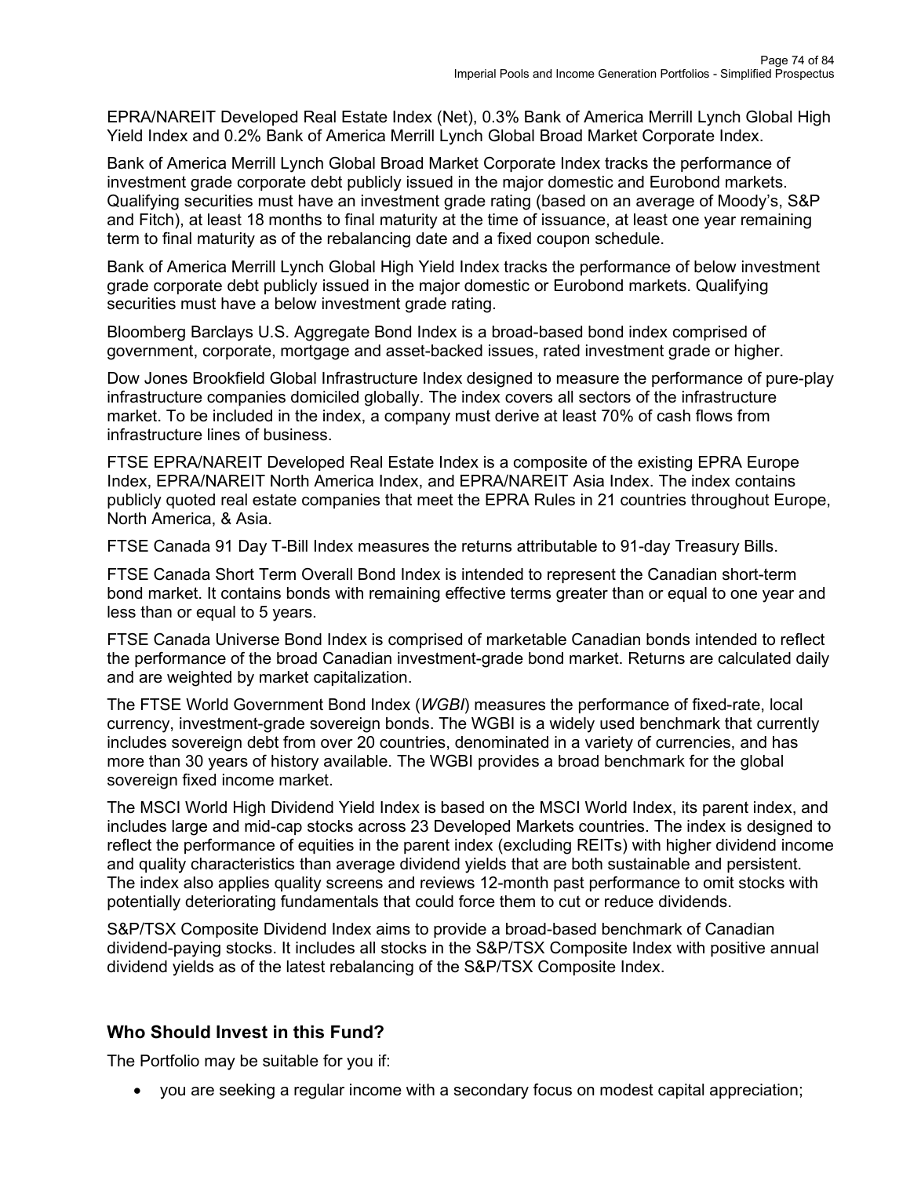EPRA/NAREIT Developed Real Estate Index (Net), 0.3% Bank of America Merrill Lynch Global High Yield Index and 0.2% Bank of America Merrill Lynch Global Broad Market Corporate Index.

Bank of America Merrill Lynch Global Broad Market Corporate Index tracks the performance of investment grade corporate debt publicly issued in the major domestic and Eurobond markets. Qualifying securities must have an investment grade rating (based on an average of Moody's, S&P and Fitch), at least 18 months to final maturity at the time of issuance, at least one year remaining term to final maturity as of the rebalancing date and a fixed coupon schedule.

Bank of America Merrill Lynch Global High Yield Index tracks the performance of below investment grade corporate debt publicly issued in the major domestic or Eurobond markets. Qualifying securities must have a below investment grade rating.

Bloomberg Barclays U.S. Aggregate Bond Index is a broad-based bond index comprised of government, corporate, mortgage and asset-backed issues, rated investment grade or higher.

Dow Jones Brookfield Global Infrastructure Index designed to measure the performance of pure-play infrastructure companies domiciled globally. The index covers all sectors of the infrastructure market. To be included in the index, a company must derive at least 70% of cash flows from infrastructure lines of business.

FTSE EPRA/NAREIT Developed Real Estate Index is a composite of the existing EPRA Europe Index, EPRA/NAREIT North America Index, and EPRA/NAREIT Asia Index. The index contains publicly quoted real estate companies that meet the EPRA Rules in 21 countries throughout Europe, North America, & Asia.

FTSE Canada 91 Day T-Bill Index measures the returns attributable to 91-day Treasury Bills.

FTSE Canada Short Term Overall Bond Index is intended to represent the Canadian short-term bond market. It contains bonds with remaining effective terms greater than or equal to one year and less than or equal to 5 years.

FTSE Canada Universe Bond Index is comprised of marketable Canadian bonds intended to reflect the performance of the broad Canadian investment-grade bond market. Returns are calculated daily and are weighted by market capitalization.

The FTSE World Government Bond Index (*WGBI*) measures the performance of fixed-rate, local currency, investment-grade sovereign bonds. The WGBI is a widely used benchmark that currently includes sovereign debt from over 20 countries, denominated in a variety of currencies, and has more than 30 years of history available. The WGBI provides a broad benchmark for the global sovereign fixed income market.

The MSCI World High Dividend Yield Index is based on the MSCI World Index, its parent index, and includes large and mid-cap stocks across 23 Developed Markets countries. The index is designed to reflect the performance of equities in the parent index (excluding REITs) with higher dividend income and quality characteristics than average dividend yields that are both sustainable and persistent. The index also applies quality screens and reviews 12-month past performance to omit stocks with potentially deteriorating fundamentals that could force them to cut or reduce dividends.

S&P/TSX Composite Dividend Index aims to provide a broad-based benchmark of Canadian dividend-paying stocks. It includes all stocks in the S&P/TSX Composite Index with positive annual dividend yields as of the latest rebalancing of the S&P/TSX Composite Index.

## Who Should Invest in this Fund?

The Portfolio may be suitable for you if:

- you are seeking a regular income with a secondary focus on modest capital appreciation;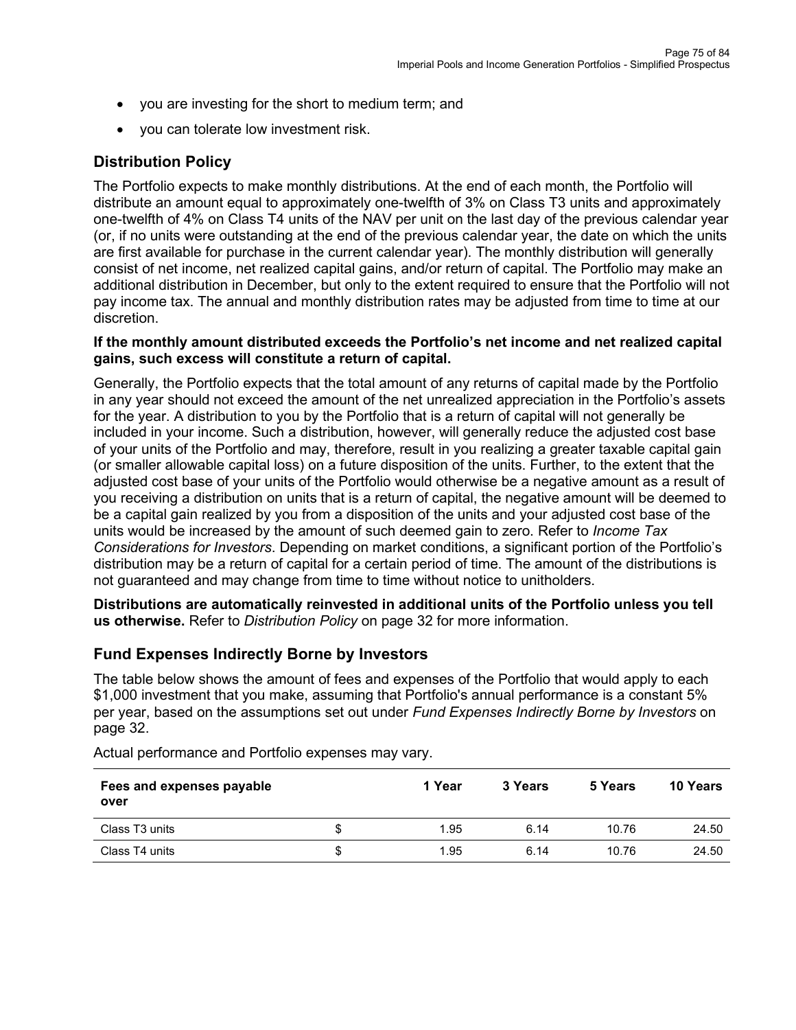- you are investing for the short to medium term; and
- you can tolerate low investment risk.

## Distribution Policy

The Portfolio expects to make monthly distributions. At the end of each month, the Portfolio will distribute an amount equal to approximately one-twelfth of 3% on Class T3 units and approximately one-twelfth of 4% on Class T4 units of the NAV per unit on the last day of the previous calendar year (or, if no units were outstanding at the end of the previous calendar year, the date on which the units are first available for purchase in the current calendar year). The monthly distribution will generally consist of net income, net realized capital gains, and/or return of capital. The Portfolio may make an additional distribution in December, but only to the extent required to ensure that the Portfolio will not pay income tax. The annual and monthly distribution rates may be adjusted from time to time at our discretion.

**If the monthly amount distributed exceeds the Portfolio's net income and net realized capital gains, such excess will constitute a return of capital.**

Generally, the Portfolio expects that the total amount of any returns of capital made by the Portfolio in any year should not exceed the amount of the net unrealized appreciation in the Portfolio's assets for the year. A distribution to you by the Portfolio that is a return of capital will not generally be included in your income. Such a distribution, however, will generally reduce the adjusted cost base of your units of the Portfolio and may, therefore, result in you realizing a greater taxable capital gain (or smaller allowable capital loss) on a future disposition of the units. Further, to the extent that the adjusted cost base of your units of the Portfolio would otherwise be a negative amount as a result of you receiving a distribution on units that is a return of capital, the negative amount will be deemed to be a capital gain realized by you from a disposition of the units and your adjusted cost base of the units would be increased by the amount of such deemed gain to zero. Refer to *Income Tax Considerations for Investors*. Depending on market conditions, a significant portion of the Portfolio's distribution may be a return of capital for a certain period of time. The amount of the distributions is not guaranteed and may change from time to time without notice to unitholders.

**Distributions are automatically reinvested in additional units of the Portfolio unless you tell us otherwise.** Refer to *Distribution Policy* on page 32 for more information.

## Fund Expenses Indirectly Borne by Investors

The table below shows the amount of fees and expenses of the Portfolio that would apply to each $1,000 investment that you make, assuming that Portfolio's annual performance is a constant 5% per year, based on the assumptions set out under *Fund Expenses Indirectly Borne by Investors* on page 32.

Actual performance and Portfolio expenses may vary.

| Fees and expenses payable over | | 1 Year | 3 Years | 5 Years | 10 Years |
|---|---|---|---|---|---|
| Class T3 units | $ | 1.95 | 6.14 | 10.76 | 24.50 |
| Class T4 units | $ | 1.95 | 6.14 | 10.76 | 24.50 |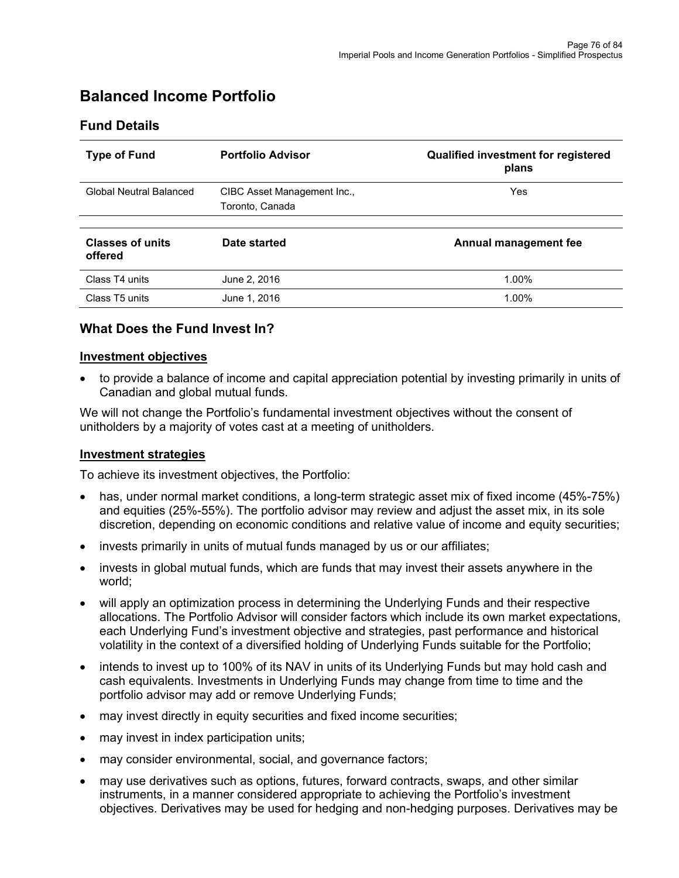# Balanced Income Portfolio

## Fund Details

| Type of Fund | Portfolio Advisor | Qualified investment for registered plans |
|---|---|---|
| Global Neutral Balanced | CIBC Asset Management Inc., Toronto, Canada | Yes |

| Classes of units offered | Date started | Annual management fee |
|---|---|---|
| Class T4 units | June 2, 2016 | 1.00% |
| Class T5 units | June 1, 2016 | 1.00% |

## What Does the Fund Invest In?

### Investment objectives

- to provide a balance of income and capital appreciation potential by investing primarily in units of Canadian and global mutual funds.

We will not change the Portfolio's fundamental investment objectives without the consent of unitholders by a majority of votes cast at a meeting of unitholders.

### Investment strategies

To achieve its investment objectives, the Portfolio:

- has, under normal market conditions, a long-term strategic asset mix of fixed income (45%-75%) and equities (25%-55%). The portfolio advisor may review and adjust the asset mix, in its sole discretion, depending on economic conditions and relative value of income and equity securities;
- invests primarily in units of mutual funds managed by us or our affiliates;
- invests in global mutual funds, which are funds that may invest their assets anywhere in the world;
- will apply an optimization process in determining the Underlying Funds and their respective allocations. The Portfolio Advisor will consider factors which include its own market expectations, each Underlying Fund's investment objective and strategies, past performance and historical volatility in the context of a diversified holding of Underlying Funds suitable for the Portfolio;
- intends to invest up to 100% of its NAV in units of its Underlying Funds but may hold cash and cash equivalents. Investments in Underlying Funds may change from time to time and the portfolio advisor may add or remove Underlying Funds;
- may invest directly in equity securities and fixed income securities;
- may invest in index participation units;
- may consider environmental, social, and governance factors;
- may use derivatives such as options, futures, forward contracts, swaps, and other similar instruments, in a manner considered appropriate to achieving the Portfolio's investment objectives. Derivatives may be used for hedging and non-hedging purposes. Derivatives may be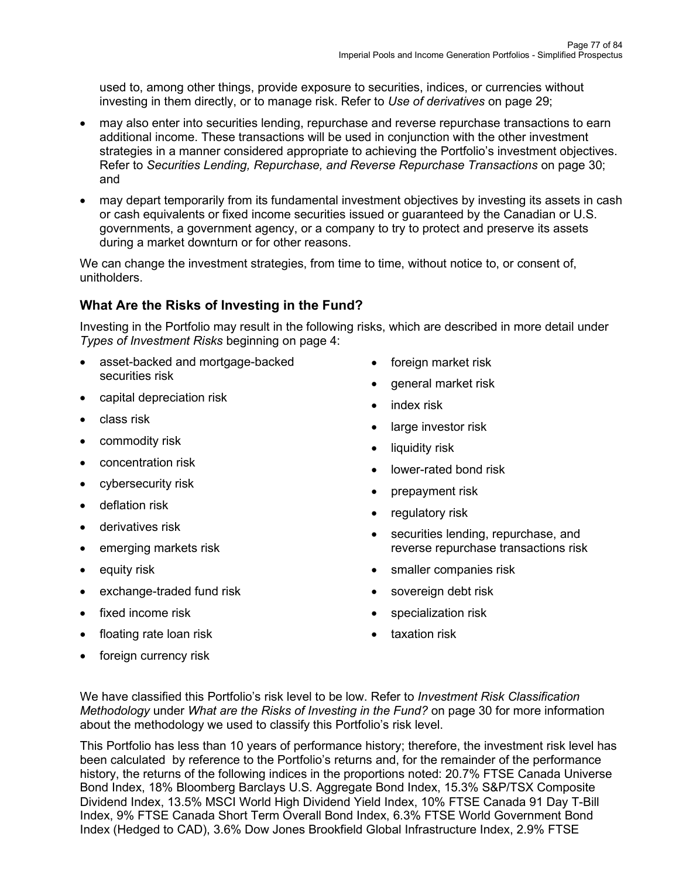used to, among other things, provide exposure to securities, indices, or currencies without investing in them directly, or to manage risk. Refer to *Use of derivatives* on page 29;

- may also enter into securities lending, repurchase and reverse repurchase transactions to earn additional income. These transactions will be used in conjunction with the other investment strategies in a manner considered appropriate to achieving the Portfolio's investment objectives. Refer to *Securities Lending, Repurchase, and Reverse Repurchase Transactions* on page 30; and
- may depart temporarily from its fundamental investment objectives by investing its assets in cash or cash equivalents or fixed income securities issued or guaranteed by the Canadian or U.S. governments, a government agency, or a company to try to protect and preserve its assets during a market downturn or for other reasons.

We can change the investment strategies, from time to time, without notice to, or consent of, unitholders.

## What Are the Risks of Investing in the Fund?

Investing in the Portfolio may result in the following risks, which are described in more detail under *Types of Investment Risks* beginning on page 4:

- asset-backed and mortgage-backed securities risk
- capital depreciation risk
- class risk
- commodity risk
- concentration risk
- cybersecurity risk
- deflation risk
- derivatives risk
- emerging markets risk
- equity risk
- exchange-traded fund risk
- fixed income risk
- floating rate loan risk
- foreign currency risk
- foreign market risk
- general market risk
- index risk
- large investor risk
- liquidity risk
- lower-rated bond risk
- prepayment risk
- regulatory risk
- securities lending, repurchase, and reverse repurchase transactions risk
- smaller companies risk
- sovereign debt risk
- specialization risk
- taxation risk

We have classified this Portfolio's risk level to be low. Refer to *Investment Risk Classification Methodology* under *What are the Risks of Investing in the Fund?* on page 30 for more information about the methodology we used to classify this Portfolio's risk level.

This Portfolio has less than 10 years of performance history; therefore, the investment risk level has been calculated by reference to the Portfolio's returns and, for the remainder of the performance history, the returns of the following indices in the proportions noted: 20.7% FTSE Canada Universe Bond Index, 18% Bloomberg Barclays U.S. Aggregate Bond Index, 15.3% S&P/TSX Composite Dividend Index, 13.5% MSCI World High Dividend Yield Index, 10% FTSE Canada 91 Day T-Bill Index, 9% FTSE Canada Short Term Overall Bond Index, 6.3% FTSE World Government Bond Index (Hedged to CAD), 3.6% Dow Jones Brookfield Global Infrastructure Index, 2.9% FTSE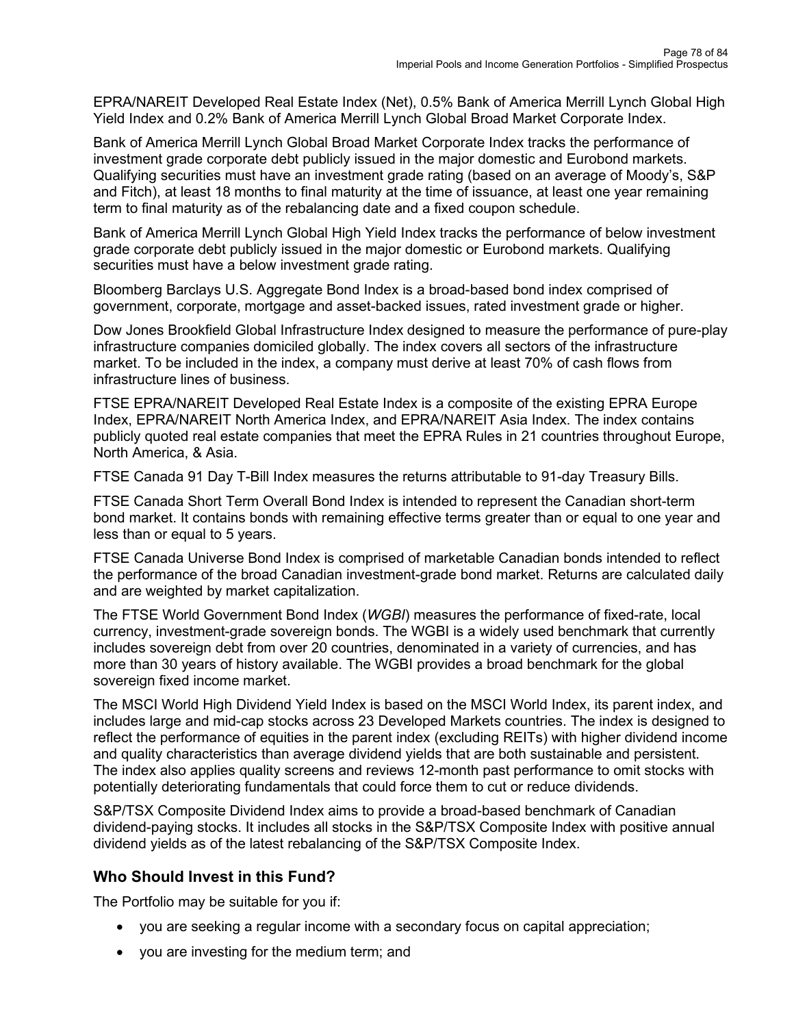EPRA/NAREIT Developed Real Estate Index (Net), 0.5% Bank of America Merrill Lynch Global High Yield Index and 0.2% Bank of America Merrill Lynch Global Broad Market Corporate Index.

Bank of America Merrill Lynch Global Broad Market Corporate Index tracks the performance of investment grade corporate debt publicly issued in the major domestic and Eurobond markets. Qualifying securities must have an investment grade rating (based on an average of Moody's, S&P and Fitch), at least 18 months to final maturity at the time of issuance, at least one year remaining term to final maturity as of the rebalancing date and a fixed coupon schedule.

Bank of America Merrill Lynch Global High Yield Index tracks the performance of below investment grade corporate debt publicly issued in the major domestic or Eurobond markets. Qualifying securities must have a below investment grade rating.

Bloomberg Barclays U.S. Aggregate Bond Index is a broad-based bond index comprised of government, corporate, mortgage and asset-backed issues, rated investment grade or higher.

Dow Jones Brookfield Global Infrastructure Index designed to measure the performance of pure-play infrastructure companies domiciled globally. The index covers all sectors of the infrastructure market. To be included in the index, a company must derive at least 70% of cash flows from infrastructure lines of business.

FTSE EPRA/NAREIT Developed Real Estate Index is a composite of the existing EPRA Europe Index, EPRA/NAREIT North America Index, and EPRA/NAREIT Asia Index. The index contains publicly quoted real estate companies that meet the EPRA Rules in 21 countries throughout Europe, North America, & Asia.

FTSE Canada 91 Day T-Bill Index measures the returns attributable to 91-day Treasury Bills.

FTSE Canada Short Term Overall Bond Index is intended to represent the Canadian short-term bond market. It contains bonds with remaining effective terms greater than or equal to one year and less than or equal to 5 years.

FTSE Canada Universe Bond Index is comprised of marketable Canadian bonds intended to reflect the performance of the broad Canadian investment-grade bond market. Returns are calculated daily and are weighted by market capitalization.

The FTSE World Government Bond Index (*WGBI*) measures the performance of fixed-rate, local currency, investment-grade sovereign bonds. The WGBI is a widely used benchmark that currently includes sovereign debt from over 20 countries, denominated in a variety of currencies, and has more than 30 years of history available. The WGBI provides a broad benchmark for the global sovereign fixed income market.

The MSCI World High Dividend Yield Index is based on the MSCI World Index, its parent index, and includes large and mid-cap stocks across 23 Developed Markets countries. The index is designed to reflect the performance of equities in the parent index (excluding REITs) with higher dividend income and quality characteristics than average dividend yields that are both sustainable and persistent. The index also applies quality screens and reviews 12-month past performance to omit stocks with potentially deteriorating fundamentals that could force them to cut or reduce dividends.

S&P/TSX Composite Dividend Index aims to provide a broad-based benchmark of Canadian dividend-paying stocks. It includes all stocks in the S&P/TSX Composite Index with positive annual dividend yields as of the latest rebalancing of the S&P/TSX Composite Index.

## Who Should Invest in this Fund?

The Portfolio may be suitable for you if:

- you are seeking a regular income with a secondary focus on capital appreciation;
- you are investing for the medium term; and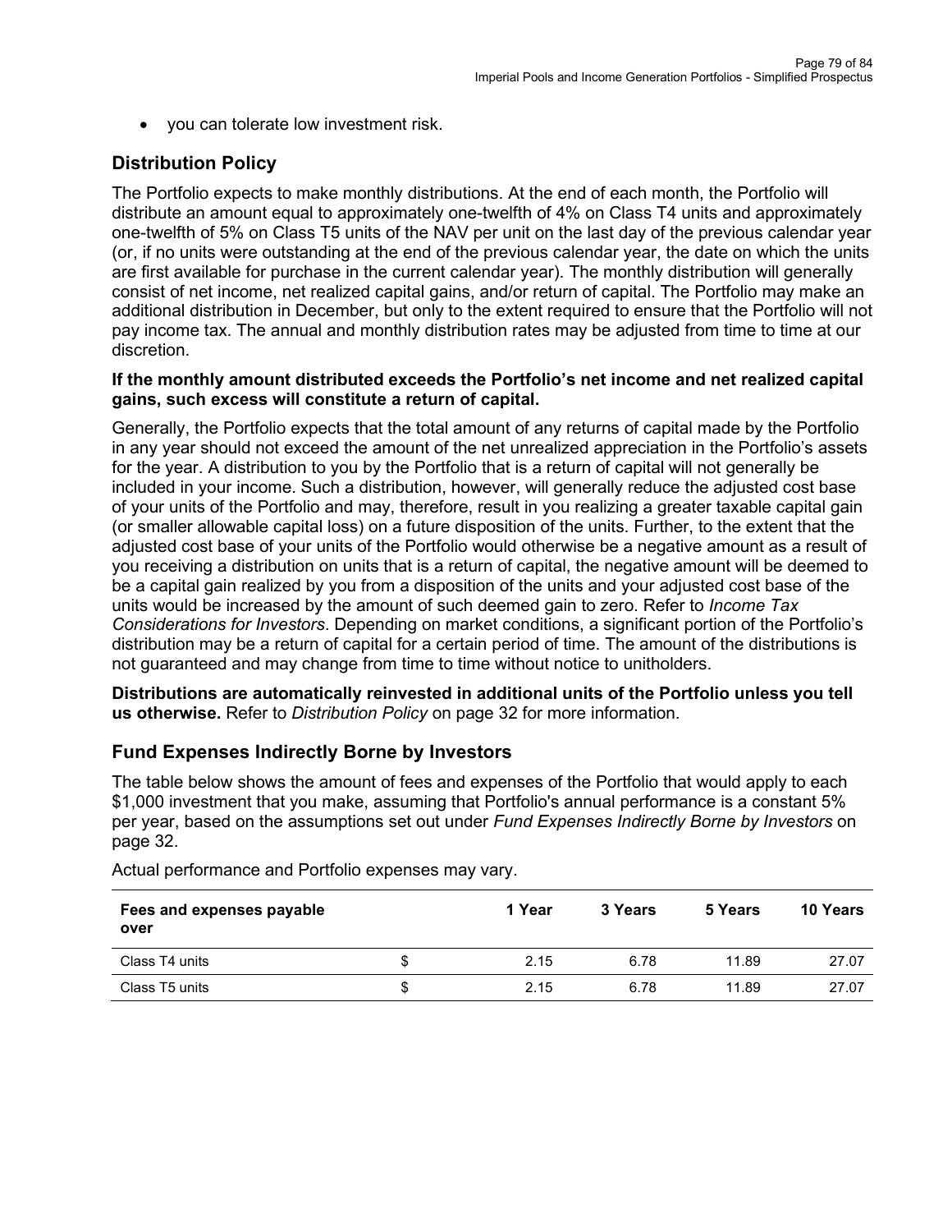- you can tolerate low investment risk.

## Distribution Policy

The Portfolio expects to make monthly distributions. At the end of each month, the Portfolio will distribute an amount equal to approximately one-twelfth of 4% on Class T4 units and approximately one-twelfth of 5% on Class T5 units of the NAV per unit on the last day of the previous calendar year (or, if no units were outstanding at the end of the previous calendar year, the date on which the units are first available for purchase in the current calendar year). The monthly distribution will generally consist of net income, net realized capital gains, and/or return of capital. The Portfolio may make an additional distribution in December, but only to the extent required to ensure that the Portfolio will not pay income tax. The annual and monthly distribution rates may be adjusted from time to time at our discretion.

**If the monthly amount distributed exceeds the Portfolio's net income and net realized capital gains, such excess will constitute a return of capital.**

Generally, the Portfolio expects that the total amount of any returns of capital made by the Portfolio in any year should not exceed the amount of the net unrealized appreciation in the Portfolio's assets for the year. A distribution to you by the Portfolio that is a return of capital will not generally be included in your income. Such a distribution, however, will generally reduce the adjusted cost base of your units of the Portfolio and may, therefore, result in you realizing a greater taxable capital gain (or smaller allowable capital loss) on a future disposition of the units. Further, to the extent that the adjusted cost base of your units of the Portfolio would otherwise be a negative amount as a result of you receiving a distribution on units that is a return of capital, the negative amount will be deemed to be a capital gain realized by you from a disposition of the units and your adjusted cost base of the units would be increased by the amount of such deemed gain to zero. Refer to *Income Tax Considerations for Investors*. Depending on market conditions, a significant portion of the Portfolio's distribution may be a return of capital for a certain period of time. The amount of the distributions is not guaranteed and may change from time to time without notice to unitholders.

**Distributions are automatically reinvested in additional units of the Portfolio unless you tell us otherwise.** Refer to *Distribution Policy* on page 32 for more information.

## Fund Expenses Indirectly Borne by Investors

The table below shows the amount of fees and expenses of the Portfolio that would apply to each $1,000 investment that you make, assuming that Portfolio's annual performance is a constant 5% per year, based on the assumptions set out under *Fund Expenses Indirectly Borne by Investors* on page 32.

Actual performance and Portfolio expenses may vary.

| Fees and expenses payable over | | 1 Year | 3 Years | 5 Years | 10 Years |
|---|---|---|---|---|---|
| Class T4 units | $ | 2.15 | 6.78 | 11.89 | 27.07 |
| Class T5 units | $ | 2.15 | 6.78 | 11.89 | 27.07 |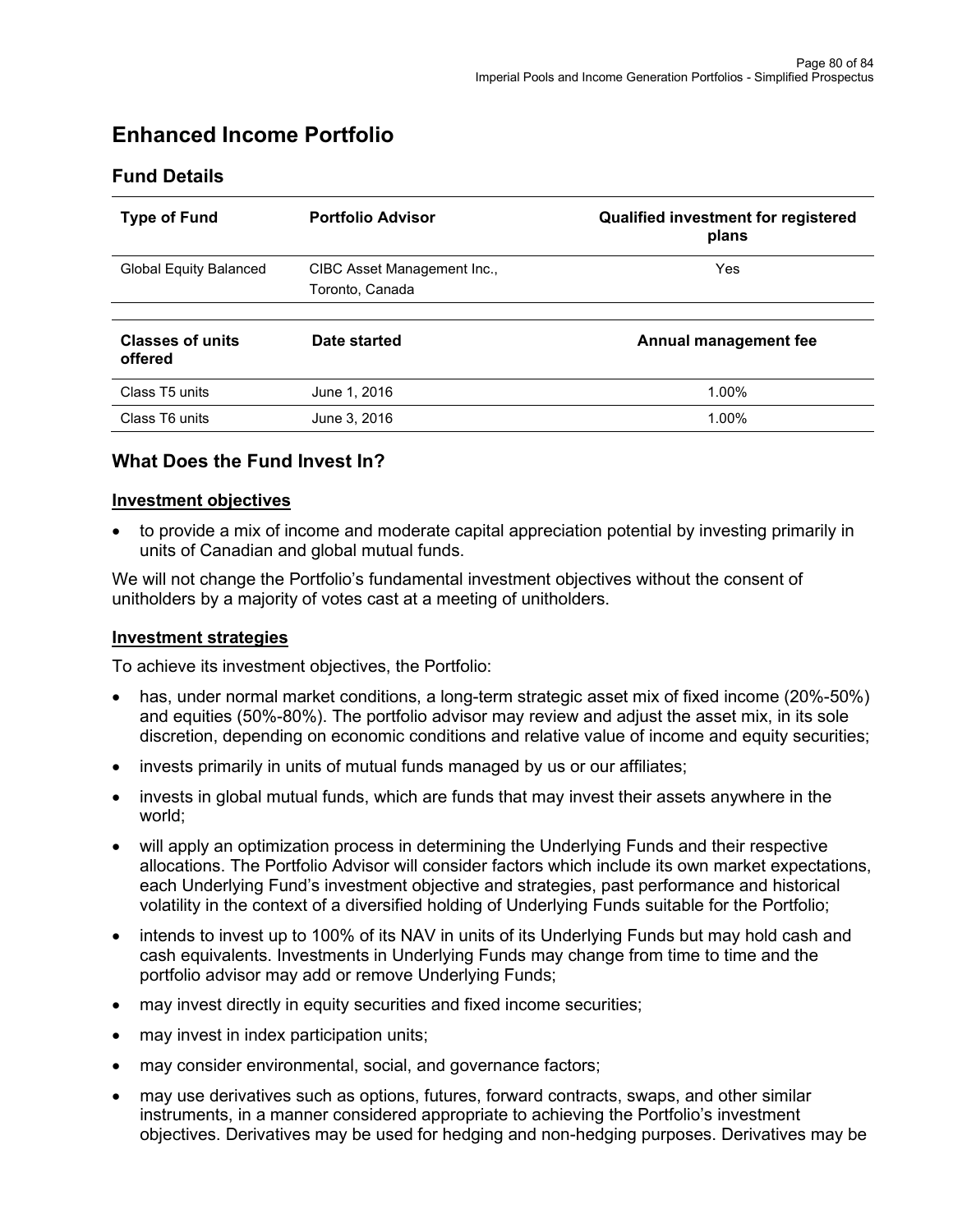# Enhanced Income Portfolio

## Fund Details

| Type of Fund | Portfolio Advisor | Qualified investment for registered plans |
|---|---|---|
| Global Equity Balanced | CIBC Asset Management Inc., Toronto, Canada | Yes |

| Classes of units offered | Date started | Annual management fee |
|---|---|---|
| Class T5 units | June 1, 2016 | 1.00% |
| Class T6 units | June 3, 2016 | 1.00% |

## What Does the Fund Invest In?

### Investment objectives

- to provide a mix of income and moderate capital appreciation potential by investing primarily in units of Canadian and global mutual funds.

We will not change the Portfolio's fundamental investment objectives without the consent of unitholders by a majority of votes cast at a meeting of unitholders.

### Investment strategies

To achieve its investment objectives, the Portfolio:

- has, under normal market conditions, a long-term strategic asset mix of fixed income (20%-50%) and equities (50%-80%). The portfolio advisor may review and adjust the asset mix, in its sole discretion, depending on economic conditions and relative value of income and equity securities;
- invests primarily in units of mutual funds managed by us or our affiliates;
- invests in global mutual funds, which are funds that may invest their assets anywhere in the world;
- will apply an optimization process in determining the Underlying Funds and their respective allocations. The Portfolio Advisor will consider factors which include its own market expectations, each Underlying Fund's investment objective and strategies, past performance and historical volatility in the context of a diversified holding of Underlying Funds suitable for the Portfolio;
- intends to invest up to 100% of its NAV in units of its Underlying Funds but may hold cash and cash equivalents. Investments in Underlying Funds may change from time to time and the portfolio advisor may add or remove Underlying Funds;
- may invest directly in equity securities and fixed income securities;
- may invest in index participation units;
- may consider environmental, social, and governance factors;
- may use derivatives such as options, futures, forward contracts, swaps, and other similar instruments, in a manner considered appropriate to achieving the Portfolio's investment objectives. Derivatives may be used for hedging and non-hedging purposes. Derivatives may be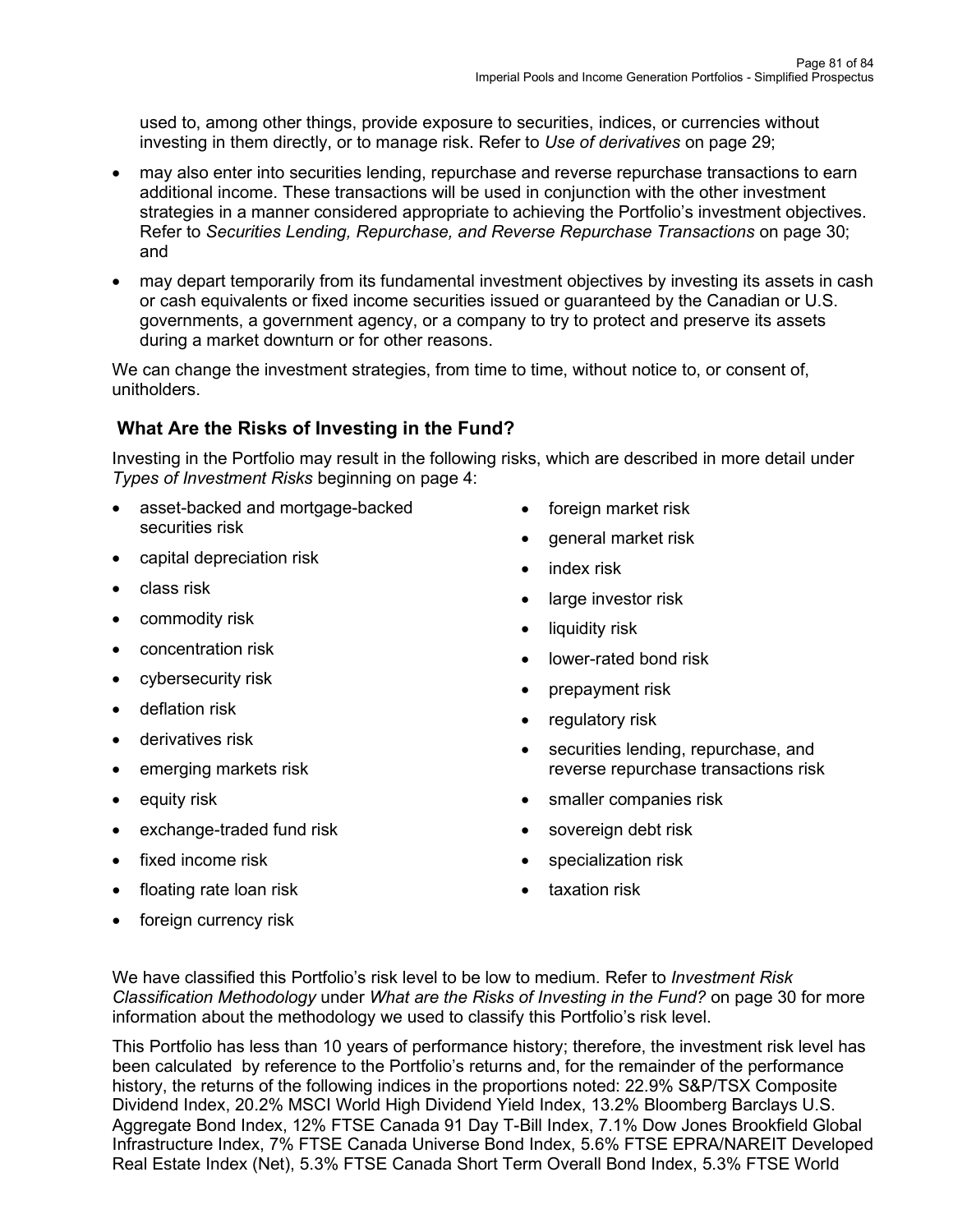used to, among other things, provide exposure to securities, indices, or currencies without investing in them directly, or to manage risk. Refer to *Use of derivatives* on page 29;

- may also enter into securities lending, repurchase and reverse repurchase transactions to earn additional income. These transactions will be used in conjunction with the other investment strategies in a manner considered appropriate to achieving the Portfolio's investment objectives. Refer to *Securities Lending, Repurchase, and Reverse Repurchase Transactions* on page 30; and
- may depart temporarily from its fundamental investment objectives by investing its assets in cash or cash equivalents or fixed income securities issued or guaranteed by the Canadian or U.S. governments, a government agency, or a company to try to protect and preserve its assets during a market downturn or for other reasons.

We can change the investment strategies, from time to time, without notice to, or consent of, unitholders.

## What Are the Risks of Investing in the Fund?

Investing in the Portfolio may result in the following risks, which are described in more detail under *Types of Investment Risks* beginning on page 4:

- asset-backed and mortgage-backed securities risk
- capital depreciation risk
- class risk
- commodity risk
- concentration risk
- cybersecurity risk
- deflation risk
- derivatives risk
- emerging markets risk
- equity risk
- exchange-traded fund risk
- fixed income risk
- floating rate loan risk
- foreign currency risk
- foreign market risk
- general market risk
- index risk
- large investor risk
- liquidity risk
- lower-rated bond risk
- prepayment risk
- regulatory risk
- securities lending, repurchase, and reverse repurchase transactions risk
- smaller companies risk
- sovereign debt risk
- specialization risk
- taxation risk

We have classified this Portfolio's risk level to be low to medium. Refer to *Investment Risk Classification Methodology* under *What are the Risks of Investing in the Fund?* on page 30 for more information about the methodology we used to classify this Portfolio's risk level.

This Portfolio has less than 10 years of performance history; therefore, the investment risk level has been calculated by reference to the Portfolio's returns and, for the remainder of the performance history, the returns of the following indices in the proportions noted: 22.9% S&P/TSX Composite Dividend Index, 20.2% MSCI World High Dividend Yield Index, 13.2% Bloomberg Barclays U.S. Aggregate Bond Index, 12% FTSE Canada 91 Day T-Bill Index, 7.1% Dow Jones Brookfield Global Infrastructure Index, 7% FTSE Canada Universe Bond Index, 5.6% FTSE EPRA/NAREIT Developed Real Estate Index (Net), 5.3% FTSE Canada Short Term Overall Bond Index, 5.3% FTSE World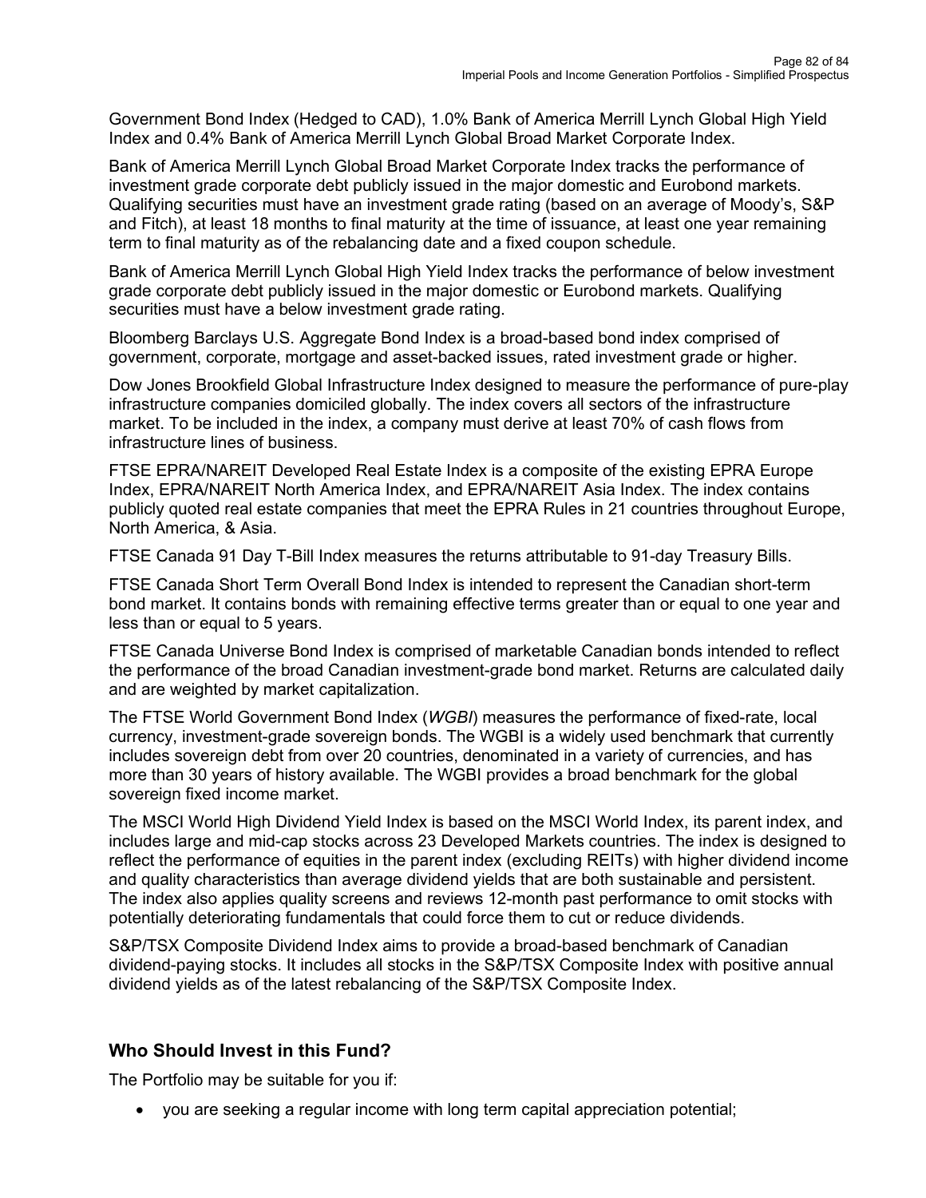Government Bond Index (Hedged to CAD), 1.0% Bank of America Merrill Lynch Global High Yield Index and 0.4% Bank of America Merrill Lynch Global Broad Market Corporate Index.

Bank of America Merrill Lynch Global Broad Market Corporate Index tracks the performance of investment grade corporate debt publicly issued in the major domestic and Eurobond markets. Qualifying securities must have an investment grade rating (based on an average of Moody's, S&P and Fitch), at least 18 months to final maturity at the time of issuance, at least one year remaining term to final maturity as of the rebalancing date and a fixed coupon schedule.

Bank of America Merrill Lynch Global High Yield Index tracks the performance of below investment grade corporate debt publicly issued in the major domestic or Eurobond markets. Qualifying securities must have a below investment grade rating.

Bloomberg Barclays U.S. Aggregate Bond Index is a broad-based bond index comprised of government, corporate, mortgage and asset-backed issues, rated investment grade or higher.

Dow Jones Brookfield Global Infrastructure Index designed to measure the performance of pure-play infrastructure companies domiciled globally. The index covers all sectors of the infrastructure market. To be included in the index, a company must derive at least 70% of cash flows from infrastructure lines of business.

FTSE EPRA/NAREIT Developed Real Estate Index is a composite of the existing EPRA Europe Index, EPRA/NAREIT North America Index, and EPRA/NAREIT Asia Index. The index contains publicly quoted real estate companies that meet the EPRA Rules in 21 countries throughout Europe, North America, & Asia.

FTSE Canada 91 Day T-Bill Index measures the returns attributable to 91-day Treasury Bills.

FTSE Canada Short Term Overall Bond Index is intended to represent the Canadian short-term bond market. It contains bonds with remaining effective terms greater than or equal to one year and less than or equal to 5 years.

FTSE Canada Universe Bond Index is comprised of marketable Canadian bonds intended to reflect the performance of the broad Canadian investment-grade bond market. Returns are calculated daily and are weighted by market capitalization.

The FTSE World Government Bond Index (*WGBI*) measures the performance of fixed-rate, local currency, investment-grade sovereign bonds. The WGBI is a widely used benchmark that currently includes sovereign debt from over 20 countries, denominated in a variety of currencies, and has more than 30 years of history available. The WGBI provides a broad benchmark for the global sovereign fixed income market.

The MSCI World High Dividend Yield Index is based on the MSCI World Index, its parent index, and includes large and mid-cap stocks across 23 Developed Markets countries. The index is designed to reflect the performance of equities in the parent index (excluding REITs) with higher dividend income and quality characteristics than average dividend yields that are both sustainable and persistent. The index also applies quality screens and reviews 12-month past performance to omit stocks with potentially deteriorating fundamentals that could force them to cut or reduce dividends.

S&P/TSX Composite Dividend Index aims to provide a broad-based benchmark of Canadian dividend-paying stocks. It includes all stocks in the S&P/TSX Composite Index with positive annual dividend yields as of the latest rebalancing of the S&P/TSX Composite Index.

## Who Should Invest in this Fund?

The Portfolio may be suitable for you if:

- you are seeking a regular income with long term capital appreciation potential;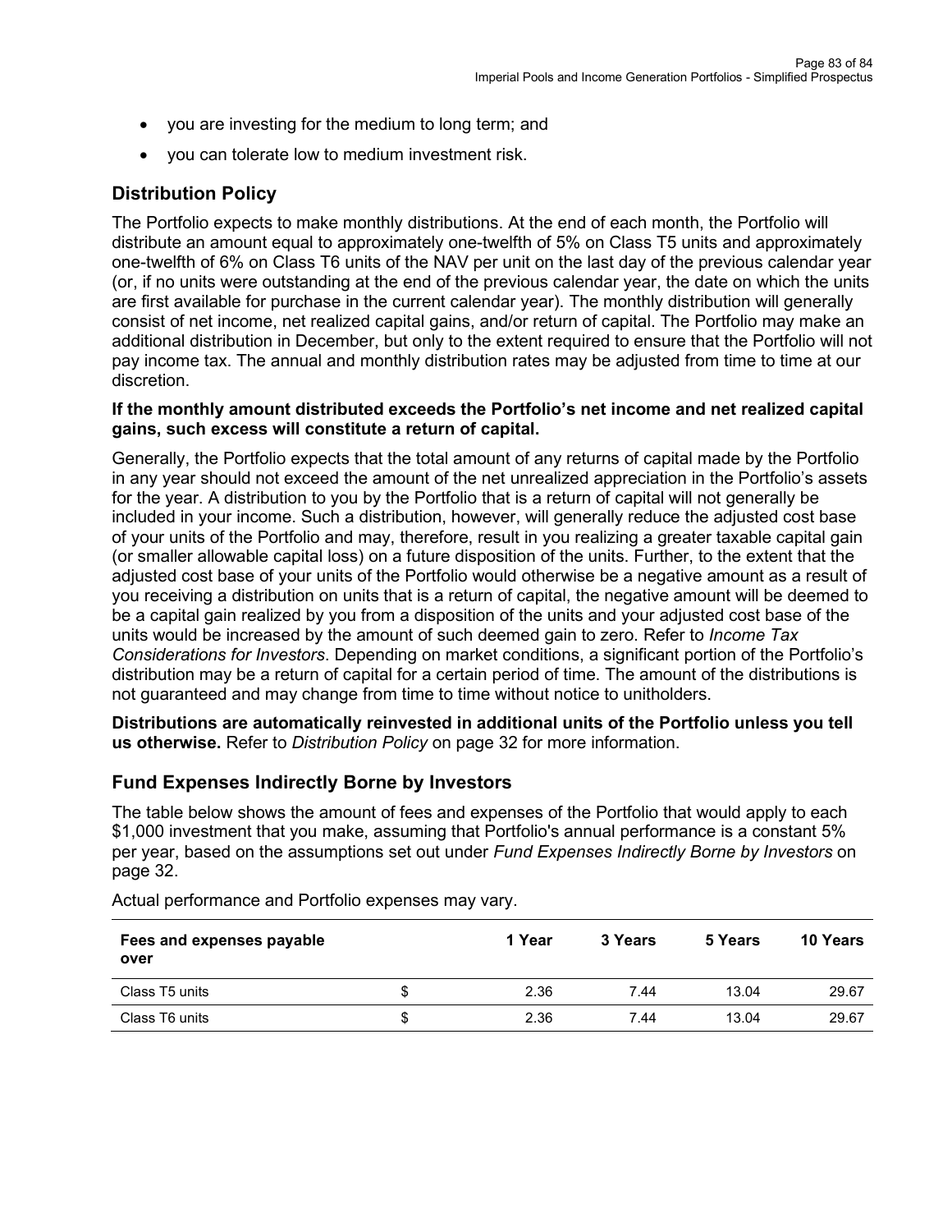- you are investing for the medium to long term; and
- you can tolerate low to medium investment risk.

## Distribution Policy

The Portfolio expects to make monthly distributions. At the end of each month, the Portfolio will distribute an amount equal to approximately one-twelfth of 5% on Class T5 units and approximately one-twelfth of 6% on Class T6 units of the NAV per unit on the last day of the previous calendar year (or, if no units were outstanding at the end of the previous calendar year, the date on which the units are first available for purchase in the current calendar year). The monthly distribution will generally consist of net income, net realized capital gains, and/or return of capital. The Portfolio may make an additional distribution in December, but only to the extent required to ensure that the Portfolio will not pay income tax. The annual and monthly distribution rates may be adjusted from time to time at our discretion.

**If the monthly amount distributed exceeds the Portfolio's net income and net realized capital gains, such excess will constitute a return of capital.**

Generally, the Portfolio expects that the total amount of any returns of capital made by the Portfolio in any year should not exceed the amount of the net unrealized appreciation in the Portfolio's assets for the year. A distribution to you by the Portfolio that is a return of capital will not generally be included in your income. Such a distribution, however, will generally reduce the adjusted cost base of your units of the Portfolio and may, therefore, result in you realizing a greater taxable capital gain (or smaller allowable capital loss) on a future disposition of the units. Further, to the extent that the adjusted cost base of your units of the Portfolio would otherwise be a negative amount as a result of you receiving a distribution on units that is a return of capital, the negative amount will be deemed to be a capital gain realized by you from a disposition of the units and your adjusted cost base of the units would be increased by the amount of such deemed gain to zero. Refer to *Income Tax Considerations for Investors*. Depending on market conditions, a significant portion of the Portfolio's distribution may be a return of capital for a certain period of time. The amount of the distributions is not guaranteed and may change from time to time without notice to unitholders.

**Distributions are automatically reinvested in additional units of the Portfolio unless you tell us otherwise.** Refer to *Distribution Policy* on page 32 for more information.

## Fund Expenses Indirectly Borne by Investors

The table below shows the amount of fees and expenses of the Portfolio that would apply to each $1,000 investment that you make, assuming that Portfolio's annual performance is a constant 5% per year, based on the assumptions set out under *Fund Expenses Indirectly Borne by Investors* on page 32.

Actual performance and Portfolio expenses may vary.

| Fees and expenses payable over | | 1 Year | 3 Years | 5 Years | 10 Years |
|---|---|---|---|---|---|
| Class T5 units | $ | 2.36 | 7.44 | 13.04 | 29.67 |
| Class T6 units | $ | 2.36 | 7.44 | 13.04 | 29.67 |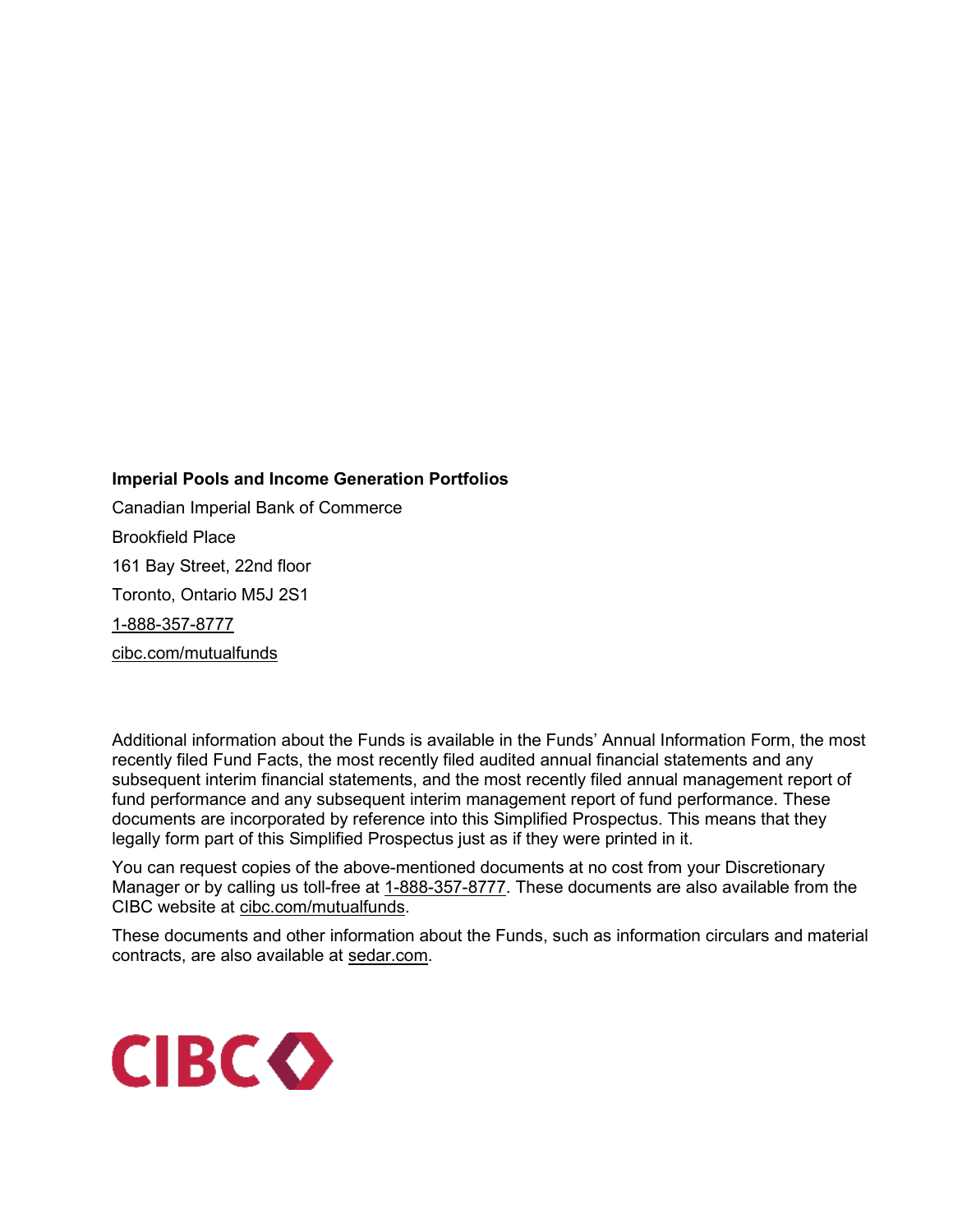**Imperial Pools and Income Generation Portfolios**

Canadian Imperial Bank of Commerce

Brookfield Place

161 Bay Street, 22nd floor

Toronto, Ontario M5J 2S1

1-888-357-8777

cibc.com/mutualfunds

Additional information about the Funds is available in the Funds' Annual Information Form, the most recently filed Fund Facts, the most recently filed audited annual financial statements and any subsequent interim financial statements, and the most recently filed annual management report of fund performance and any subsequent interim management report of fund performance. These documents are incorporated by reference into this Simplified Prospectus. This means that they legally form part of this Simplified Prospectus just as if they were printed in it.

You can request copies of the above-mentioned documents at no cost from your Discretionary Manager or by calling us toll-free at 1-888-357-8777. These documents are also available from the CIBC website at cibc.com/mutualfunds.

These documents and other information about the Funds, such as information circulars and material contracts, are also available at sedar.com.

CIBC